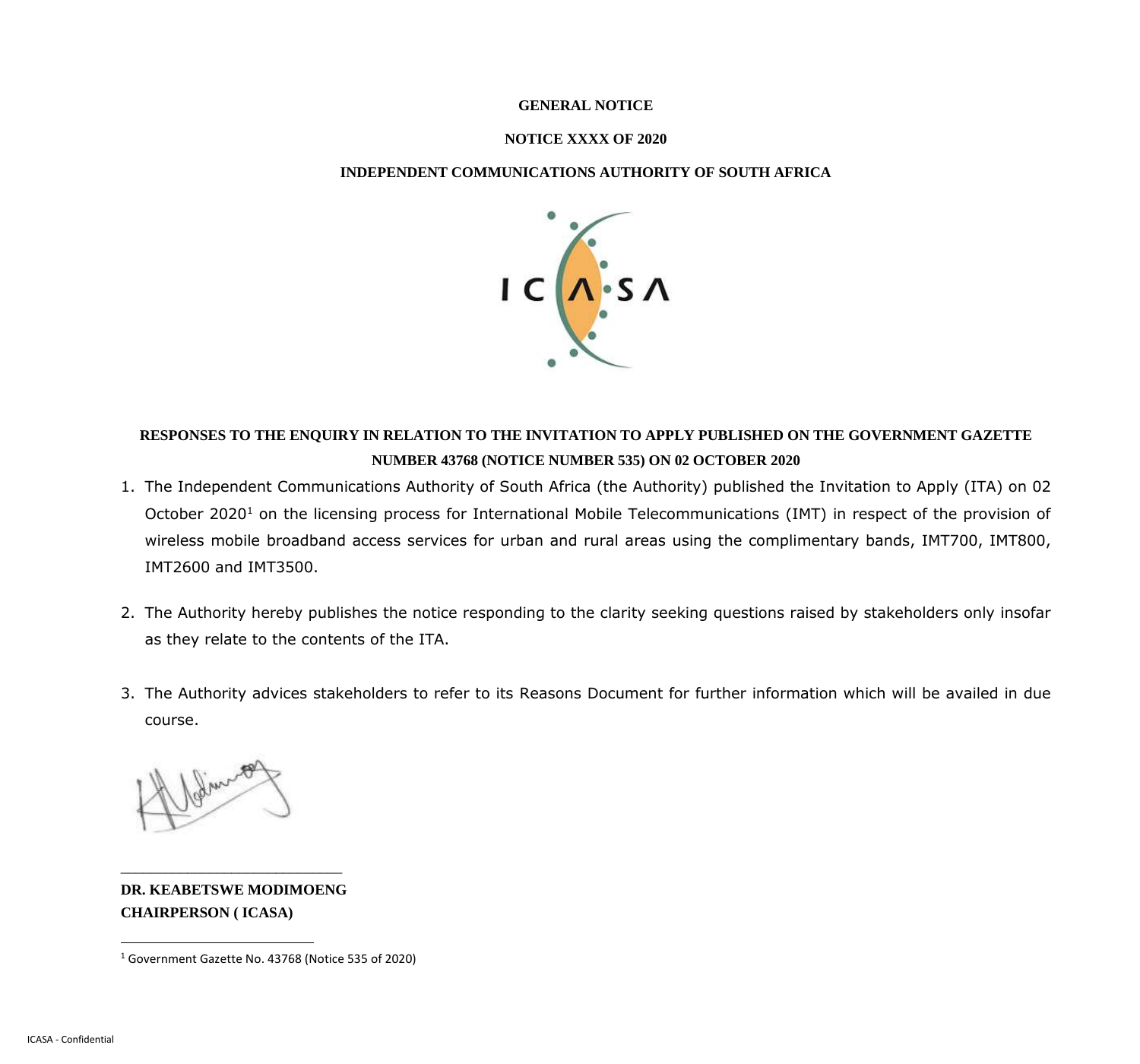**GENERAL NOTICE**

**NOTICE XXXX OF 2020**

**INDEPENDENT COMMUNICATIONS AUTHORITY OF SOUTH AFRICA**

**RESPONSES TO THE ENQUIRY IN RELATION TO THE INVITATION TO APPLY PUBLISHED ON THE GOVERNMENT GAZETTE NUMBER 43768 (NOTICE NUMBER 535) ON 02 OCTOBER 2020**

1. The Independent Communications Authority of South Africa (the Authority) published the Invitation to Apply (ITA) on 02 October 2020[1] on the licensing process for International Mobile Telecommunications (IMT) in respect of the provision of wireless mobile broadband access services for urban and rural areas using the complimentary bands, IMT700, IMT800, IMT2600 and IMT3500.

2. The Authority hereby publishes the notice responding to the clarity seeking questions raised by stakeholders only insofar as they relate to the contents of the ITA.

3. The Authority advices stakeholders to refer to its Reasons Document for further information which will be availed in due course.

\_\_\_\_\_\_\_\_\_\_\_\_\_\_\_\_\_\_\_\_\_\_\_\_\_\_

**DR. KEABETSWE MODIMOENG**
**CHAIRPERSON ( ICASA)**

[1] Government Gazette No. 43768 (Notice 535 of 2020)

ICASA - Confidential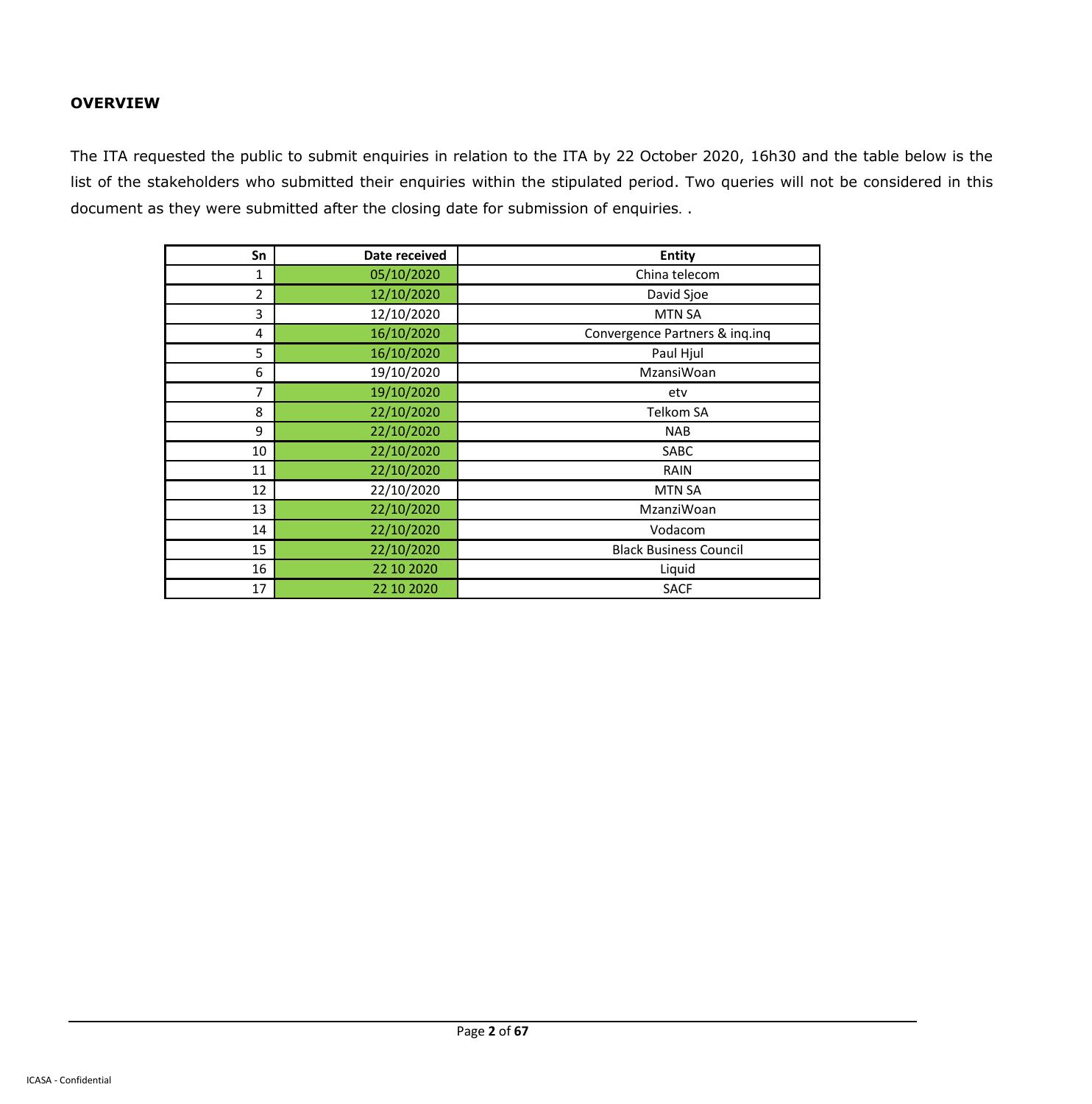## OVERVIEW

The ITA requested the public to submit enquiries in relation to the ITA by 22 October 2020, 16h30 and the table below is the list of the stakeholders who submitted their enquiries within the stipulated period. Two queries will not be considered in this document as they were submitted after the closing date for submission of enquiries. .

| Sn | Date received | Entity |
|---|---|---|
| 1 | 05/10/2020 | China telecom |
| 2 | 12/10/2020 | David Sjoe |
| 3 | 12/10/2020 | MTN SA |
| 4 | 16/10/2020 | Convergence Partners & inq.inq |
| 5 | 16/10/2020 | Paul Hjul |
| 6 | 19/10/2020 | MzansiWoan |
| 7 | 19/10/2020 | etv |
| 8 | 22/10/2020 | Telkom SA |
| 9 | 22/10/2020 | NAB |
| 10 | 22/10/2020 | SABC |
| 11 | 22/10/2020 | RAIN |
| 12 | 22/10/2020 | MTN SA |
| 13 | 22/10/2020 | MzanziWoan |
| 14 | 22/10/2020 | Vodacom |
| 15 | 22/10/2020 | Black Business Council |
| 16 | 22 10 2020 | Liquid |
| 17 | 22 10 2020 | SACF |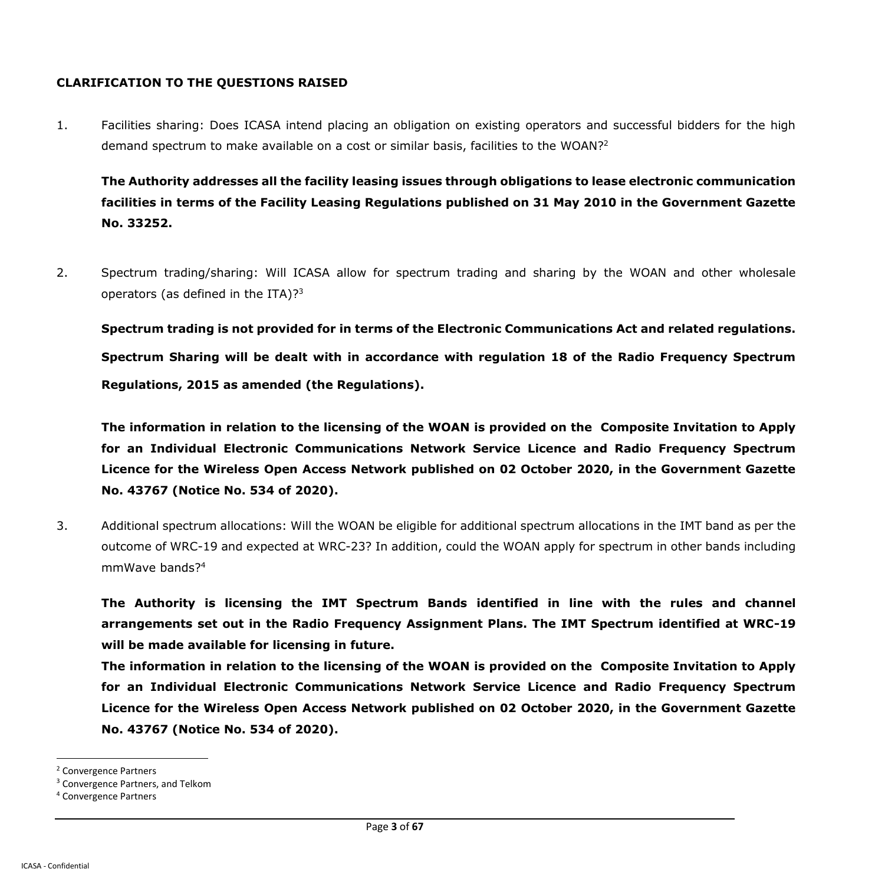**CLARIFICATION TO THE QUESTIONS RAISED**

1. Facilities sharing: Does ICASA intend placing an obligation on existing operators and successful bidders for the high demand spectrum to make available on a cost or similar basis, facilities to the WOAN?[2]

   **The Authority addresses all the facility leasing issues through obligations to lease electronic communication facilities in terms of the Facility Leasing Regulations published on 31 May 2010 in the Government Gazette No. 33252.**

2. Spectrum trading/sharing: Will ICASA allow for spectrum trading and sharing by the WOAN and other wholesale operators (as defined in the ITA)?[3]

   **Spectrum trading is not provided for in terms of the Electronic Communications Act and related regulations. Spectrum Sharing will be dealt with in accordance with regulation 18 of the Radio Frequency Spectrum Regulations, 2015 as amended (the Regulations).**

   **The information in relation to the licensing of the WOAN is provided on the Composite Invitation to Apply for an Individual Electronic Communications Network Service Licence and Radio Frequency Spectrum Licence for the Wireless Open Access Network published on 02 October 2020, in the Government Gazette No. 43767 (Notice No. 534 of 2020).**

3. Additional spectrum allocations: Will the WOAN be eligible for additional spectrum allocations in the IMT band as per the outcome of WRC-19 and expected at WRC-23? In addition, could the WOAN apply for spectrum in other bands including mmWave bands?[4]

   **The Authority is licensing the IMT Spectrum Bands identified in line with the rules and channel arrangements set out in the Radio Frequency Assignment Plans. The IMT Spectrum identified at WRC-19 will be made available for licensing in future.**
   **The information in relation to the licensing of the WOAN is provided on the Composite Invitation to Apply for an Individual Electronic Communications Network Service Licence and Radio Frequency Spectrum Licence for the Wireless Open Access Network published on 02 October 2020, in the Government Gazette No. 43767 (Notice No. 534 of 2020).**

---

[2] Convergence Partners

[3] Convergence Partners, and Telkom

[4] Convergence Partners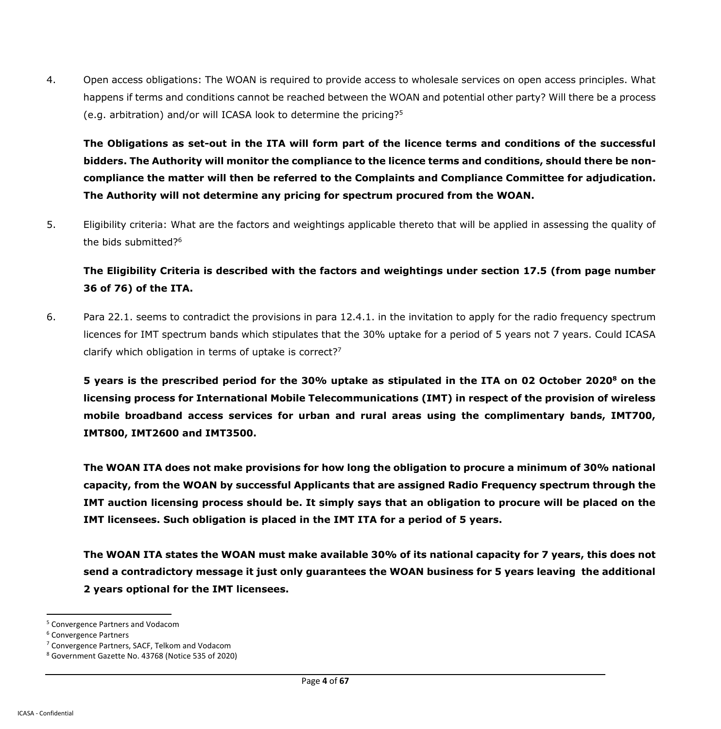4. Open access obligations: The WOAN is required to provide access to wholesale services on open access principles. What happens if terms and conditions cannot be reached between the WOAN and potential other party? Will there be a process (e.g. arbitration) and/or will ICASA look to determine the pricing?[5]

   **The Obligations as set-out in the ITA will form part of the licence terms and conditions of the successful bidders. The Authority will monitor the compliance to the licence terms and conditions, should there be non-compliance the matter will then be referred to the Complaints and Compliance Committee for adjudication. The Authority will not determine any pricing for spectrum procured from the WOAN.**

5. Eligibility criteria: What are the factors and weightings applicable thereto that will be applied in assessing the quality of the bids submitted?[6]

   **The Eligibility Criteria is described with the factors and weightings under section 17.5 (from page number 36 of 76) of the ITA.**

6. Para 22.1. seems to contradict the provisions in para 12.4.1. in the invitation to apply for the radio frequency spectrum licences for IMT spectrum bands which stipulates that the 30% uptake for a period of 5 years not 7 years. Could ICASA clarify which obligation in terms of uptake is correct?[7]

   **5 years is the prescribed period for the 30% uptake as stipulated in the ITA on 02 October 2020[8] on the licensing process for International Mobile Telecommunications (IMT) in respect of the provision of wireless mobile broadband access services for urban and rural areas using the complimentary bands, IMT700, IMT800, IMT2600 and IMT3500.**

   **The WOAN ITA does not make provisions for how long the obligation to procure a minimum of 30% national capacity, from the WOAN by successful Applicants that are assigned Radio Frequency spectrum through the IMT auction licensing process should be. It simply says that an obligation to procure will be placed on the IMT licensees. Such obligation is placed in the IMT ITA for a period of 5 years.**

   **The WOAN ITA states the WOAN must make available 30% of its national capacity for 7 years, this does not send a contradictory message it just only guarantees the WOAN business for 5 years leaving the additional 2 years optional for the IMT licensees.**

---

[5] Convergence Partners and Vodacom

[6] Convergence Partners

[7] Convergence Partners, SACF, Telkom and Vodacom

[8] Government Gazette No. 43768 (Notice 535 of 2020)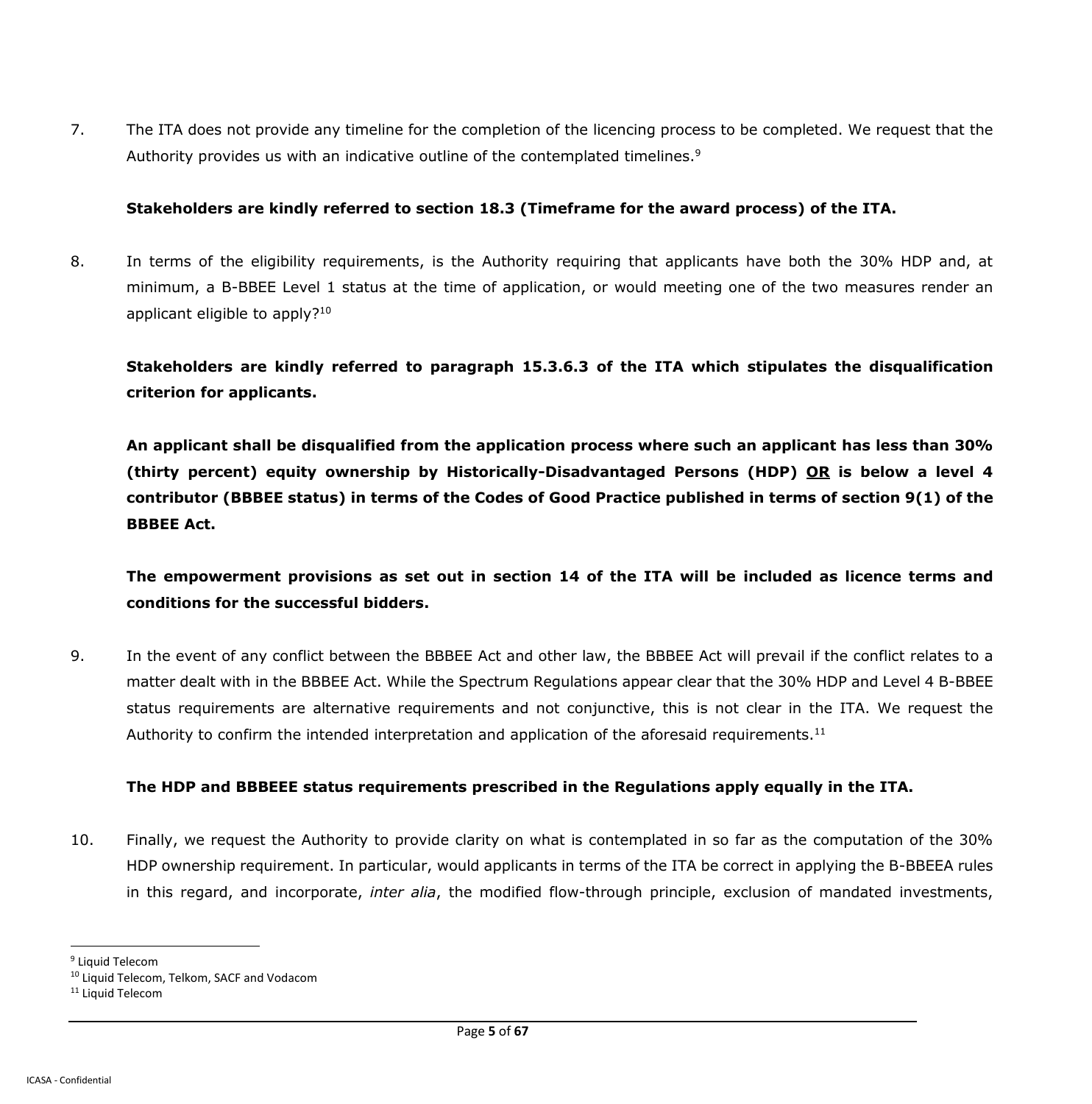7. The ITA does not provide any timeline for the completion of the licencing process to be completed. We request that the Authority provides us with an indicative outline of the contemplated timelines.[9]

   **Stakeholders are kindly referred to section 18.3 (Timeframe for the award process) of the ITA.**

8. In terms of the eligibility requirements, is the Authority requiring that applicants have both the 30% HDP and, at minimum, a B-BBEE Level 1 status at the time of application, or would meeting one of the two measures render an applicant eligible to apply?[10]

   **Stakeholders are kindly referred to paragraph 15.3.6.3 of the ITA which stipulates the disqualification criterion for applicants.**

   **An applicant shall be disqualified from the application process where such an applicant has less than 30% (thirty percent) equity ownership by Historically-Disadvantaged Persons (HDP) <u>OR</u> is below a level 4 contributor (BBBEE status) in terms of the Codes of Good Practice published in terms of section 9(1) of the BBBEE Act.**

   **The empowerment provisions as set out in section 14 of the ITA will be included as licence terms and conditions for the successful bidders.**

9. In the event of any conflict between the BBBEE Act and other law, the BBBEE Act will prevail if the conflict relates to a matter dealt with in the BBBEE Act. While the Spectrum Regulations appear clear that the 30% HDP and Level 4 B-BBEE status requirements are alternative requirements and not conjunctive, this is not clear in the ITA. We request the Authority to confirm the intended interpretation and application of the aforesaid requirements.[11]

   **The HDP and BBBEEE status requirements prescribed in the Regulations apply equally in the ITA.**

10. Finally, we request the Authority to provide clarity on what is contemplated in so far as the computation of the 30% HDP ownership requirement. In particular, would applicants in terms of the ITA be correct in applying the B-BBEEA rules in this regard, and incorporate, *inter alia*, the modified flow-through principle, exclusion of mandated investments,

---

[9] Liquid Telecom
[10] Liquid Telecom, Telkom, SACF and Vodacom
[11] Liquid Telecom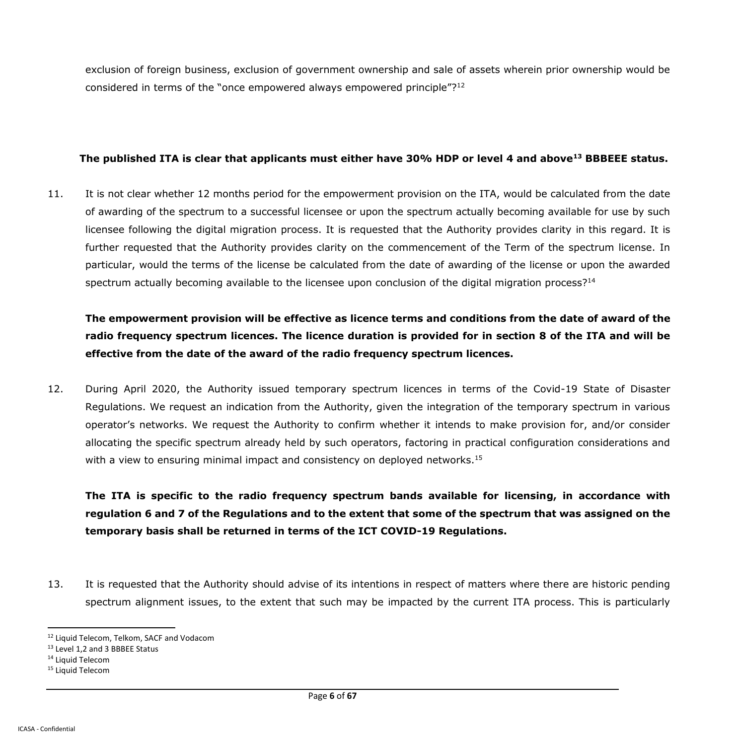exclusion of foreign business, exclusion of government ownership and sale of assets wherein prior ownership would be considered in terms of the "once empowered always empowered principle"?[12]

**The published ITA is clear that applicants must either have 30% HDP or level 4 and above[13] BBBEEE status.**

11. It is not clear whether 12 months period for the empowerment provision on the ITA, would be calculated from the date of awarding of the spectrum to a successful licensee or upon the spectrum actually becoming available for use by such licensee following the digital migration process. It is requested that the Authority provides clarity in this regard. It is further requested that the Authority provides clarity on the commencement of the Term of the spectrum license. In particular, would the terms of the license be calculated from the date of awarding of the license or upon the awarded spectrum actually becoming available to the licensee upon conclusion of the digital migration process?[14]

    **The empowerment provision will be effective as licence terms and conditions from the date of award of the radio frequency spectrum licences. The licence duration is provided for in section 8 of the ITA and will be effective from the date of the award of the radio frequency spectrum licences.**

12. During April 2020, the Authority issued temporary spectrum licences in terms of the Covid-19 State of Disaster Regulations. We request an indication from the Authority, given the integration of the temporary spectrum in various operator's networks. We request the Authority to confirm whether it intends to make provision for, and/or consider allocating the specific spectrum already held by such operators, factoring in practical configuration considerations and with a view to ensuring minimal impact and consistency on deployed networks.[15]

    **The ITA is specific to the radio frequency spectrum bands available for licensing, in accordance with regulation 6 and 7 of the Regulations and to the extent that some of the spectrum that was assigned on the temporary basis shall be returned in terms of the ICT COVID-19 Regulations.**

13. It is requested that the Authority should advise of its intentions in respect of matters where there are historic pending spectrum alignment issues, to the extent that such may be impacted by the current ITA process. This is particularly

---

[12] Liquid Telecom, Telkom, SACF and Vodacom

[13] Level 1,2 and 3 BBBEE Status

[14] Liquid Telecom

[15] Liquid Telecom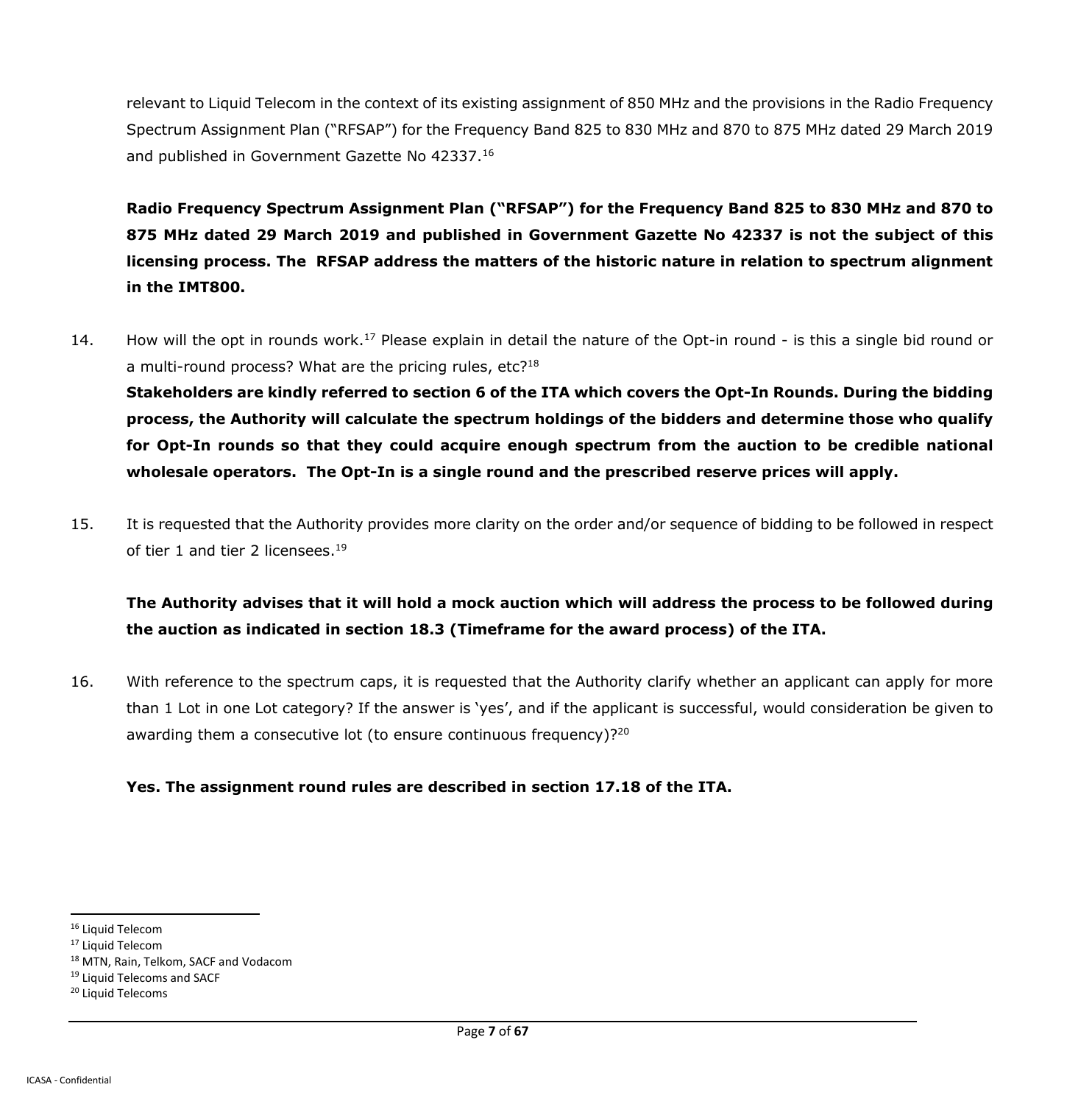relevant to Liquid Telecom in the context of its existing assignment of 850 MHz and the provisions in the Radio Frequency Spectrum Assignment Plan ("RFSAP") for the Frequency Band 825 to 830 MHz and 870 to 875 MHz dated 29 March 2019 and published in Government Gazette No 42337.[16]

**Radio Frequency Spectrum Assignment Plan ("RFSAP") for the Frequency Band 825 to 830 MHz and 870 to 875 MHz dated 29 March 2019 and published in Government Gazette No 42337 is not the subject of this licensing process. The RFSAP address the matters of the historic nature in relation to spectrum alignment in the IMT800.**

14. How will the opt in rounds work.[17] Please explain in detail the nature of the Opt-in round - is this a single bid round or a multi-round process? What are the pricing rules, etc?[18]

**Stakeholders are kindly referred to section 6 of the ITA which covers the Opt-In Rounds. During the bidding process, the Authority will calculate the spectrum holdings of the bidders and determine those who qualify for Opt-In rounds so that they could acquire enough spectrum from the auction to be credible national wholesale operators. The Opt-In is a single round and the prescribed reserve prices will apply.**

15. It is requested that the Authority provides more clarity on the order and/or sequence of bidding to be followed in respect of tier 1 and tier 2 licensees.[19]

**The Authority advises that it will hold a mock auction which will address the process to be followed during the auction as indicated in section 18.3 (Timeframe for the award process) of the ITA.**

16. With reference to the spectrum caps, it is requested that the Authority clarify whether an applicant can apply for more than 1 Lot in one Lot category? If the answer is 'yes', and if the applicant is successful, would consideration be given to awarding them a consecutive lot (to ensure continuous frequency)?[20]

**Yes. The assignment round rules are described in section 17.18 of the ITA.**

---

[16] Liquid Telecom

[17] Liquid Telecom

[18] MTN, Rain, Telkom, SACF and Vodacom

[19] Liquid Telecoms and SACF

[20] Liquid Telecoms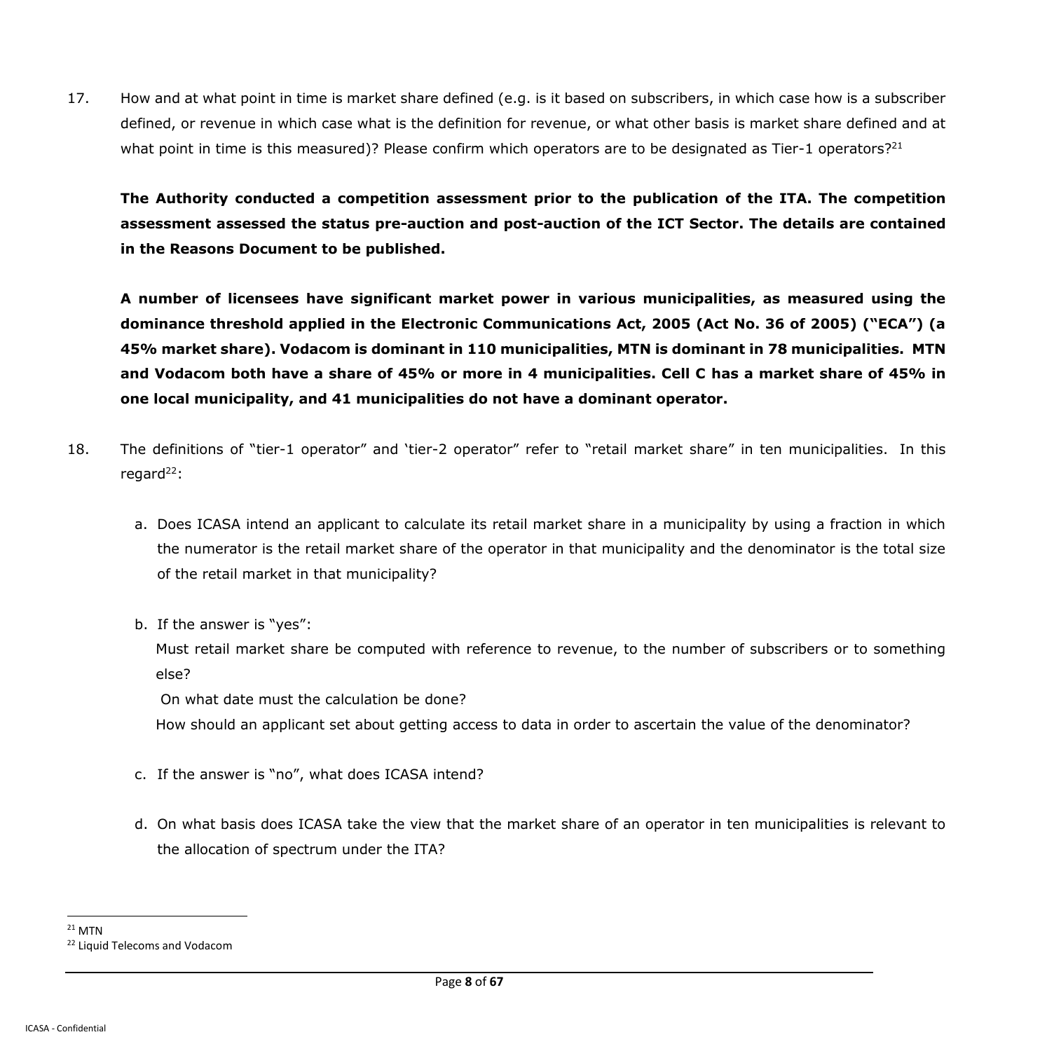17. How and at what point in time is market share defined (e.g. is it based on subscribers, in which case how is a subscriber defined, or revenue in which case what is the definition for revenue, or what other basis is market share defined and at what point in time is this measured)? Please confirm which operators are to be designated as Tier-1 operators?[21]

    **The Authority conducted a competition assessment prior to the publication of the ITA. The competition assessment assessed the status pre-auction and post-auction of the ICT Sector. The details are contained in the Reasons Document to be published.**

    **A number of licensees have significant market power in various municipalities, as measured using the dominance threshold applied in the Electronic Communications Act, 2005 (Act No. 36 of 2005) ("ECA") (a 45% market share). Vodacom is dominant in 110 municipalities, MTN is dominant in 78 municipalities. MTN and Vodacom both have a share of 45% or more in 4 municipalities. Cell C has a market share of 45% in one local municipality, and 41 municipalities do not have a dominant operator.**

18. The definitions of "tier-1 operator" and 'tier-2 operator" refer to "retail market share" in ten municipalities. In this regard[22]:

    a. Does ICASA intend an applicant to calculate its retail market share in a municipality by using a fraction in which the numerator is the retail market share of the operator in that municipality and the denominator is the total size of the retail market in that municipality?

    b. If the answer is "yes":

       Must retail market share be computed with reference to revenue, to the number of subscribers or to something else?

       On what date must the calculation be done?

       How should an applicant set about getting access to data in order to ascertain the value of the denominator?

    c. If the answer is "no", what does ICASA intend?

    d. On what basis does ICASA take the view that the market share of an operator in ten municipalities is relevant to the allocation of spectrum under the ITA?

---

[21] MTN

[22] Liquid Telecoms and Vodacom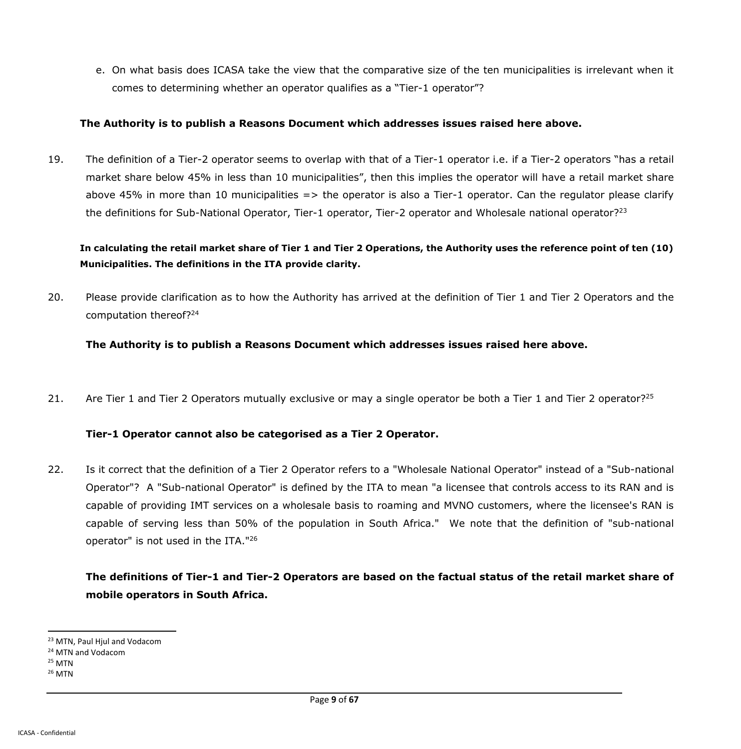e. On what basis does ICASA take the view that the comparative size of the ten municipalities is irrelevant when it comes to determining whether an operator qualifies as a "Tier-1 operator"?

**The Authority is to publish a Reasons Document which addresses issues raised here above.**

19. The definition of a Tier-2 operator seems to overlap with that of a Tier-1 operator i.e. if a Tier-2 operators "has a retail market share below 45% in less than 10 municipalities", then this implies the operator will have a retail market share above 45% in more than 10 municipalities => the operator is also a Tier-1 operator. Can the regulator please clarify the definitions for Sub-National Operator, Tier-1 operator, Tier-2 operator and Wholesale national operator?[23]

**In calculating the retail market share of Tier 1 and Tier 2 Operations, the Authority uses the reference point of ten (10) Municipalities. The definitions in the ITA provide clarity.**

20. Please provide clarification as to how the Authority has arrived at the definition of Tier 1 and Tier 2 Operators and the computation thereof?[24]

**The Authority is to publish a Reasons Document which addresses issues raised here above.**

21. Are Tier 1 and Tier 2 Operators mutually exclusive or may a single operator be both a Tier 1 and Tier 2 operator?[25]

**Tier-1 Operator cannot also be categorised as a Tier 2 Operator.**

22. Is it correct that the definition of a Tier 2 Operator refers to a "Wholesale National Operator" instead of a "Sub-national Operator"? A "Sub-national Operator" is defined by the ITA to mean "a licensee that controls access to its RAN and is capable of providing IMT services on a wholesale basis to roaming and MVNO customers, where the licensee's RAN is capable of serving less than 50% of the population in South Africa." We note that the definition of "sub-national operator" is not used in the ITA."[26]

**The definitions of Tier-1 and Tier-2 Operators are based on the factual status of the retail market share of mobile operators in South Africa.**

---

[23] MTN, Paul Hjul and Vodacom

[24] MTN and Vodacom

[25] MTN

[26] MTN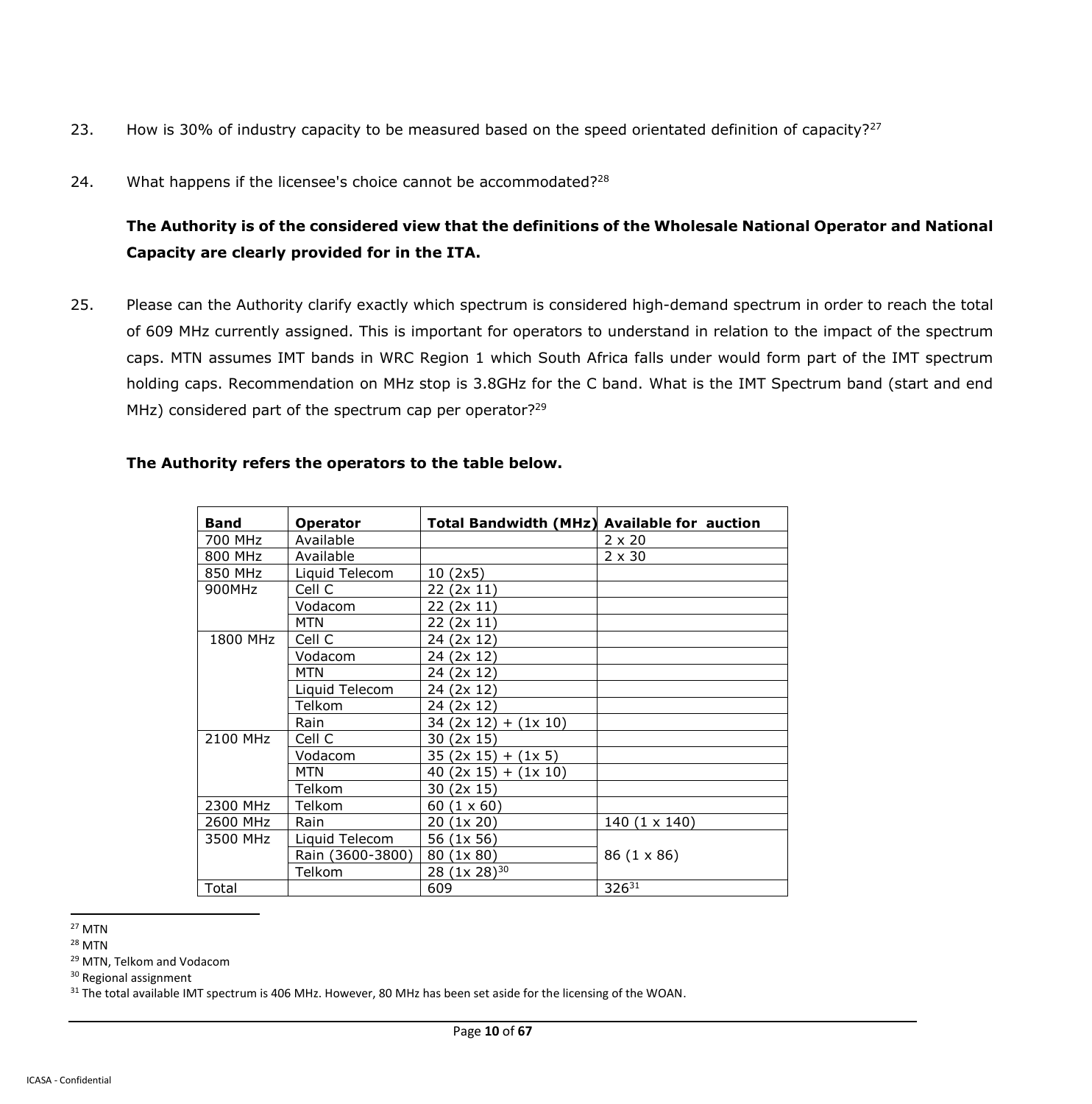23. How is 30% of industry capacity to be measured based on the speed orientated definition of capacity?[27]

24. What happens if the licensee's choice cannot be accommodated?[28]

**The Authority is of the considered view that the definitions of the Wholesale National Operator and National Capacity are clearly provided for in the ITA.**

25. Please can the Authority clarify exactly which spectrum is considered high-demand spectrum in order to reach the total of 609 MHz currently assigned. This is important for operators to understand in relation to the impact of the spectrum caps. MTN assumes IMT bands in WRC Region 1 which South Africa falls under would form part of the IMT spectrum holding caps. Recommendation on MHz stop is 3.8GHz for the C band. What is the IMT Spectrum band (start and end MHz) considered part of the spectrum cap per operator?[29]

**The Authority refers the operators to the table below.**

| Band | Operator | Total Bandwidth (MHz) | Available for auction |
|---|---|---|---|
| 700 MHz | Available | | 2 x 20 |
| 800 MHz | Available | | 2 x 30 |
| 850 MHz | Liquid Telecom | 10 (2x5) | |
| 900MHz | Cell C | 22 (2x 11) | |
| | Vodacom | 22 (2x 11) | |
| | MTN | 22 (2x 11) | |
| 1800 MHz | Cell C | 24 (2x 12) | |
| | Vodacom | 24 (2x 12) | |
| | MTN | 24 (2x 12) | |
| | Liquid Telecom | 24 (2x 12) | |
| | Telkom | 24 (2x 12) | |
| | Rain | 34 (2x 12) + (1x 10) | |
| 2100 MHz | Cell C | 30 (2x 15) | |
| | Vodacom | 35 (2x 15) + (1x 5) | |
| | MTN | 40 (2x 15) + (1x 10) | |
| | Telkom | 30 (2x 15) | |
| 2300 MHz | Telkom | 60 (1 x 60) | |
| 2600 MHz | Rain | 20 (1x 20) | 140 (1 x 140) |
| 3500 MHz | Liquid Telecom | 56 (1x 56) | 86 (1 x 86) |
| | Rain (3600-3800) | 80 (1x 80) | |
| | Telkom | 28 (1x 28)[30] | |
| Total | | 609 | 326[31] |

[27] MTN

[28] MTN

[29] MTN, Telkom and Vodacom

[30] Regional assignment

[31] The total available IMT spectrum is 406 MHz. However, 80 MHz has been set aside for the licensing of the WOAN.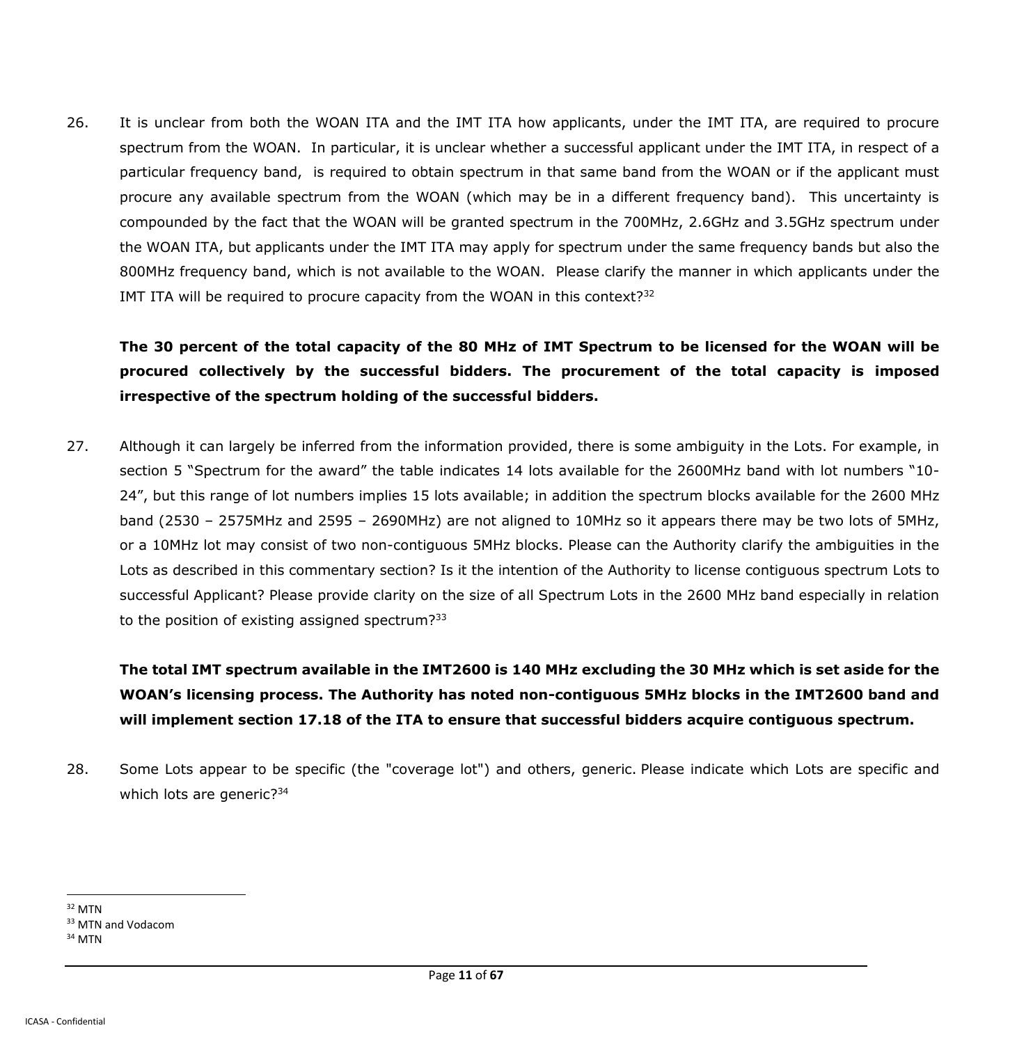26. It is unclear from both the WOAN ITA and the IMT ITA how applicants, under the IMT ITA, are required to procure spectrum from the WOAN. In particular, it is unclear whether a successful applicant under the IMT ITA, in respect of a particular frequency band, is required to obtain spectrum in that same band from the WOAN or if the applicant must procure any available spectrum from the WOAN (which may be in a different frequency band). This uncertainty is compounded by the fact that the WOAN will be granted spectrum in the 700MHz, 2.6GHz and 3.5GHz spectrum under the WOAN ITA, but applicants under the IMT ITA may apply for spectrum under the same frequency bands but also the 800MHz frequency band, which is not available to the WOAN. Please clarify the manner in which applicants under the IMT ITA will be required to procure capacity from the WOAN in this context?[32]

**The 30 percent of the total capacity of the 80 MHz of IMT Spectrum to be licensed for the WOAN will be procured collectively by the successful bidders. The procurement of the total capacity is imposed irrespective of the spectrum holding of the successful bidders.**

27. Although it can largely be inferred from the information provided, there is some ambiguity in the Lots. For example, in section 5 "Spectrum for the award" the table indicates 14 lots available for the 2600MHz band with lot numbers "10-24", but this range of lot numbers implies 15 lots available; in addition the spectrum blocks available for the 2600 MHz band (2530 – 2575MHz and 2595 – 2690MHz) are not aligned to 10MHz so it appears there may be two lots of 5MHz, or a 10MHz lot may consist of two non-contiguous 5MHz blocks. Please can the Authority clarify the ambiguities in the Lots as described in this commentary section? Is it the intention of the Authority to license contiguous spectrum Lots to successful Applicant? Please provide clarity on the size of all Spectrum Lots in the 2600 MHz band especially in relation to the position of existing assigned spectrum?[33]

**The total IMT spectrum available in the IMT2600 is 140 MHz excluding the 30 MHz which is set aside for the WOAN's licensing process. The Authority has noted non-contiguous 5MHz blocks in the IMT2600 band and will implement section 17.18 of the ITA to ensure that successful bidders acquire contiguous spectrum.**

28. Some Lots appear to be specific (the "coverage lot") and others, generic. Please indicate which Lots are specific and which lots are generic?[34]

---

[32] MTN

[33] MTN and Vodacom

[34] MTN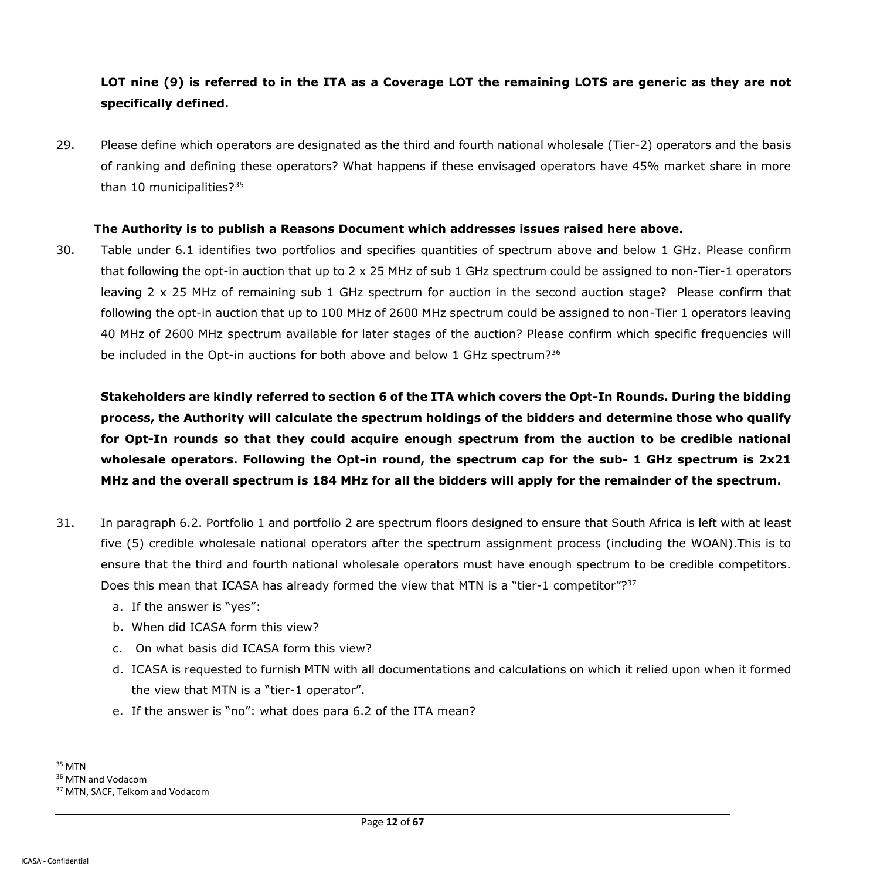**LOT nine (9) is referred to in the ITA as a Coverage LOT the remaining LOTS are generic as they are not specifically defined.**

29. Please define which operators are designated as the third and fourth national wholesale (Tier-2) operators and the basis of ranking and defining these operators? What happens if these envisaged operators have 45% market share in more than 10 municipalities?[35]

**The Authority is to publish a Reasons Document which addresses issues raised here above.**

30. Table under 6.1 identifies two portfolios and specifies quantities of spectrum above and below 1 GHz. Please confirm that following the opt-in auction that up to 2 x 25 MHz of sub 1 GHz spectrum could be assigned to non-Tier-1 operators leaving 2 x 25 MHz of remaining sub 1 GHz spectrum for auction in the second auction stage? Please confirm that following the opt-in auction that up to 100 MHz of 2600 MHz spectrum could be assigned to non-Tier 1 operators leaving 40 MHz of 2600 MHz spectrum available for later stages of the auction? Please confirm which specific frequencies will be included in the Opt-in auctions for both above and below 1 GHz spectrum?[36]

**Stakeholders are kindly referred to section 6 of the ITA which covers the Opt-In Rounds. During the bidding process, the Authority will calculate the spectrum holdings of the bidders and determine those who qualify for Opt-In rounds so that they could acquire enough spectrum from the auction to be credible national wholesale operators. Following the Opt-in round, the spectrum cap for the sub- 1 GHz spectrum is 2x21 MHz and the overall spectrum is 184 MHz for all the bidders will apply for the remainder of the spectrum.**

31. In paragraph 6.2. Portfolio 1 and portfolio 2 are spectrum floors designed to ensure that South Africa is left with at least five (5) credible wholesale national operators after the spectrum assignment process (including the WOAN).This is to ensure that the third and fourth national wholesale operators must have enough spectrum to be credible competitors. Does this mean that ICASA has already formed the view that MTN is a "tier-1 competitor"?[37]
    a. If the answer is "yes":
    b. When did ICASA form this view?
    c. On what basis did ICASA form this view?
    d. ICASA is requested to furnish MTN with all documentations and calculations on which it relied upon when it formed the view that MTN is a "tier-1 operator".
    e. If the answer is "no": what does para 6.2 of the ITA mean?

---

[35] MTN

[36] MTN and Vodacom

[37] MTN, SACF, Telkom and Vodacom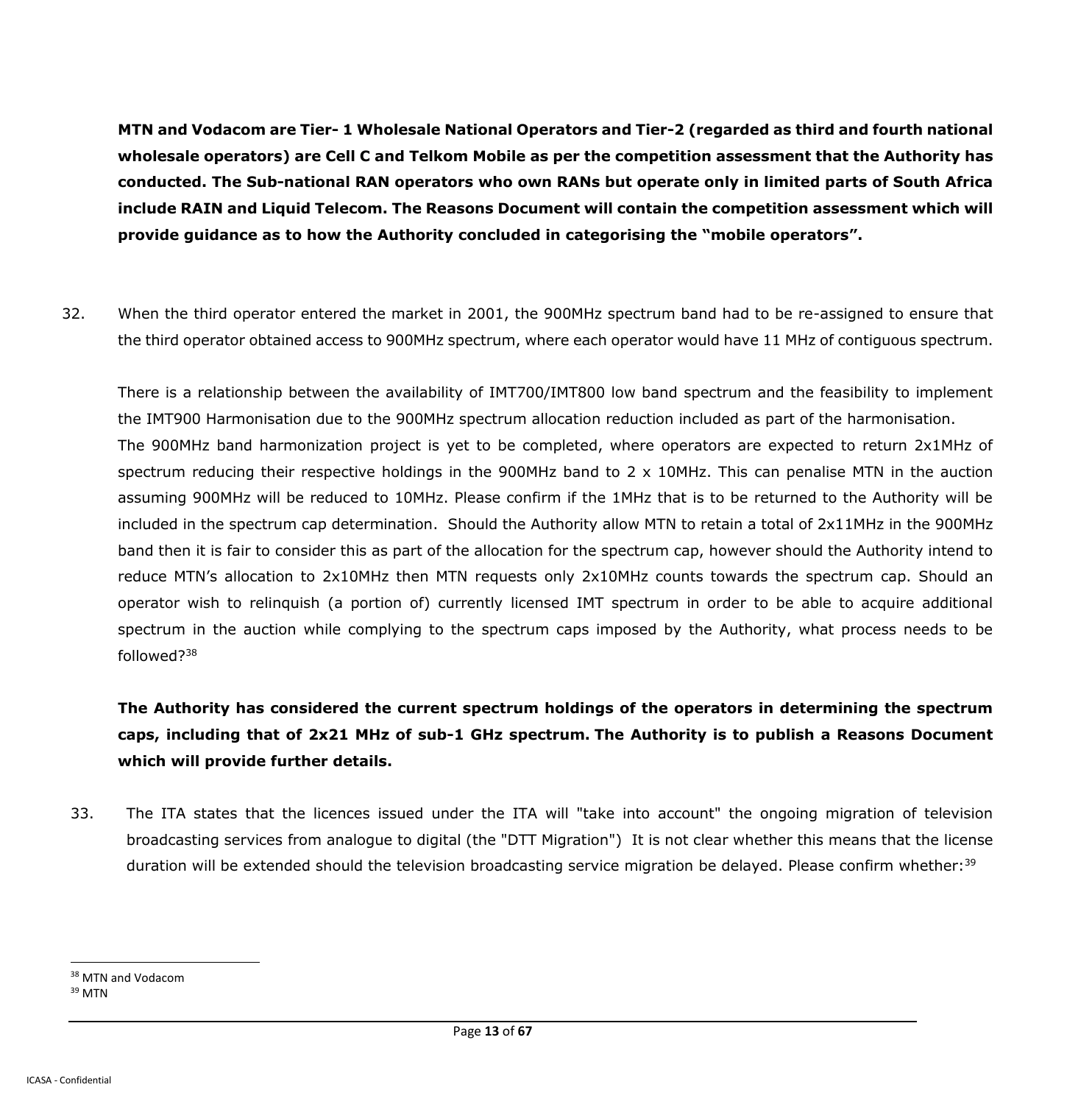**MTN and Vodacom are Tier- 1 Wholesale National Operators and Tier-2 (regarded as third and fourth national wholesale operators) are Cell C and Telkom Mobile as per the competition assessment that the Authority has conducted. The Sub-national RAN operators who own RANs but operate only in limited parts of South Africa include RAIN and Liquid Telecom. The Reasons Document will contain the competition assessment which will provide guidance as to how the Authority concluded in categorising the "mobile operators".**

32. When the third operator entered the market in 2001, the 900MHz spectrum band had to be re-assigned to ensure that the third operator obtained access to 900MHz spectrum, where each operator would have 11 MHz of contiguous spectrum.

There is a relationship between the availability of IMT700/IMT800 low band spectrum and the feasibility to implement the IMT900 Harmonisation due to the 900MHz spectrum allocation reduction included as part of the harmonisation.
The 900MHz band harmonization project is yet to be completed, where operators are expected to return 2x1MHz of spectrum reducing their respective holdings in the 900MHz band to 2 x 10MHz. This can penalise MTN in the auction assuming 900MHz will be reduced to 10MHz. Please confirm if the 1MHz that is to be returned to the Authority will be included in the spectrum cap determination. Should the Authority allow MTN to retain a total of 2x11MHz in the 900MHz band then it is fair to consider this as part of the allocation for the spectrum cap, however should the Authority intend to reduce MTN's allocation to 2x10MHz then MTN requests only 2x10MHz counts towards the spectrum cap. Should an operator wish to relinquish (a portion of) currently licensed IMT spectrum in order to be able to acquire additional spectrum in the auction while complying to the spectrum caps imposed by the Authority, what process needs to be followed?[38]

**The Authority has considered the current spectrum holdings of the operators in determining the spectrum caps, including that of 2x21 MHz of sub-1 GHz spectrum. The Authority is to publish a Reasons Document which will provide further details.**

33. The ITA states that the licences issued under the ITA will "take into account" the ongoing migration of television broadcasting services from analogue to digital (the "DTT Migration") It is not clear whether this means that the license duration will be extended should the television broadcasting service migration be delayed. Please confirm whether:[39]

---

[38] MTN and Vodacom

[39] MTN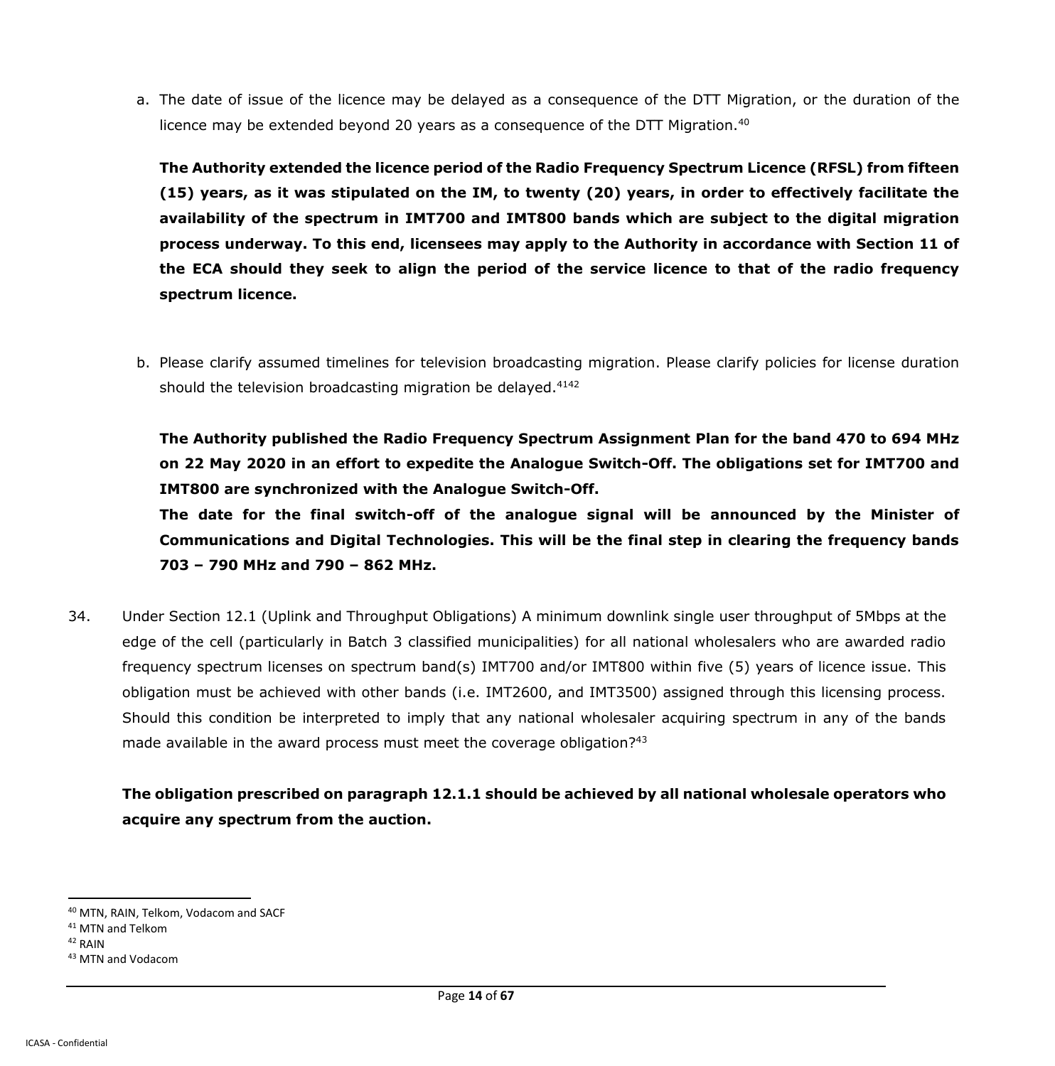a. The date of issue of the licence may be delayed as a consequence of the DTT Migration, or the duration of the licence may be extended beyond 20 years as a consequence of the DTT Migration.[40]

   **The Authority extended the licence period of the Radio Frequency Spectrum Licence (RFSL) from fifteen (15) years, as it was stipulated on the IM, to twenty (20) years, in order to effectively facilitate the availability of the spectrum in IMT700 and IMT800 bands which are subject to the digital migration process underway. To this end, licensees may apply to the Authority in accordance with Section 11 of the ECA should they seek to align the period of the service licence to that of the radio frequency spectrum licence.**

b. Please clarify assumed timelines for television broadcasting migration. Please clarify policies for license duration should the television broadcasting migration be delayed.[41][42]

   **The Authority published the Radio Frequency Spectrum Assignment Plan for the band 470 to 694 MHz on 22 May 2020 in an effort to expedite the Analogue Switch-Off. The obligations set for IMT700 and IMT800 are synchronized with the Analogue Switch-Off.**

   **The date for the final switch-off of the analogue signal will be announced by the Minister of Communications and Digital Technologies. This will be the final step in clearing the frequency bands 703 – 790 MHz and 790 – 862 MHz.**

34. Under Section 12.1 (Uplink and Throughput Obligations) A minimum downlink single user throughput of 5Mbps at the edge of the cell (particularly in Batch 3 classified municipalities) for all national wholesalers who are awarded radio frequency spectrum licenses on spectrum band(s) IMT700 and/or IMT800 within five (5) years of licence issue. This obligation must be achieved with other bands (i.e. IMT2600, and IMT3500) assigned through this licensing process. Should this condition be interpreted to imply that any national wholesaler acquiring spectrum in any of the bands made available in the award process must meet the coverage obligation?[43]

    **The obligation prescribed on paragraph 12.1.1 should be achieved by all national wholesale operators who acquire any spectrum from the auction.**

---

[40] MTN, RAIN, Telkom, Vodacom and SACF

[41] MTN and Telkom

[42] RAIN

[43] MTN and Vodacom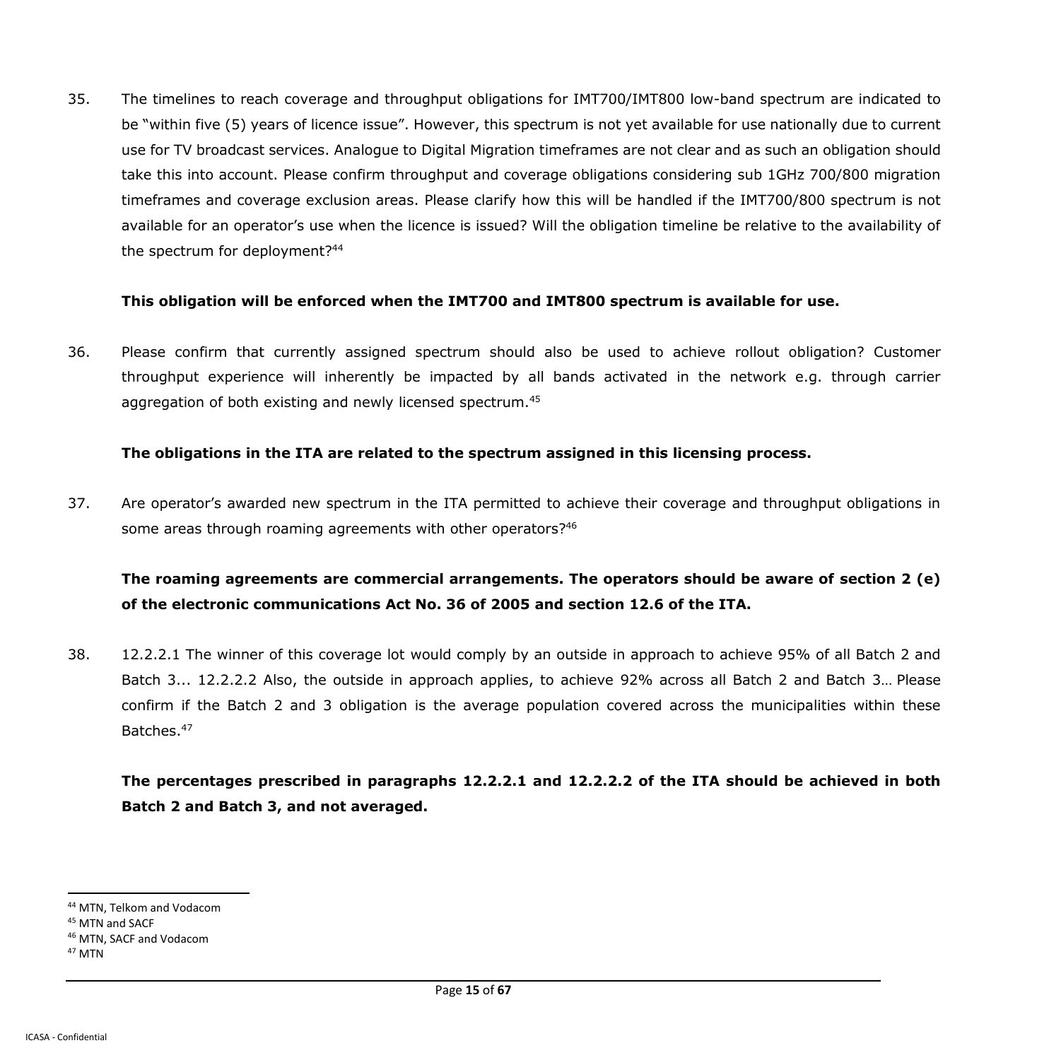35. The timelines to reach coverage and throughput obligations for IMT700/IMT800 low-band spectrum are indicated to be "within five (5) years of licence issue". However, this spectrum is not yet available for use nationally due to current use for TV broadcast services. Analogue to Digital Migration timeframes are not clear and as such an obligation should take this into account. Please confirm throughput and coverage obligations considering sub 1GHz 700/800 migration timeframes and coverage exclusion areas. Please clarify how this will be handled if the IMT700/800 spectrum is not available for an operator's use when the licence is issued? Will the obligation timeline be relative to the availability of the spectrum for deployment?[44]

    **This obligation will be enforced when the IMT700 and IMT800 spectrum is available for use.**

36. Please confirm that currently assigned spectrum should also be used to achieve rollout obligation? Customer throughput experience will inherently be impacted by all bands activated in the network e.g. through carrier aggregation of both existing and newly licensed spectrum.[45]

    **The obligations in the ITA are related to the spectrum assigned in this licensing process.**

37. Are operator's awarded new spectrum in the ITA permitted to achieve their coverage and throughput obligations in some areas through roaming agreements with other operators?[46]

    **The roaming agreements are commercial arrangements. The operators should be aware of section 2 (e) of the electronic communications Act No. 36 of 2005 and section 12.6 of the ITA.**

38. 12.2.2.1 The winner of this coverage lot would comply by an outside in approach to achieve 95% of all Batch 2 and Batch 3... 12.2.2.2 Also, the outside in approach applies, to achieve 92% across all Batch 2 and Batch 3… Please confirm if the Batch 2 and 3 obligation is the average population covered across the municipalities within these Batches.[47]

    **The percentages prescribed in paragraphs 12.2.2.1 and 12.2.2.2 of the ITA should be achieved in both Batch 2 and Batch 3, and not averaged.**

---

[44] MTN, Telkom and Vodacom

[45] MTN and SACF

[46] MTN, SACF and Vodacom

[47] MTN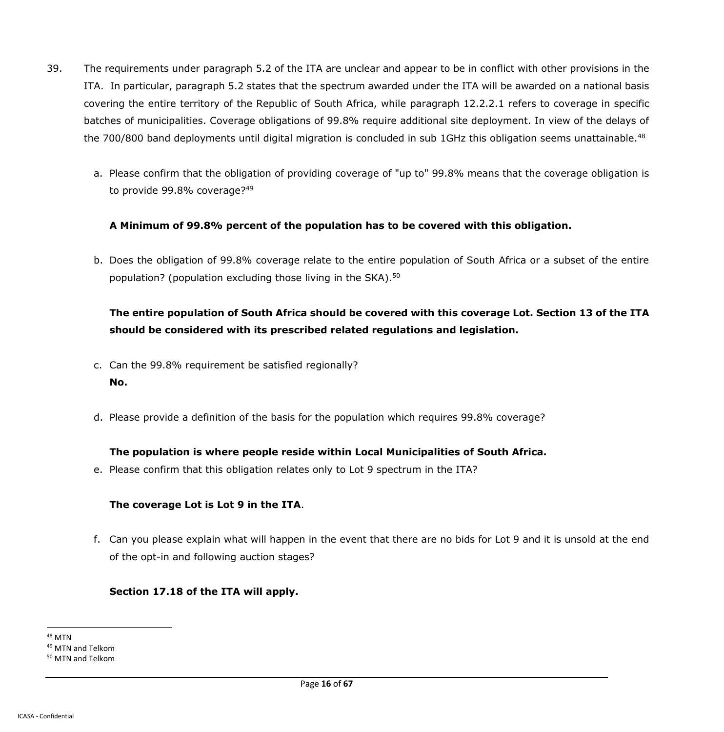39. The requirements under paragraph 5.2 of the ITA are unclear and appear to be in conflict with other provisions in the ITA. In particular, paragraph 5.2 states that the spectrum awarded under the ITA will be awarded on a national basis covering the entire territory of the Republic of South Africa, while paragraph 12.2.2.1 refers to coverage in specific batches of municipalities. Coverage obligations of 99.8% require additional site deployment. In view of the delays of the 700/800 band deployments until digital migration is concluded in sub 1GHz this obligation seems unattainable.[48]

    a. Please confirm that the obligation of providing coverage of "up to" 99.8% means that the coverage obligation is to provide 99.8% coverage?[49]

    **A Minimum of 99.8% percent of the population has to be covered with this obligation.**

    b. Does the obligation of 99.8% coverage relate to the entire population of South Africa or a subset of the entire population? (population excluding those living in the SKA).[50]

    **The entire population of South Africa should be covered with this coverage Lot. Section 13 of the ITA should be considered with its prescribed related regulations and legislation.**

    c. Can the 99.8% requirement be satisfied regionally?
    **No.**

    d. Please provide a definition of the basis for the population which requires 99.8% coverage?

    **The population is where people reside within Local Municipalities of South Africa.**

    e. Please confirm that this obligation relates only to Lot 9 spectrum in the ITA?

    **The coverage Lot is Lot 9 in the ITA**.

    f. Can you please explain what will happen in the event that there are no bids for Lot 9 and it is unsold at the end of the opt-in and following auction stages?

    **Section 17.18 of the ITA will apply.**

---

[48] MTN
[49] MTN and Telkom
[50] MTN and Telkom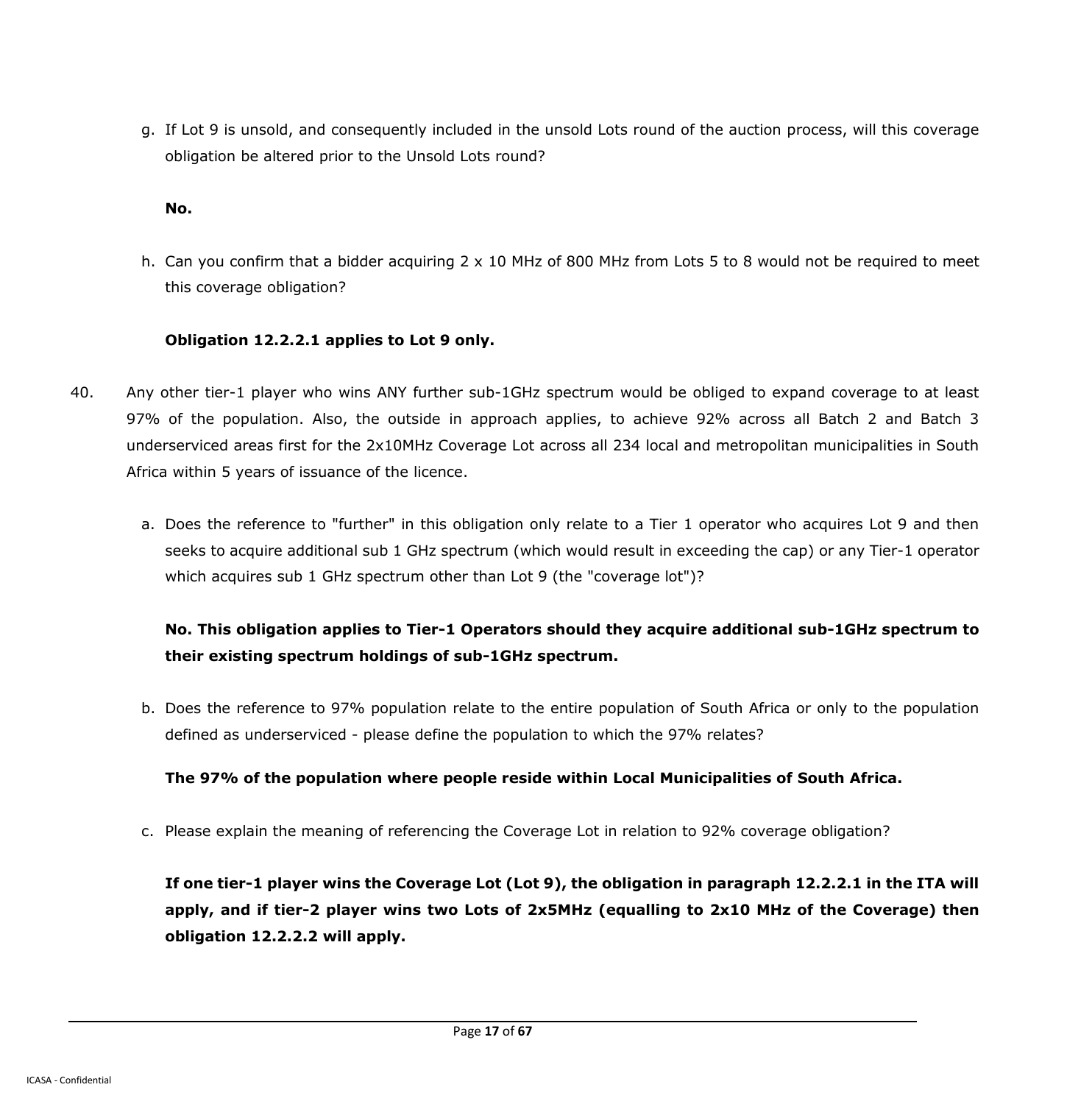g. If Lot 9 is unsold, and consequently included in the unsold Lots round of the auction process, will this coverage obligation be altered prior to the Unsold Lots round?

**No.**

h. Can you confirm that a bidder acquiring 2 x 10 MHz of 800 MHz from Lots 5 to 8 would not be required to meet this coverage obligation?

**Obligation 12.2.2.1 applies to Lot 9 only.**

40. Any other tier-1 player who wins ANY further sub-1GHz spectrum would be obliged to expand coverage to at least 97% of the population. Also, the outside in approach applies, to achieve 92% across all Batch 2 and Batch 3 underserviced areas first for the 2x10MHz Coverage Lot across all 234 local and metropolitan municipalities in South Africa within 5 years of issuance of the licence.

a. Does the reference to "further" in this obligation only relate to a Tier 1 operator who acquires Lot 9 and then seeks to acquire additional sub 1 GHz spectrum (which would result in exceeding the cap) or any Tier-1 operator which acquires sub 1 GHz spectrum other than Lot 9 (the "coverage lot")?

**No. This obligation applies to Tier-1 Operators should they acquire additional sub-1GHz spectrum to their existing spectrum holdings of sub-1GHz spectrum.**

b. Does the reference to 97% population relate to the entire population of South Africa or only to the population defined as underserviced - please define the population to which the 97% relates?

**The 97% of the population where people reside within Local Municipalities of South Africa.**

c. Please explain the meaning of referencing the Coverage Lot in relation to 92% coverage obligation?

**If one tier-1 player wins the Coverage Lot (Lot 9), the obligation in paragraph 12.2.2.1 in the ITA will apply, and if tier-2 player wins two Lots of 2x5MHz (equalling to 2x10 MHz of the Coverage) then obligation 12.2.2.2 will apply.**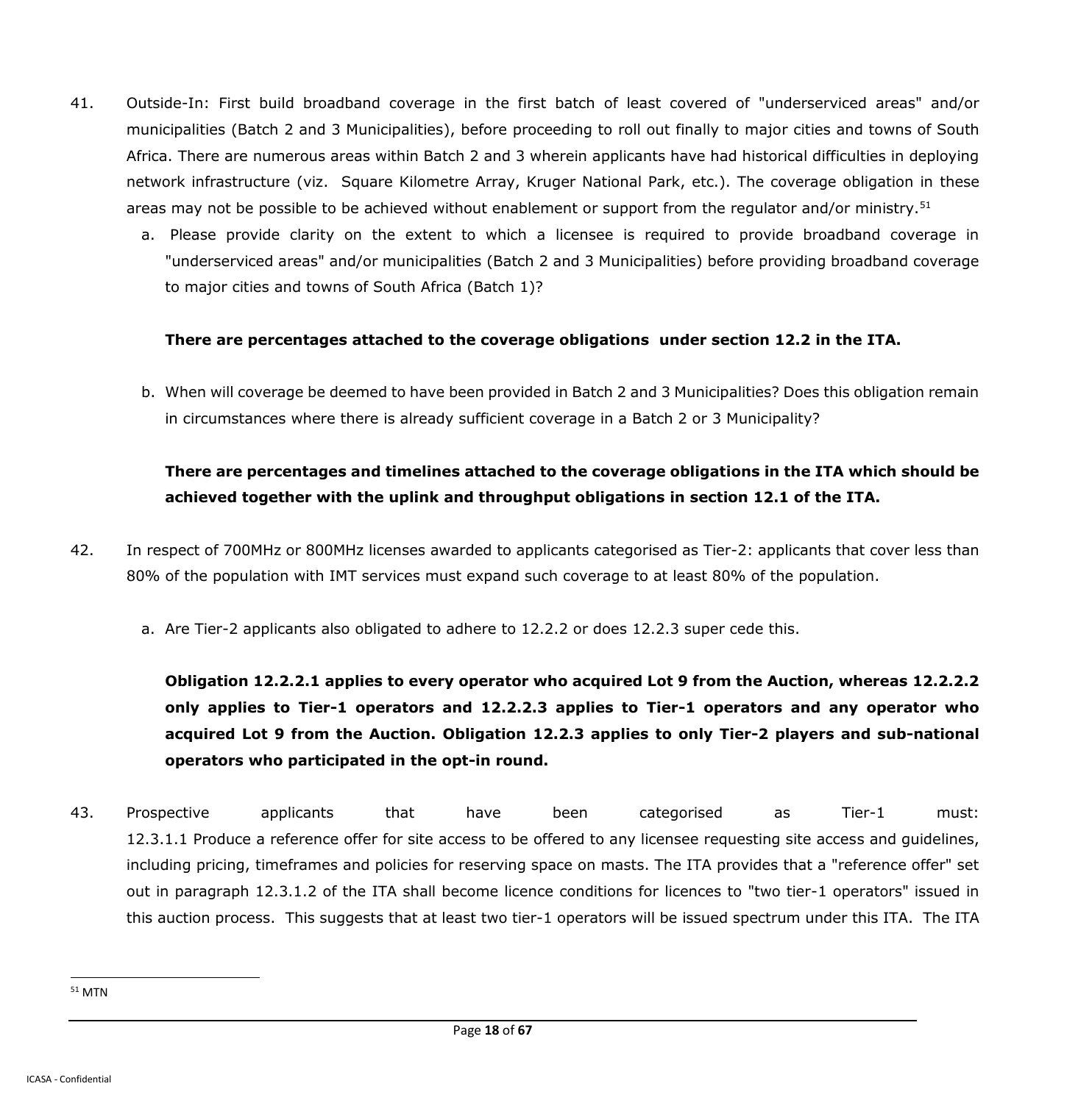41. Outside-In: First build broadband coverage in the first batch of least covered of "underserviced areas" and/or municipalities (Batch 2 and 3 Municipalities), before proceeding to roll out finally to major cities and towns of South Africa. There are numerous areas within Batch 2 and 3 wherein applicants have had historical difficulties in deploying network infrastructure (viz. Square Kilometre Array, Kruger National Park, etc.). The coverage obligation in these areas may not be possible to be achieved without enablement or support from the regulator and/or ministry.[51]

    a. Please provide clarity on the extent to which a licensee is required to provide broadband coverage in "underserviced areas" and/or municipalities (Batch 2 and 3 Municipalities) before providing broadband coverage to major cities and towns of South Africa (Batch 1)?

    **There are percentages attached to the coverage obligations under section 12.2 in the ITA.**

    b. When will coverage be deemed to have been provided in Batch 2 and 3 Municipalities? Does this obligation remain in circumstances where there is already sufficient coverage in a Batch 2 or 3 Municipality?

    **There are percentages and timelines attached to the coverage obligations in the ITA which should be achieved together with the uplink and throughput obligations in section 12.1 of the ITA.**

42. In respect of 700MHz or 800MHz licenses awarded to applicants categorised as Tier-2: applicants that cover less than 80% of the population with IMT services must expand such coverage to at least 80% of the population.

    a. Are Tier-2 applicants also obligated to adhere to 12.2.2 or does 12.2.3 super cede this.

    **Obligation 12.2.2.1 applies to every operator who acquired Lot 9 from the Auction, whereas 12.2.2.2 only applies to Tier-1 operators and 12.2.2.3 applies to Tier-1 operators and any operator who acquired Lot 9 from the Auction. Obligation 12.2.3 applies to only Tier-2 players and sub-national operators who participated in the opt-in round.**

43. Prospective applicants that have been categorised as Tier-1 must:
12.3.1.1 Produce a reference offer for site access to be offered to any licensee requesting site access and guidelines, including pricing, timeframes and policies for reserving space on masts. The ITA provides that a "reference offer" set out in paragraph 12.3.1.2 of the ITA shall become licence conditions for licences to "two tier-1 operators" issued in this auction process. This suggests that at least two tier-1 operators will be issued spectrum under this ITA. The ITA

[51] MTN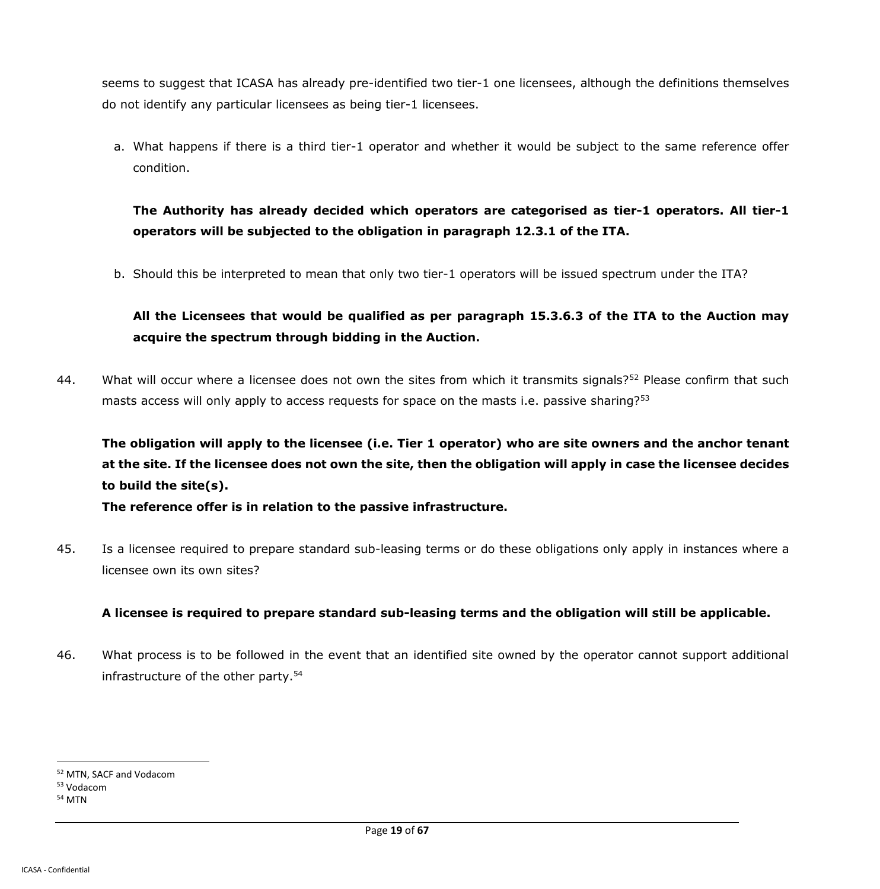seems to suggest that ICASA has already pre-identified two tier-1 one licensees, although the definitions themselves do not identify any particular licensees as being tier-1 licensees.

a. What happens if there is a third tier-1 operator and whether it would be subject to the same reference offer condition.

   **The Authority has already decided which operators are categorised as tier-1 operators. All tier-1 operators will be subjected to the obligation in paragraph 12.3.1 of the ITA.**

b. Should this be interpreted to mean that only two tier-1 operators will be issued spectrum under the ITA?

   **All the Licensees that would be qualified as per paragraph 15.3.6.3 of the ITA to the Auction may acquire the spectrum through bidding in the Auction.**

44. What will occur where a licensee does not own the sites from which it transmits signals?[52] Please confirm that such masts access will only apply to access requests for space on the masts i.e. passive sharing?[53]

**The obligation will apply to the licensee (i.e. Tier 1 operator) who are site owners and the anchor tenant at the site. If the licensee does not own the site, then the obligation will apply in case the licensee decides to build the site(s).**

**The reference offer is in relation to the passive infrastructure.**

45. Is a licensee required to prepare standard sub-leasing terms or do these obligations only apply in instances where a licensee own its own sites?

**A licensee is required to prepare standard sub-leasing terms and the obligation will still be applicable.**

46. What process is to be followed in the event that an identified site owned by the operator cannot support additional infrastructure of the other party.[54]

---

[52] MTN, SACF and Vodacom

[53] Vodacom

[54] MTN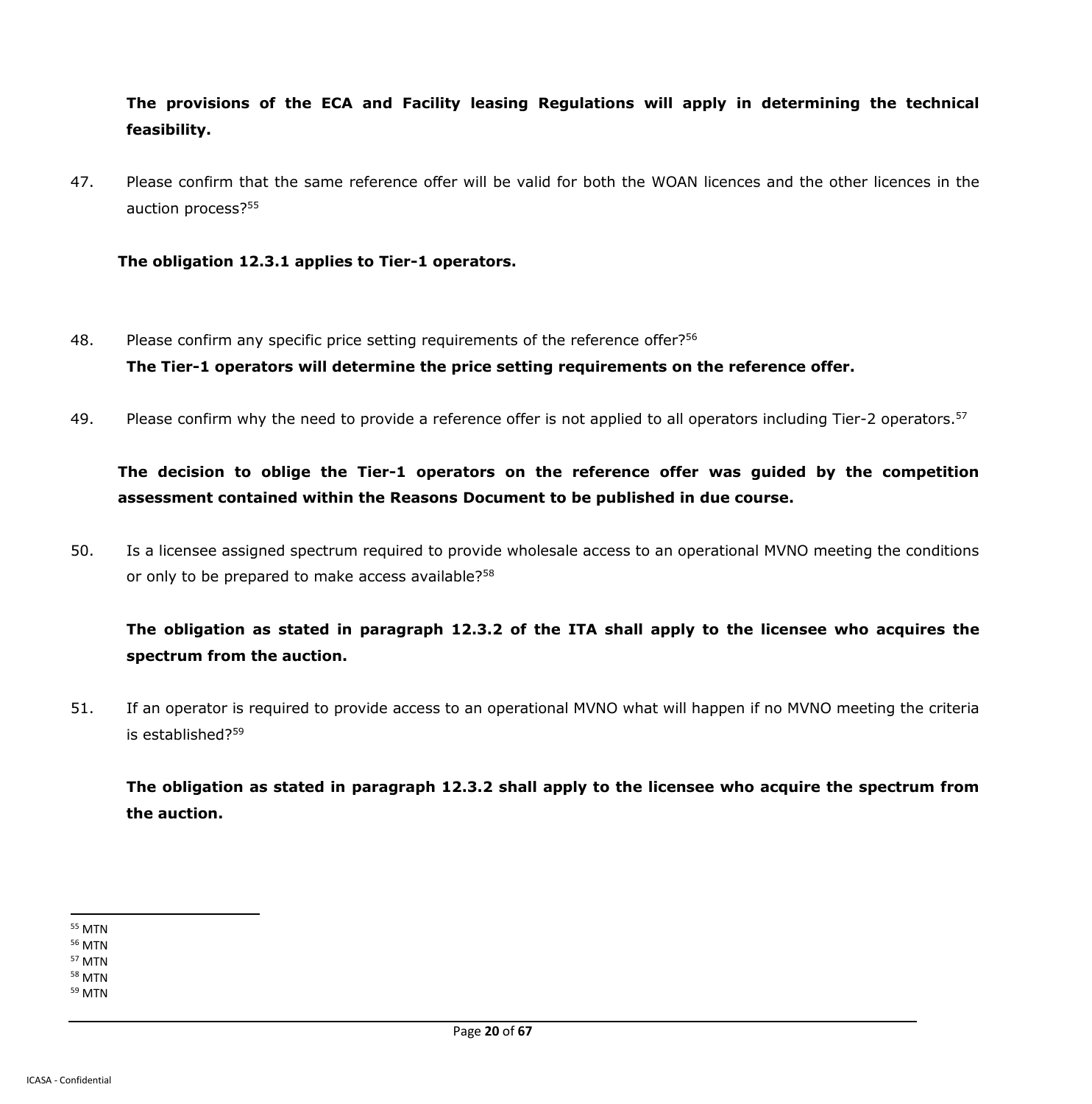**The provisions of the ECA and Facility leasing Regulations will apply in determining the technical feasibility.**

47. Please confirm that the same reference offer will be valid for both the WOAN licences and the other licences in the auction process?[55]

**The obligation 12.3.1 applies to Tier-1 operators.**

48. Please confirm any specific price setting requirements of the reference offer?[56]

**The Tier-1 operators will determine the price setting requirements on the reference offer.**

49. Please confirm why the need to provide a reference offer is not applied to all operators including Tier-2 operators.[57]

**The decision to oblige the Tier-1 operators on the reference offer was guided by the competition assessment contained within the Reasons Document to be published in due course.**

50. Is a licensee assigned spectrum required to provide wholesale access to an operational MVNO meeting the conditions or only to be prepared to make access available?[58]

**The obligation as stated in paragraph 12.3.2 of the ITA shall apply to the licensee who acquires the spectrum from the auction.**

51. If an operator is required to provide access to an operational MVNO what will happen if no MVNO meeting the criteria is established?[59]

**The obligation as stated in paragraph 12.3.2 shall apply to the licensee who acquire the spectrum from the auction.**

---

[55] MTN
[56] MTN
[57] MTN
[58] MTN
[59] MTN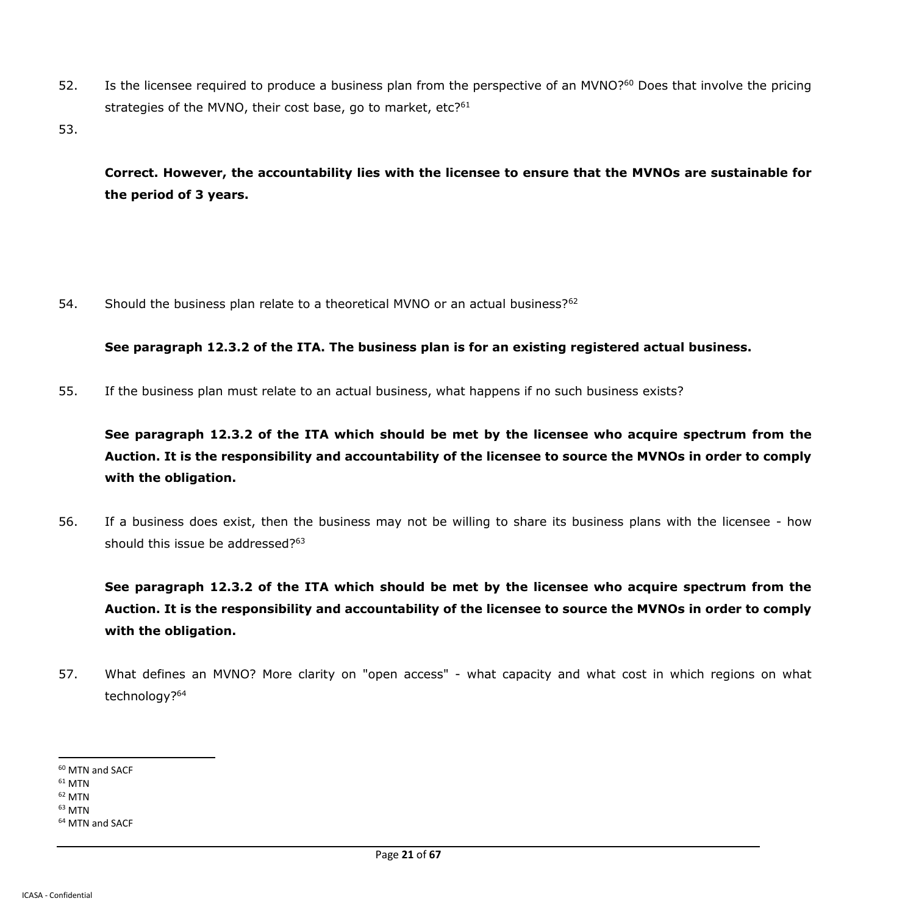52. Is the licensee required to produce a business plan from the perspective of an MVNO?[60] Does that involve the pricing strategies of the MVNO, their cost base, go to market, etc?[61]

53.

**Correct. However, the accountability lies with the licensee to ensure that the MVNOs are sustainable for the period of 3 years.**

54. Should the business plan relate to a theoretical MVNO or an actual business?[62]

**See paragraph 12.3.2 of the ITA. The business plan is for an existing registered actual business.**

55. If the business plan must relate to an actual business, what happens if no such business exists?

**See paragraph 12.3.2 of the ITA which should be met by the licensee who acquire spectrum from the Auction. It is the responsibility and accountability of the licensee to source the MVNOs in order to comply with the obligation.**

56. If a business does exist, then the business may not be willing to share its business plans with the licensee - how should this issue be addressed?[63]

**See paragraph 12.3.2 of the ITA which should be met by the licensee who acquire spectrum from the Auction. It is the responsibility and accountability of the licensee to source the MVNOs in order to comply with the obligation.**

57. What defines an MVNO? More clarity on "open access" - what capacity and what cost in which regions on what technology?[64]

---

[60] MTN and SACF
[61] MTN
[62] MTN
[63] MTN
[64] MTN and SACF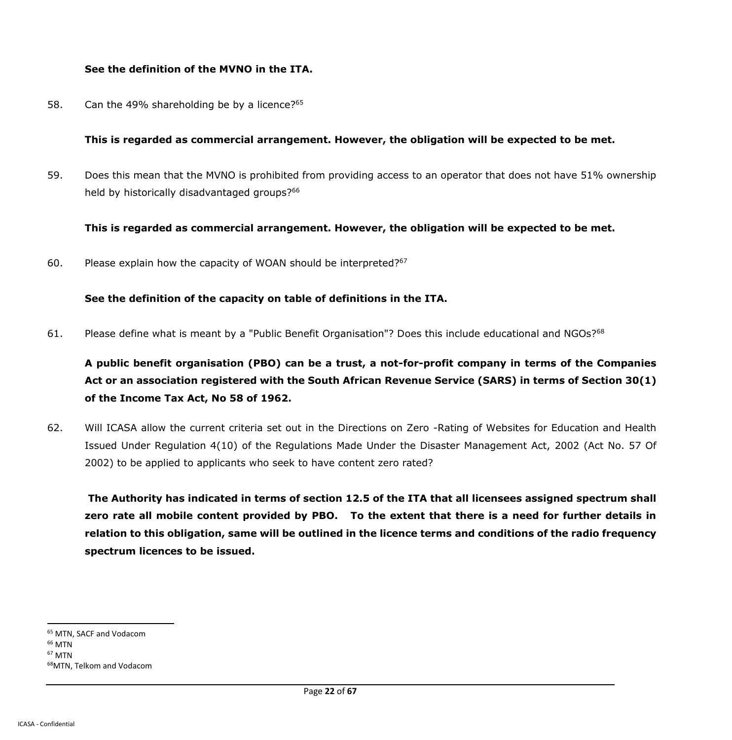**See the definition of the MVNO in the ITA.**

58. Can the 49% shareholding be by a licence?[65]

**This is regarded as commercial arrangement. However, the obligation will be expected to be met.**

59. Does this mean that the MVNO is prohibited from providing access to an operator that does not have 51% ownership held by historically disadvantaged groups?[66]

**This is regarded as commercial arrangement. However, the obligation will be expected to be met.**

60. Please explain how the capacity of WOAN should be interpreted?[67]

**See the definition of the capacity on table of definitions in the ITA.**

61. Please define what is meant by a "Public Benefit Organisation"? Does this include educational and NGOs?[68]

**A public benefit organisation (PBO) can be a trust, a not-for-profit company in terms of the Companies Act or an association registered with the South African Revenue Service (SARS) in terms of Section 30(1) of the Income Tax Act, No 58 of 1962.**

62. Will ICASA allow the current criteria set out in the Directions on Zero -Rating of Websites for Education and Health Issued Under Regulation 4(10) of the Regulations Made Under the Disaster Management Act, 2002 (Act No. 57 Of 2002) to be applied to applicants who seek to have content zero rated?

**The Authority has indicated in terms of section 12.5 of the ITA that all licensees assigned spectrum shall zero rate all mobile content provided by PBO. To the extent that there is a need for further details in relation to this obligation, same will be outlined in the licence terms and conditions of the radio frequency spectrum licences to be issued.**

---

[65] MTN, SACF and Vodacom
[66] MTN
[67] MTN
[68] MTN, Telkom and Vodacom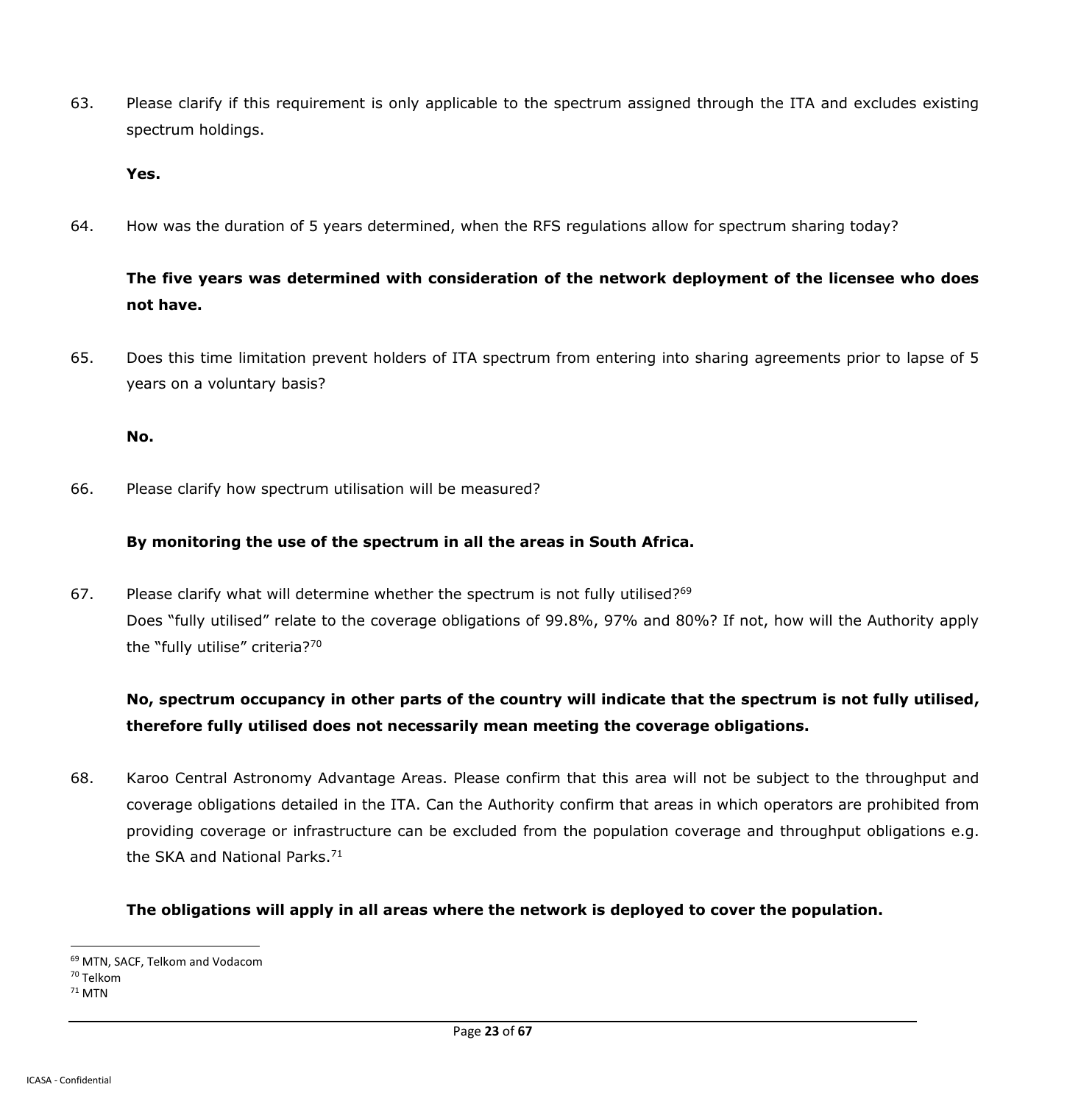63. Please clarify if this requirement is only applicable to the spectrum assigned through the ITA and excludes existing spectrum holdings.

**Yes.**

64. How was the duration of 5 years determined, when the RFS regulations allow for spectrum sharing today?

**The five years was determined with consideration of the network deployment of the licensee who does not have.**

65. Does this time limitation prevent holders of ITA spectrum from entering into sharing agreements prior to lapse of 5 years on a voluntary basis?

**No.**

66. Please clarify how spectrum utilisation will be measured?

**By monitoring the use of the spectrum in all the areas in South Africa.**

67. Please clarify what will determine whether the spectrum is not fully utilised?[69]
Does "fully utilised" relate to the coverage obligations of 99.8%, 97% and 80%? If not, how will the Authority apply the "fully utilise" criteria?[70]

**No, spectrum occupancy in other parts of the country will indicate that the spectrum is not fully utilised, therefore fully utilised does not necessarily mean meeting the coverage obligations.**

68. Karoo Central Astronomy Advantage Areas. Please confirm that this area will not be subject to the throughput and coverage obligations detailed in the ITA. Can the Authority confirm that areas in which operators are prohibited from providing coverage or infrastructure can be excluded from the population coverage and throughput obligations e.g. the SKA and National Parks.[71]

**The obligations will apply in all areas where the network is deployed to cover the population.**

---

[69] MTN, SACF, Telkom and Vodacom
[70] Telkom
[71] MTN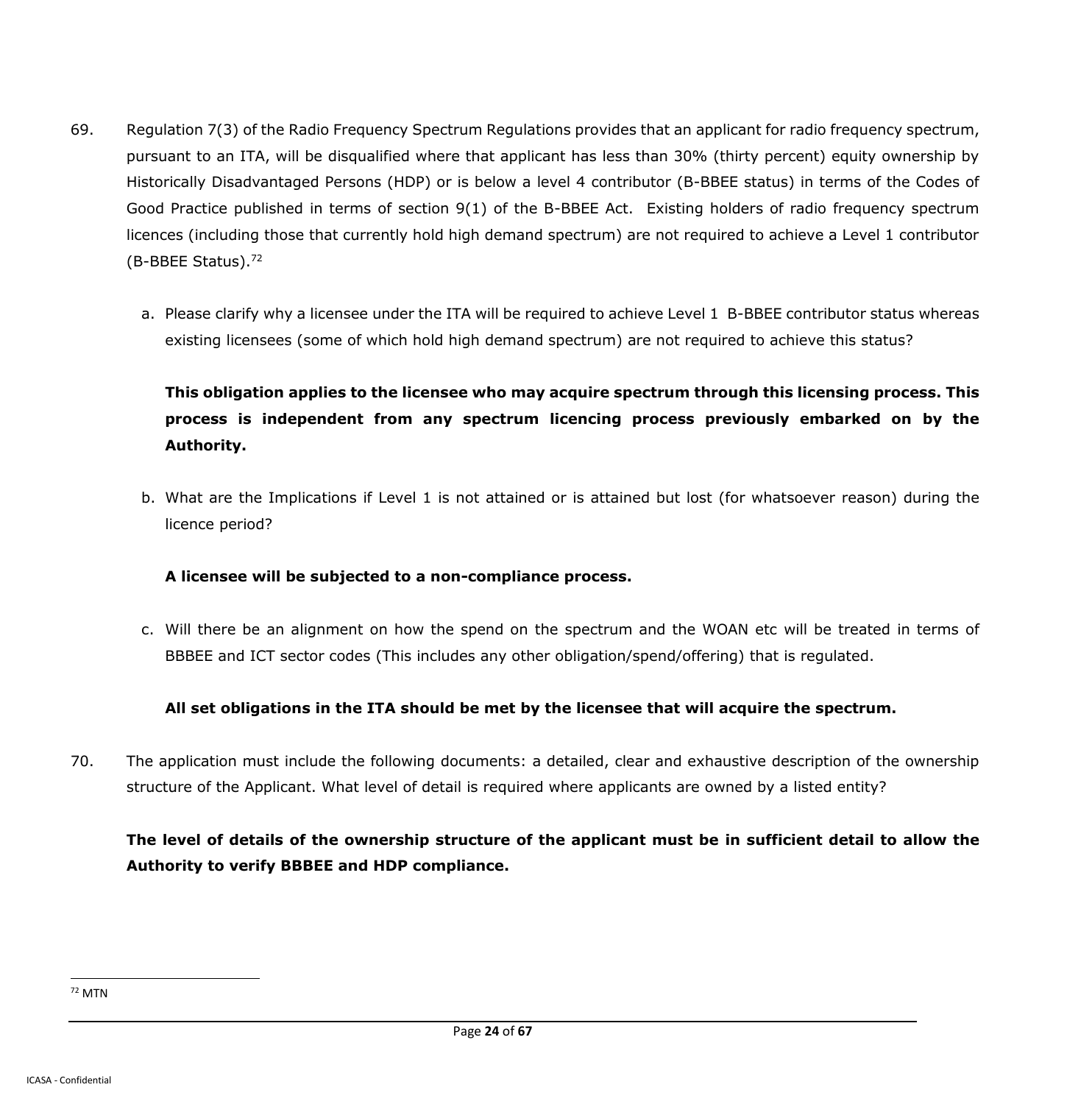69. Regulation 7(3) of the Radio Frequency Spectrum Regulations provides that an applicant for radio frequency spectrum, pursuant to an ITA, will be disqualified where that applicant has less than 30% (thirty percent) equity ownership by Historically Disadvantaged Persons (HDP) or is below a level 4 contributor (B-BBEE status) in terms of the Codes of Good Practice published in terms of section 9(1) of the B-BBEE Act. Existing holders of radio frequency spectrum licences (including those that currently hold high demand spectrum) are not required to achieve a Level 1 contributor (B-BBEE Status).[72]

   a. Please clarify why a licensee under the ITA will be required to achieve Level 1 B-BBEE contributor status whereas existing licensees (some of which hold high demand spectrum) are not required to achieve this status?

      **This obligation applies to the licensee who may acquire spectrum through this licensing process. This process is independent from any spectrum licencing process previously embarked on by the Authority.**

   b. What are the Implications if Level 1 is not attained or is attained but lost (for whatsoever reason) during the licence period?

      **A licensee will be subjected to a non-compliance process.**

   c. Will there be an alignment on how the spend on the spectrum and the WOAN etc will be treated in terms of BBBEE and ICT sector codes (This includes any other obligation/spend/offering) that is regulated.

      **All set obligations in the ITA should be met by the licensee that will acquire the spectrum.**

70. The application must include the following documents: a detailed, clear and exhaustive description of the ownership structure of the Applicant. What level of detail is required where applicants are owned by a listed entity?

    **The level of details of the ownership structure of the applicant must be in sufficient detail to allow the Authority to verify BBBEE and HDP compliance.**

---

[72] MTN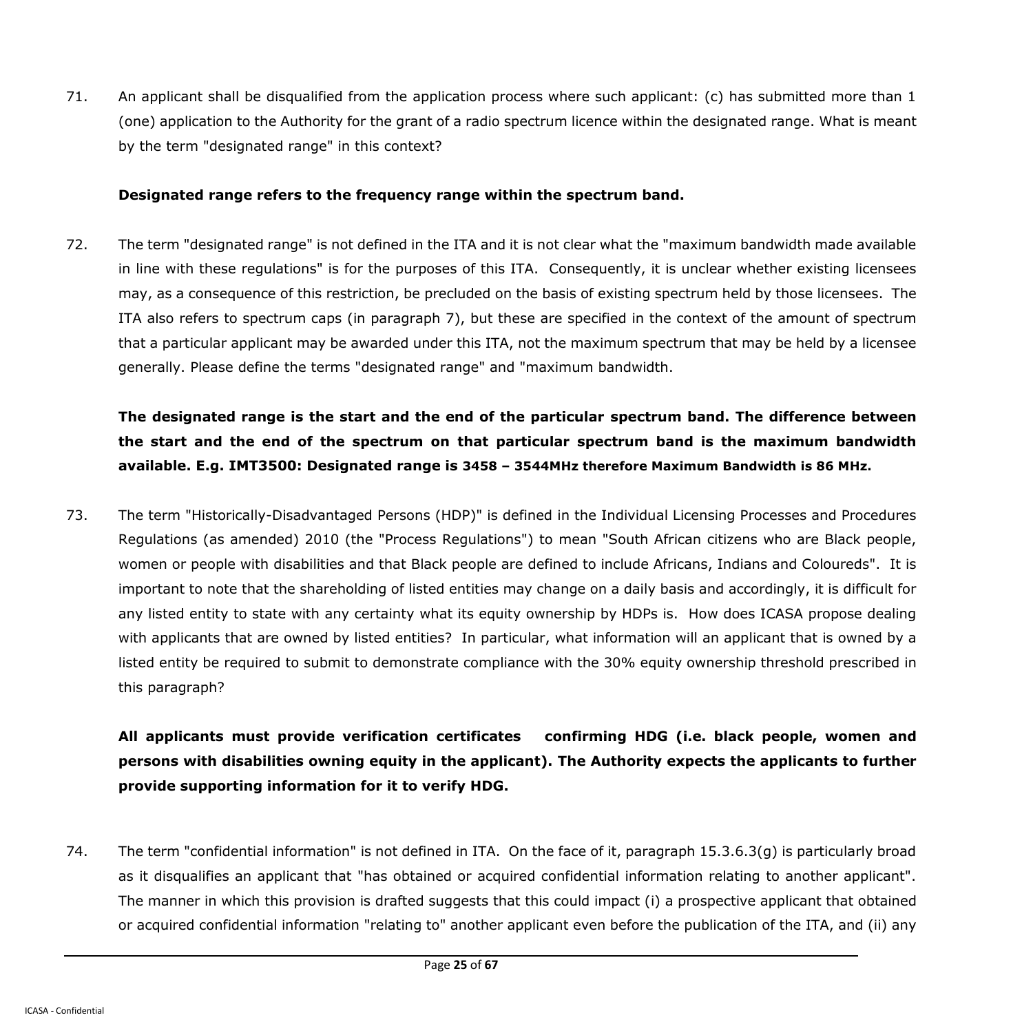71. An applicant shall be disqualified from the application process where such applicant: (c) has submitted more than 1 (one) application to the Authority for the grant of a radio spectrum licence within the designated range. What is meant by the term "designated range" in this context?

    **Designated range refers to the frequency range within the spectrum band.**

72. The term "designated range" is not defined in the ITA and it is not clear what the "maximum bandwidth made available in line with these regulations" is for the purposes of this ITA. Consequently, it is unclear whether existing licensees may, as a consequence of this restriction, be precluded on the basis of existing spectrum held by those licensees. The ITA also refers to spectrum caps (in paragraph 7), but these are specified in the context of the amount of spectrum that a particular applicant may be awarded under this ITA, not the maximum spectrum that may be held by a licensee generally. Please define the terms "designated range" and "maximum bandwidth.

    **The designated range is the start and the end of the particular spectrum band. The difference between the start and the end of the spectrum on that particular spectrum band is the maximum bandwidth available. E.g. IMT3500: Designated range is 3458 – 3544MHz therefore Maximum Bandwidth is 86 MHz.**

73. The term "Historically-Disadvantaged Persons (HDP)" is defined in the Individual Licensing Processes and Procedures Regulations (as amended) 2010 (the "Process Regulations") to mean "South African citizens who are Black people, women or people with disabilities and that Black people are defined to include Africans, Indians and Coloureds". It is important to note that the shareholding of listed entities may change on a daily basis and accordingly, it is difficult for any listed entity to state with any certainty what its equity ownership by HDPs is. How does ICASA propose dealing with applicants that are owned by listed entities? In particular, what information will an applicant that is owned by a listed entity be required to submit to demonstrate compliance with the 30% equity ownership threshold prescribed in this paragraph?

    **All applicants must provide verification certificates confirming HDG (i.e. black people, women and persons with disabilities owning equity in the applicant). The Authority expects the applicants to further provide supporting information for it to verify HDG.**

74. The term "confidential information" is not defined in ITA. On the face of it, paragraph 15.3.6.3(g) is particularly broad as it disqualifies an applicant that "has obtained or acquired confidential information relating to another applicant". The manner in which this provision is drafted suggests that this could impact (i) a prospective applicant that obtained or acquired confidential information "relating to" another applicant even before the publication of the ITA, and (ii) any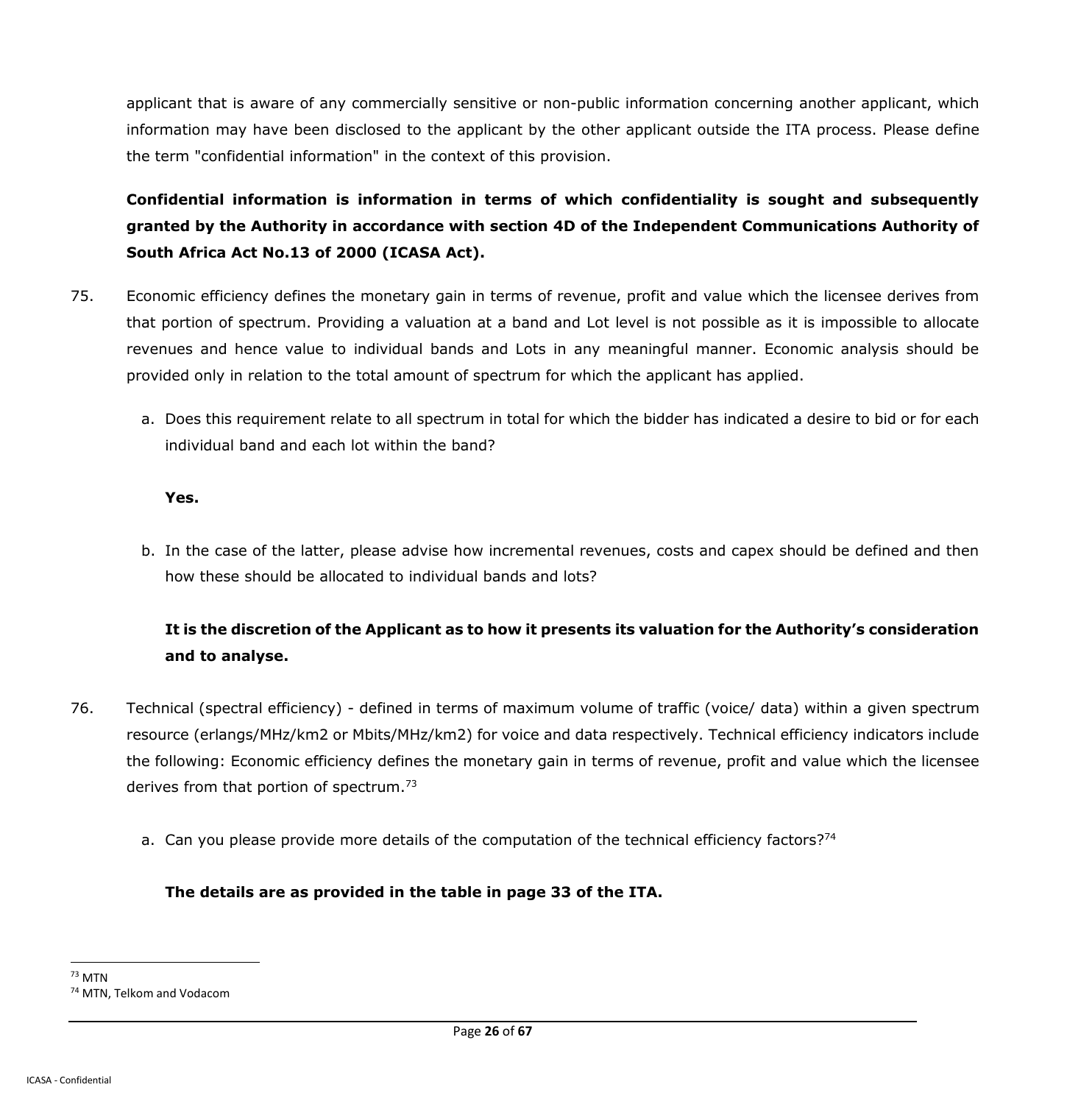applicant that is aware of any commercially sensitive or non-public information concerning another applicant, which information may have been disclosed to the applicant by the other applicant outside the ITA process. Please define the term "confidential information" in the context of this provision.

**Confidential information is information in terms of which confidentiality is sought and subsequently granted by the Authority in accordance with section 4D of the Independent Communications Authority of South Africa Act No.13 of 2000 (ICASA Act).**

75. Economic efficiency defines the monetary gain in terms of revenue, profit and value which the licensee derives from that portion of spectrum. Providing a valuation at a band and Lot level is not possible as it is impossible to allocate revenues and hence value to individual bands and Lots in any meaningful manner. Economic analysis should be provided only in relation to the total amount of spectrum for which the applicant has applied.

    a. Does this requirement relate to all spectrum in total for which the bidder has indicated a desire to bid or for each individual band and each lot within the band?

    **Yes.**

    b. In the case of the latter, please advise how incremental revenues, costs and capex should be defined and then how these should be allocated to individual bands and lots?

    **It is the discretion of the Applicant as to how it presents its valuation for the Authority's consideration and to analyse.**

76. Technical (spectral efficiency) - defined in terms of maximum volume of traffic (voice/ data) within a given spectrum resource (erlangs/MHz/km2 or Mbits/MHz/km2) for voice and data respectively. Technical efficiency indicators include the following: Economic efficiency defines the monetary gain in terms of revenue, profit and value which the licensee derives from that portion of spectrum.[73]

    a. Can you please provide more details of the computation of the technical efficiency factors?[74]

    **The details are as provided in the table in page 33 of the ITA.**

---

[73] MTN

[74] MTN, Telkom and Vodacom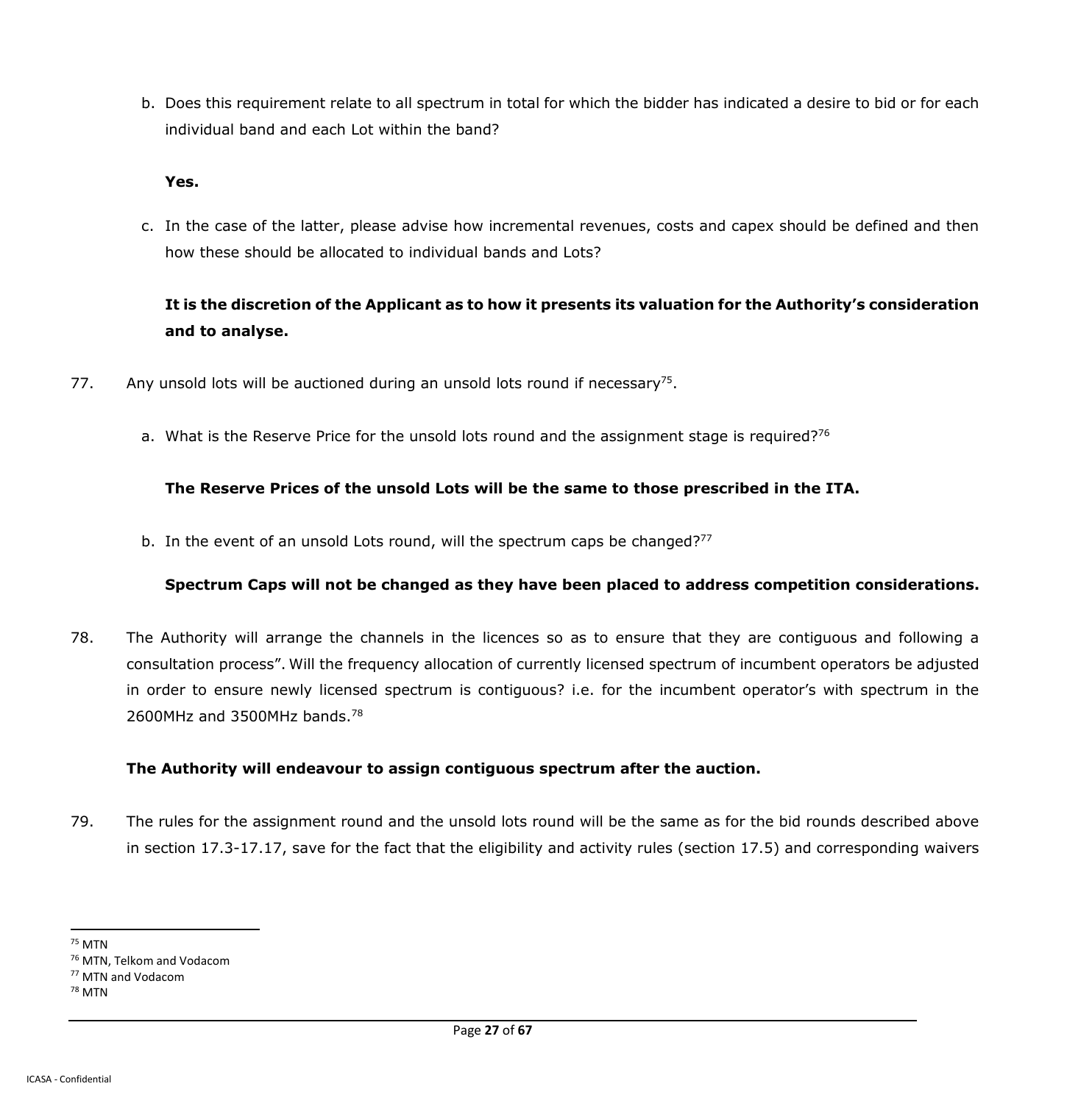b. Does this requirement relate to all spectrum in total for which the bidder has indicated a desire to bid or for each individual band and each Lot within the band?

**Yes.**

c. In the case of the latter, please advise how incremental revenues, costs and capex should be defined and then how these should be allocated to individual bands and Lots?

**It is the discretion of the Applicant as to how it presents its valuation for the Authority's consideration and to analyse.**

77. Any unsold lots will be auctioned during an unsold lots round if necessary[75].

a. What is the Reserve Price for the unsold lots round and the assignment stage is required?[76]

**The Reserve Prices of the unsold Lots will be the same to those prescribed in the ITA.**

b. In the event of an unsold Lots round, will the spectrum caps be changed?[77]

**Spectrum Caps will not be changed as they have been placed to address competition considerations.**

78. The Authority will arrange the channels in the licences so as to ensure that they are contiguous and following a consultation process". Will the frequency allocation of currently licensed spectrum of incumbent operators be adjusted in order to ensure newly licensed spectrum is contiguous? i.e. for the incumbent operator's with spectrum in the 2600MHz and 3500MHz bands.[78]

**The Authority will endeavour to assign contiguous spectrum after the auction.**

79. The rules for the assignment round and the unsold lots round will be the same as for the bid rounds described above in section 17.3-17.17, save for the fact that the eligibility and activity rules (section 17.5) and corresponding waivers

---

[75] MTN

[76] MTN, Telkom and Vodacom

[77] MTN and Vodacom

[78] MTN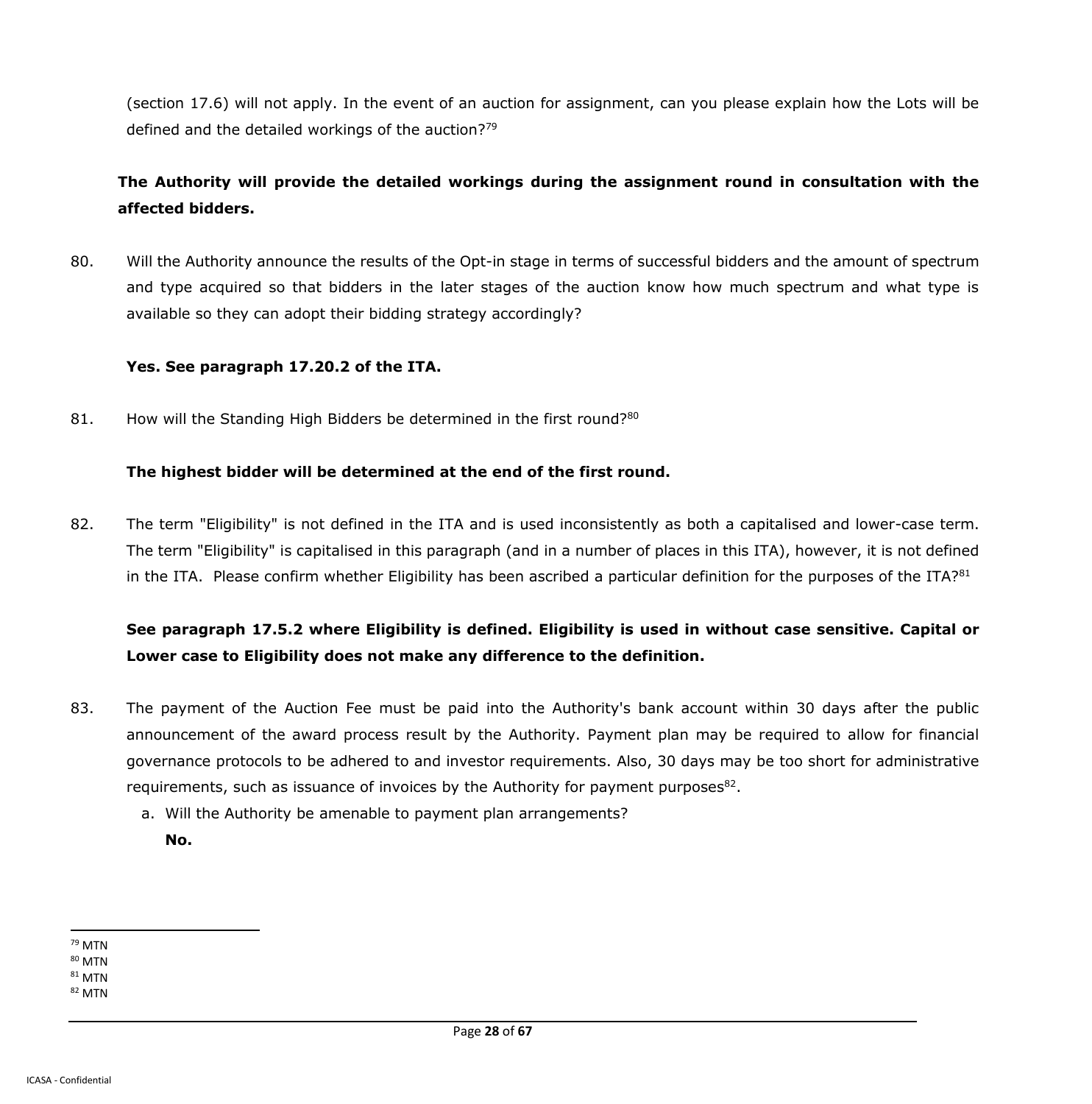(section 17.6) will not apply. In the event of an auction for assignment, can you please explain how the Lots will be defined and the detailed workings of the auction?[79]

**The Authority will provide the detailed workings during the assignment round in consultation with the affected bidders.**

80. Will the Authority announce the results of the Opt-in stage in terms of successful bidders and the amount of spectrum and type acquired so that bidders in the later stages of the auction know how much spectrum and what type is available so they can adopt their bidding strategy accordingly?

    **Yes. See paragraph 17.20.2 of the ITA.**

81. How will the Standing High Bidders be determined in the first round?[80]

    **The highest bidder will be determined at the end of the first round.**

82. The term "Eligibility" is not defined in the ITA and is used inconsistently as both a capitalised and lower-case term. The term "Eligibility" is capitalised in this paragraph (and in a number of places in this ITA), however, it is not defined in the ITA. Please confirm whether Eligibility has been ascribed a particular definition for the purposes of the ITA?[81]

    **See paragraph 17.5.2 where Eligibility is defined. Eligibility is used in without case sensitive. Capital or Lower case to Eligibility does not make any difference to the definition.**

83. The payment of the Auction Fee must be paid into the Authority's bank account within 30 days after the public announcement of the award process result by the Authority. Payment plan may be required to allow for financial governance protocols to be adhered to and investor requirements. Also, 30 days may be too short for administrative requirements, such as issuance of invoices by the Authority for payment purposes[82].

    a. Will the Authority be amenable to payment plan arrangements?
       **No.**

---

[79] MTN
[80] MTN
[81] MTN
[82] MTN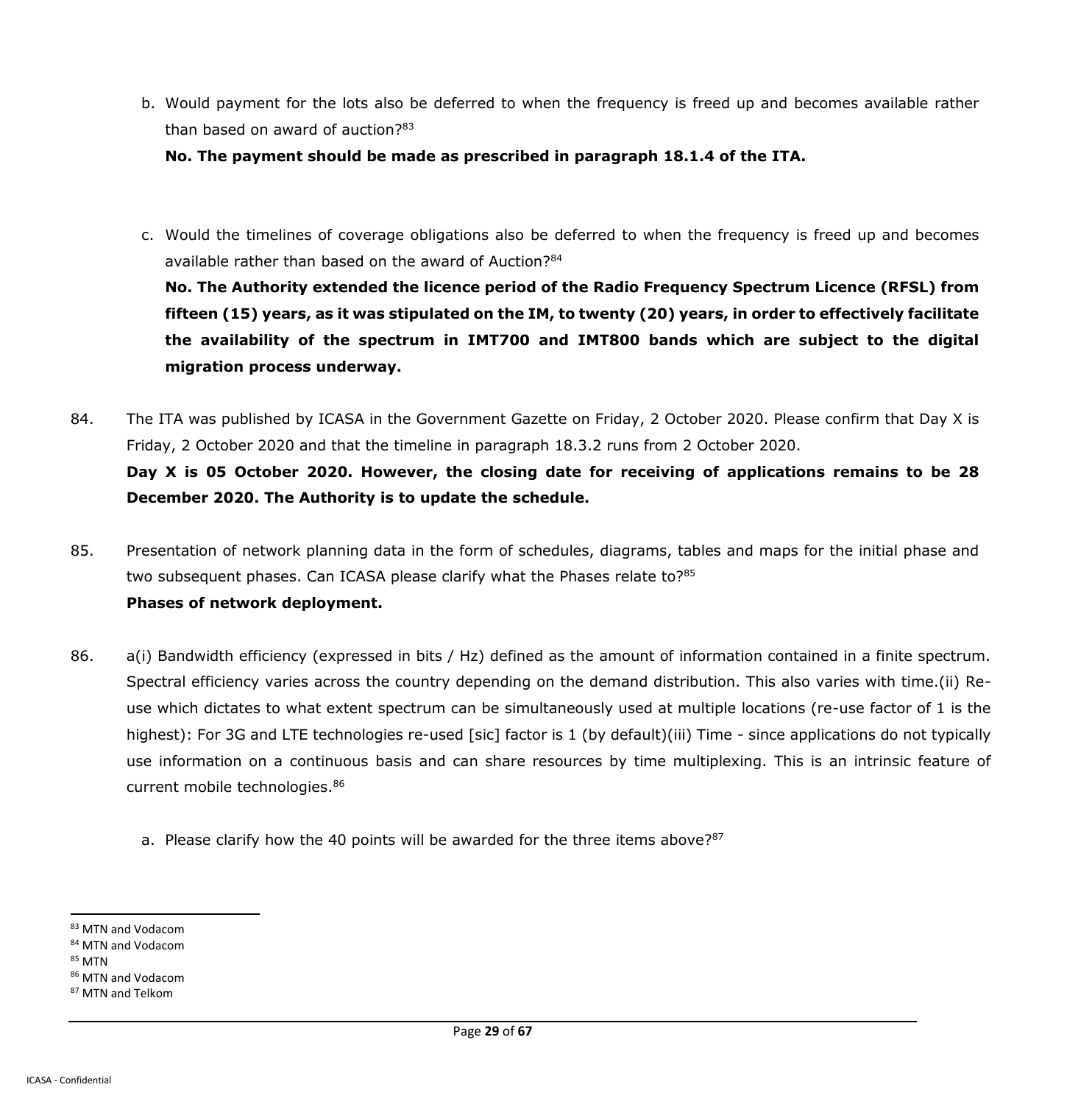b. Would payment for the lots also be deferred to when the frequency is freed up and becomes available rather than based on award of auction?[83]

   **No. The payment should be made as prescribed in paragraph 18.1.4 of the ITA.**

c. Would the timelines of coverage obligations also be deferred to when the frequency is freed up and becomes available rather than based on the award of Auction?[84]

   **No. The Authority extended the licence period of the Radio Frequency Spectrum Licence (RFSL) from fifteen (15) years, as it was stipulated on the IM, to twenty (20) years, in order to effectively facilitate the availability of the spectrum in IMT700 and IMT800 bands which are subject to the digital migration process underway.**

84. The ITA was published by ICASA in the Government Gazette on Friday, 2 October 2020. Please confirm that Day X is Friday, 2 October 2020 and that the timeline in paragraph 18.3.2 runs from 2 October 2020.

    **Day X is 05 October 2020. However, the closing date for receiving of applications remains to be 28 December 2020. The Authority is to update the schedule.**

85. Presentation of network planning data in the form of schedules, diagrams, tables and maps for the initial phase and two subsequent phases. Can ICASA please clarify what the Phases relate to?[85]

    **Phases of network deployment.**

86. a(i) Bandwidth efficiency (expressed in bits / Hz) defined as the amount of information contained in a finite spectrum. Spectral efficiency varies across the country depending on the demand distribution. This also varies with time.(ii) Re-use which dictates to what extent spectrum can be simultaneously used at multiple locations (re-use factor of 1 is the highest): For 3G and LTE technologies re-used [sic] factor is 1 (by default)(iii) Time - since applications do not typically use information on a continuous basis and can share resources by time multiplexing. This is an intrinsic feature of current mobile technologies.[86]

    a. Please clarify how the 40 points will be awarded for the three items above?[87]

---

[83] MTN and Vodacom

[84] MTN and Vodacom

[85] MTN

[86] MTN and Vodacom

[87] MTN and Telkom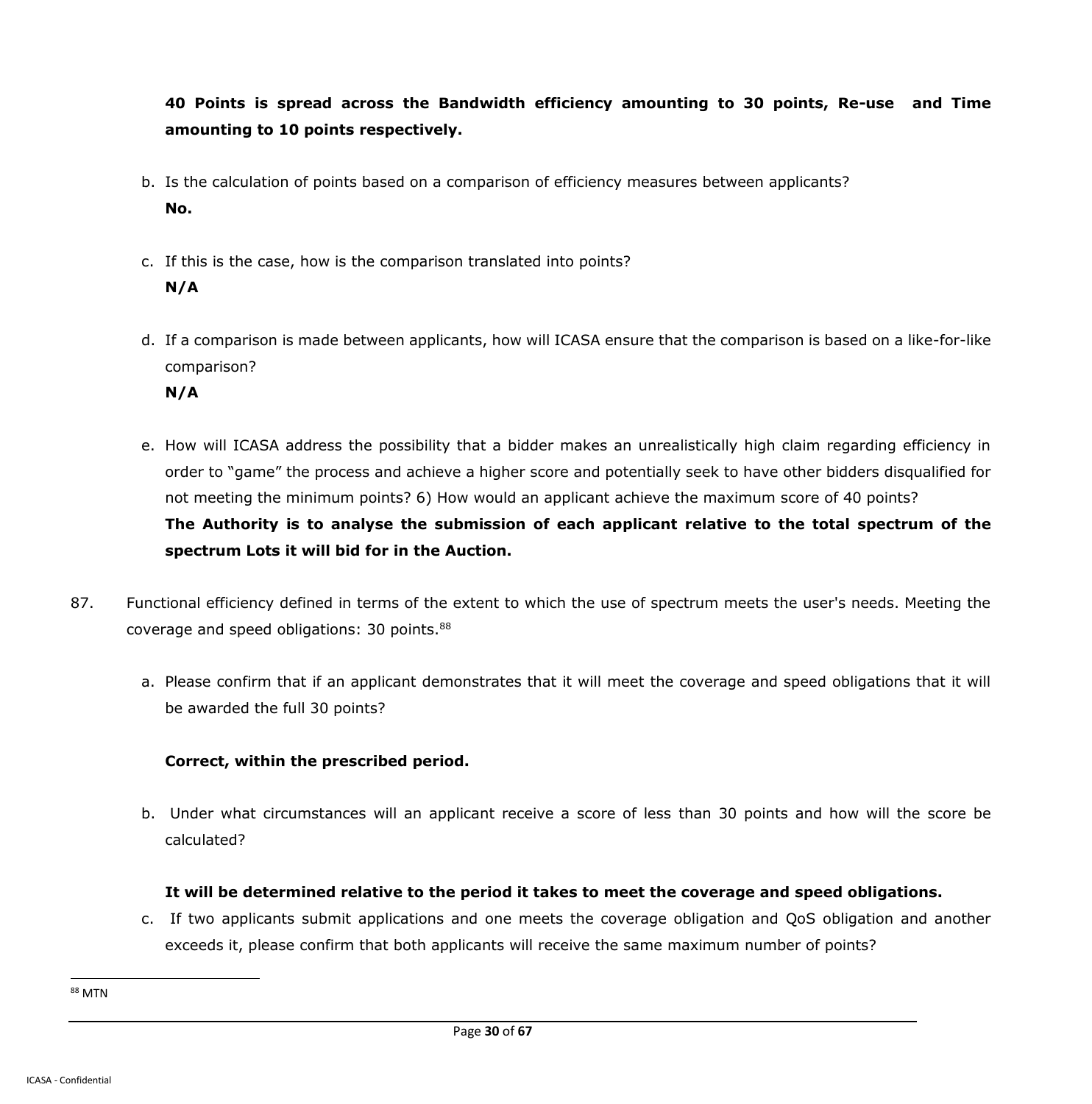**40 Points is spread across the Bandwidth efficiency amounting to 30 points, Re-use and Time amounting to 10 points respectively.**

b. Is the calculation of points based on a comparison of efficiency measures between applicants?
   **No.**

c. If this is the case, how is the comparison translated into points?
   **N/A**

d. If a comparison is made between applicants, how will ICASA ensure that the comparison is based on a like-for-like comparison?
   **N/A**

e. How will ICASA address the possibility that a bidder makes an unrealistically high claim regarding efficiency in order to "game" the process and achieve a higher score and potentially seek to have other bidders disqualified for not meeting the minimum points? 6) How would an applicant achieve the maximum score of 40 points?
   **The Authority is to analyse the submission of each applicant relative to the total spectrum of the spectrum Lots it will bid for in the Auction.**

87. Functional efficiency defined in terms of the extent to which the use of spectrum meets the user's needs. Meeting the coverage and speed obligations: 30 points.[88]

a. Please confirm that if an applicant demonstrates that it will meet the coverage and speed obligations that it will be awarded the full 30 points?

   **Correct, within the prescribed period.**

b. Under what circumstances will an applicant receive a score of less than 30 points and how will the score be calculated?

   **It will be determined relative to the period it takes to meet the coverage and speed obligations.**

c. If two applicants submit applications and one meets the coverage obligation and QoS obligation and another exceeds it, please confirm that both applicants will receive the same maximum number of points?

[88] MTN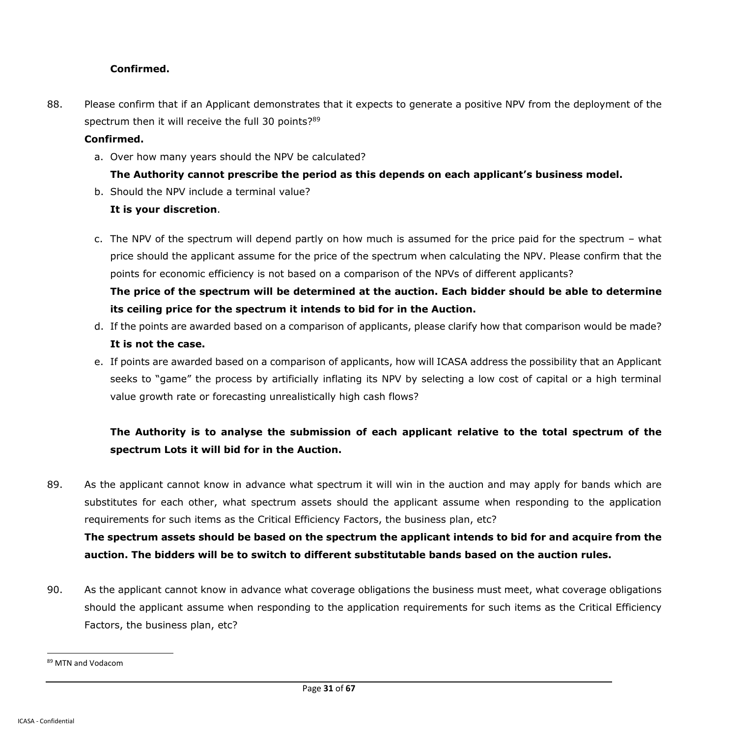**Confirmed.**

88. Please confirm that if an Applicant demonstrates that it expects to generate a positive NPV from the deployment of the spectrum then it will receive the full 30 points?[89]

**Confirmed.**

a. Over how many years should the NPV be calculated?

**The Authority cannot prescribe the period as this depends on each applicant's business model.**

b. Should the NPV include a terminal value?

**It is your discretion**.

c. The NPV of the spectrum will depend partly on how much is assumed for the price paid for the spectrum – what price should the applicant assume for the price of the spectrum when calculating the NPV. Please confirm that the points for economic efficiency is not based on a comparison of the NPVs of different applicants?

**The price of the spectrum will be determined at the auction. Each bidder should be able to determine its ceiling price for the spectrum it intends to bid for in the Auction.**

d. If the points are awarded based on a comparison of applicants, please clarify how that comparison would be made?

**It is not the case.**

e. If points are awarded based on a comparison of applicants, how will ICASA address the possibility that an Applicant seeks to "game" the process by artificially inflating its NPV by selecting a low cost of capital or a high terminal value growth rate or forecasting unrealistically high cash flows?

**The Authority is to analyse the submission of each applicant relative to the total spectrum of the spectrum Lots it will bid for in the Auction.**

89. As the applicant cannot know in advance what spectrum it will win in the auction and may apply for bands which are substitutes for each other, what spectrum assets should the applicant assume when responding to the application requirements for such items as the Critical Efficiency Factors, the business plan, etc?

**The spectrum assets should be based on the spectrum the applicant intends to bid for and acquire from the auction. The bidders will be to switch to different substitutable bands based on the auction rules.**

90. As the applicant cannot know in advance what coverage obligations the business must meet, what coverage obligations should the applicant assume when responding to the application requirements for such items as the Critical Efficiency Factors, the business plan, etc?

---

[89] MTN and Vodacom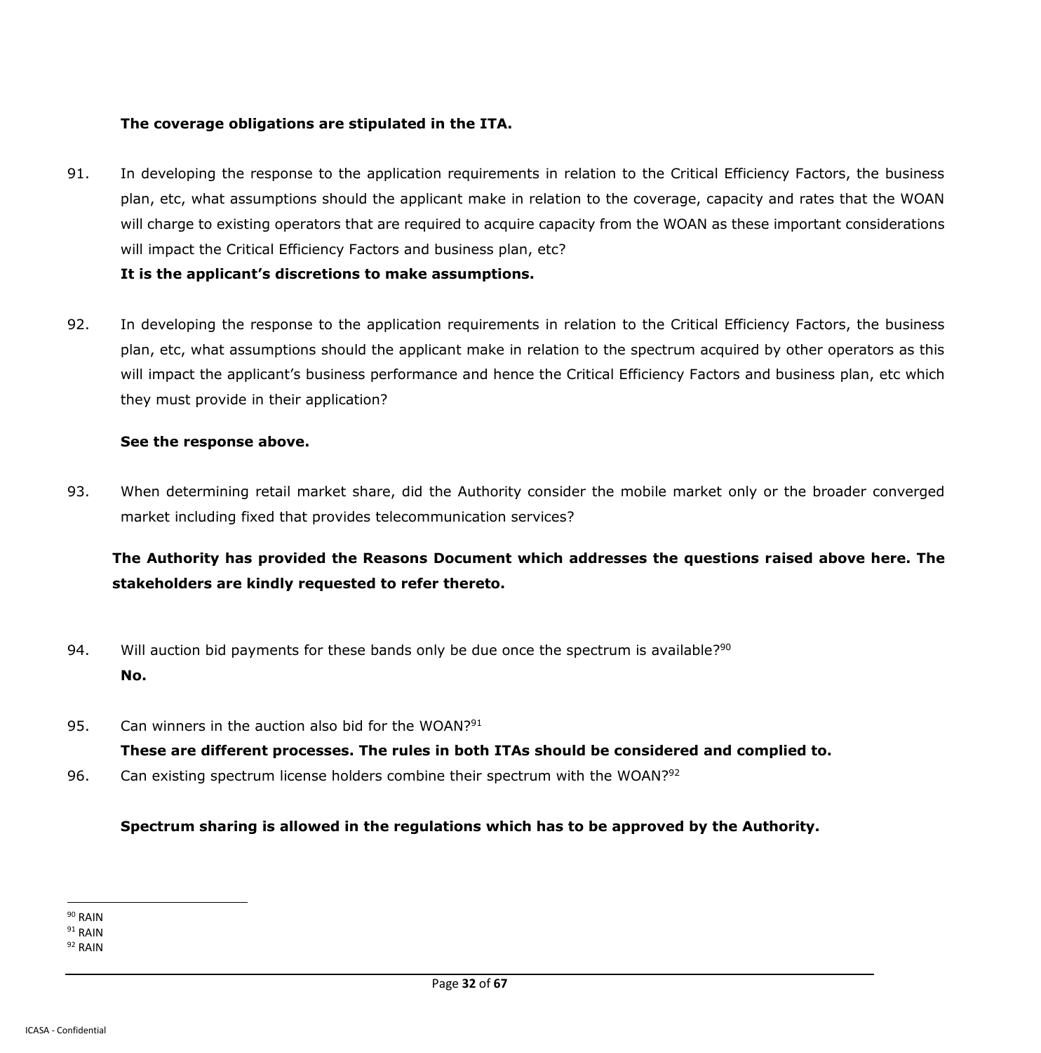**The coverage obligations are stipulated in the ITA.**

91. In developing the response to the application requirements in relation to the Critical Efficiency Factors, the business plan, etc, what assumptions should the applicant make in relation to the coverage, capacity and rates that the WOAN will charge to existing operators that are required to acquire capacity from the WOAN as these important considerations will impact the Critical Efficiency Factors and business plan, etc?
**It is the applicant's discretions to make assumptions.**

92. In developing the response to the application requirements in relation to the Critical Efficiency Factors, the business plan, etc, what assumptions should the applicant make in relation to the spectrum acquired by other operators as this will impact the applicant's business performance and hence the Critical Efficiency Factors and business plan, etc which they must provide in their application?

**See the response above.**

93. When determining retail market share, did the Authority consider the mobile market only or the broader converged market including fixed that provides telecommunication services?

**The Authority has provided the Reasons Document which addresses the questions raised above here. The stakeholders are kindly requested to refer thereto.**

94. Will auction bid payments for these bands only be due once the spectrum is available?[90]
**No.**

95. Can winners in the auction also bid for the WOAN?[91]
**These are different processes. The rules in both ITAs should be considered and complied to.**

96. Can existing spectrum license holders combine their spectrum with the WOAN?[92]

**Spectrum sharing is allowed in the regulations which has to be approved by the Authority.**

---

[90] RAIN
[91] RAIN
[92] RAIN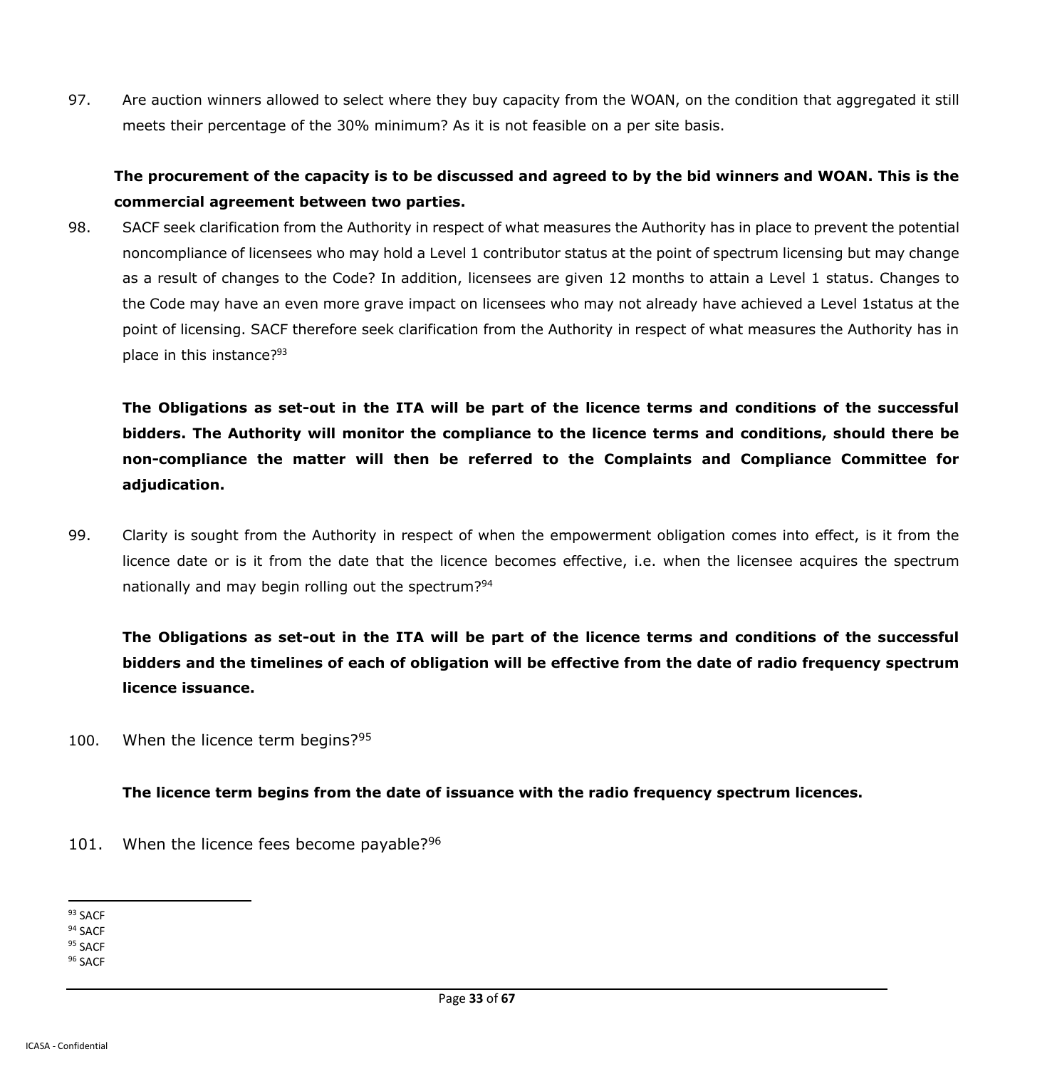97. Are auction winners allowed to select where they buy capacity from the WOAN, on the condition that aggregated it still meets their percentage of the 30% minimum? As it is not feasible on a per site basis.

**The procurement of the capacity is to be discussed and agreed to by the bid winners and WOAN. This is the commercial agreement between two parties.**

98. SACF seek clarification from the Authority in respect of what measures the Authority has in place to prevent the potential noncompliance of licensees who may hold a Level 1 contributor status at the point of spectrum licensing but may change as a result of changes to the Code? In addition, licensees are given 12 months to attain a Level 1 status. Changes to the Code may have an even more grave impact on licensees who may not already have achieved a Level 1status at the point of licensing. SACF therefore seek clarification from the Authority in respect of what measures the Authority has in place in this instance?[93]

**The Obligations as set-out in the ITA will be part of the licence terms and conditions of the successful bidders. The Authority will monitor the compliance to the licence terms and conditions, should there be non-compliance the matter will then be referred to the Complaints and Compliance Committee for adjudication.**

99. Clarity is sought from the Authority in respect of when the empowerment obligation comes into effect, is it from the licence date or is it from the date that the licence becomes effective, i.e. when the licensee acquires the spectrum nationally and may begin rolling out the spectrum?[94]

**The Obligations as set-out in the ITA will be part of the licence terms and conditions of the successful bidders and the timelines of each of obligation will be effective from the date of radio frequency spectrum licence issuance.**

100. When the licence term begins?[95]

**The licence term begins from the date of issuance with the radio frequency spectrum licences.**

101. When the licence fees become payable?[96]

---

[93] SACF

[94] SACF

[95] SACF

[96] SACF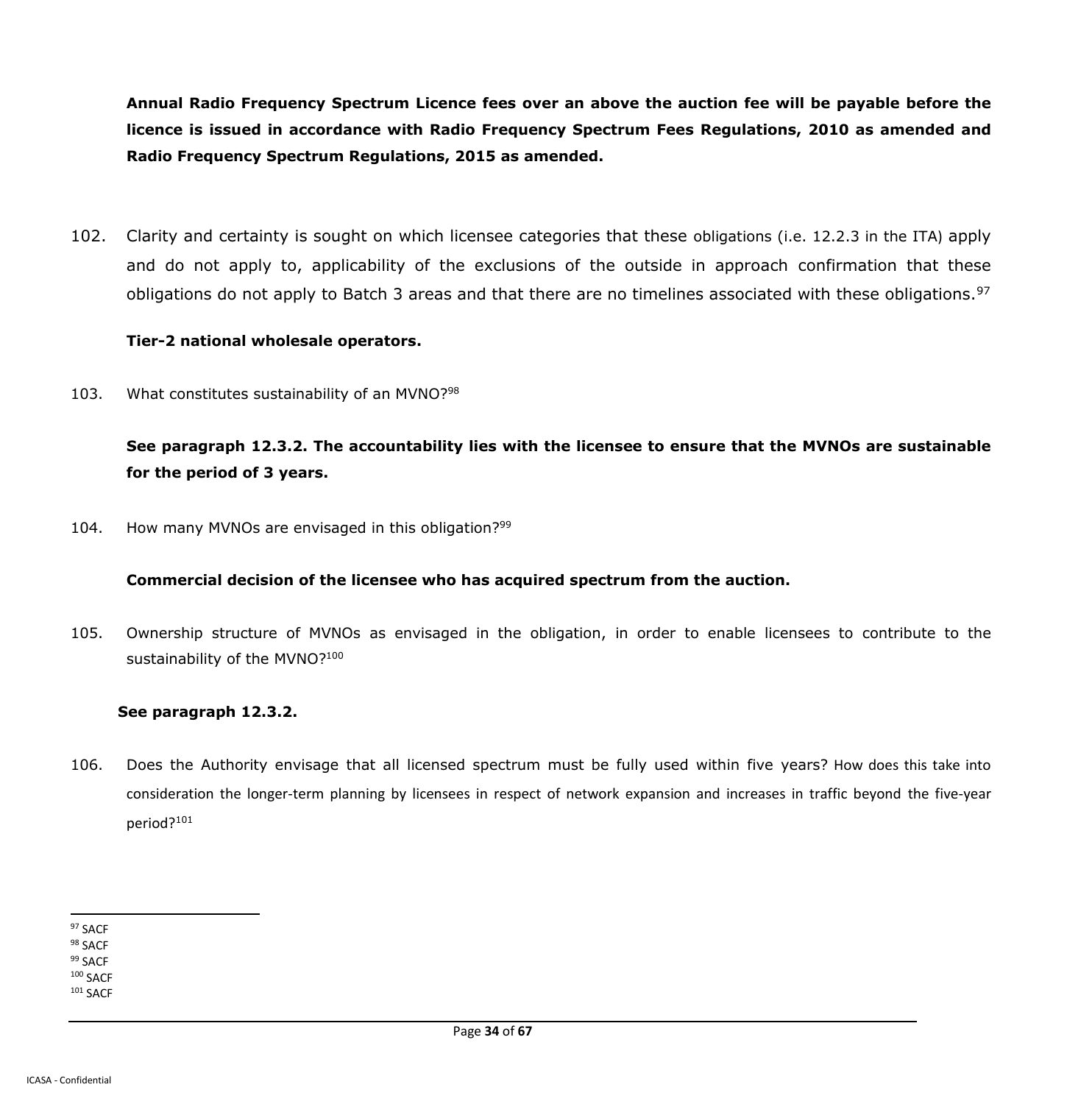**Annual Radio Frequency Spectrum Licence fees over an above the auction fee will be payable before the licence is issued in accordance with Radio Frequency Spectrum Fees Regulations, 2010 as amended and Radio Frequency Spectrum Regulations, 2015 as amended.**

102. Clarity and certainty is sought on which licensee categories that these obligations (i.e. 12.2.3 in the ITA) apply and do not apply to, applicability of the exclusions of the outside in approach confirmation that these obligations do not apply to Batch 3 areas and that there are no timelines associated with these obligations.[97]

**Tier-2 national wholesale operators.**

103. What constitutes sustainability of an MVNO?[98]

**See paragraph 12.3.2. The accountability lies with the licensee to ensure that the MVNOs are sustainable for the period of 3 years.**

104. How many MVNOs are envisaged in this obligation?[99]

**Commercial decision of the licensee who has acquired spectrum from the auction.**

105. Ownership structure of MVNOs as envisaged in the obligation, in order to enable licensees to contribute to the sustainability of the MVNO?[100]

**See paragraph 12.3.2.**

106. Does the Authority envisage that all licensed spectrum must be fully used within five years? How does this take into consideration the longer-term planning by licensees in respect of network expansion and increases in traffic beyond the five-year period?[101]

[97] SACF
[98] SACF
[99] SACF
[100] SACF
[101] SACF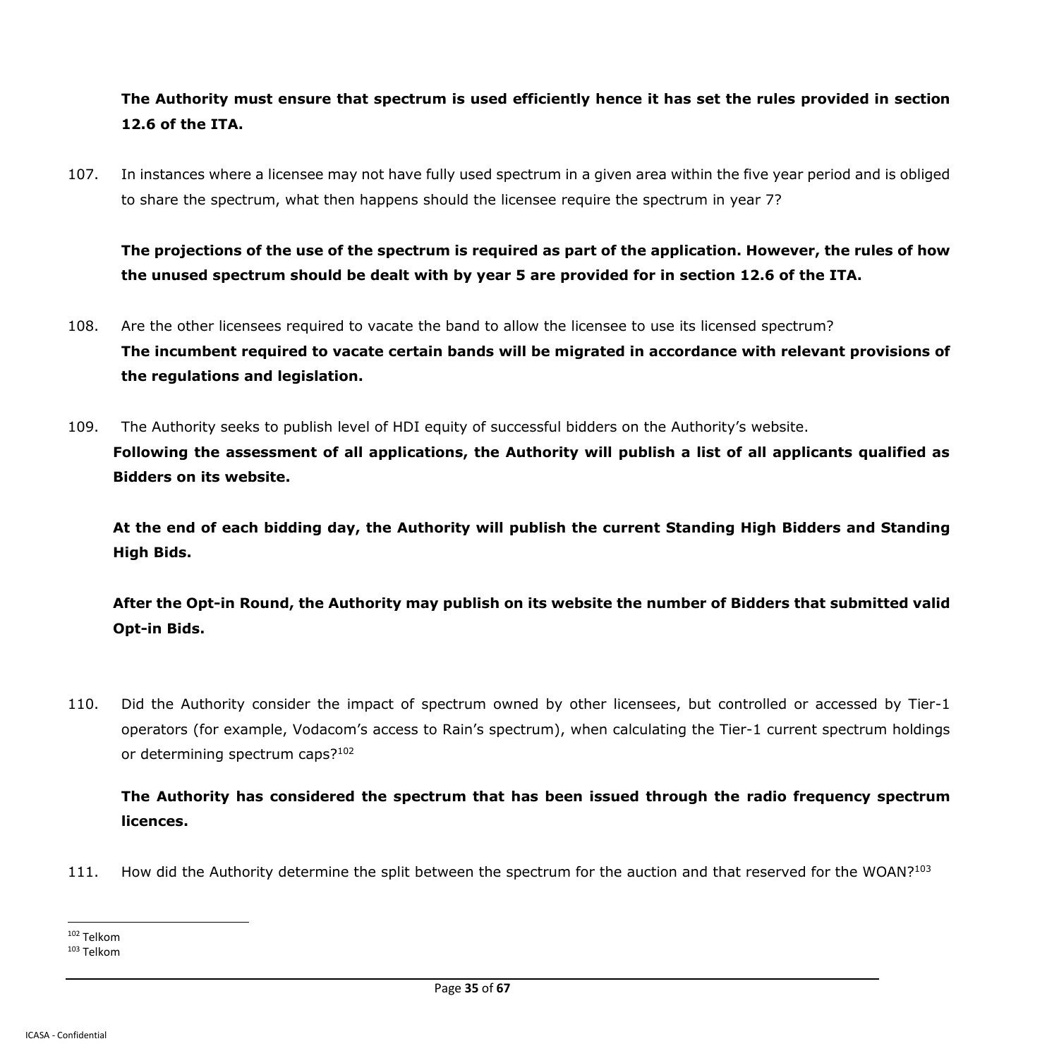**The Authority must ensure that spectrum is used efficiently hence it has set the rules provided in section 12.6 of the ITA.**

107. In instances where a licensee may not have fully used spectrum in a given area within the five year period and is obliged to share the spectrum, what then happens should the licensee require the spectrum in year 7?

**The projections of the use of the spectrum is required as part of the application. However, the rules of how the unused spectrum should be dealt with by year 5 are provided for in section 12.6 of the ITA.**

108. Are the other licensees required to vacate the band to allow the licensee to use its licensed spectrum?
**The incumbent required to vacate certain bands will be migrated in accordance with relevant provisions of the regulations and legislation.**

109. The Authority seeks to publish level of HDI equity of successful bidders on the Authority's website.
**Following the assessment of all applications, the Authority will publish a list of all applicants qualified as Bidders on its website.**

**At the end of each bidding day, the Authority will publish the current Standing High Bidders and Standing High Bids.**

**After the Opt-in Round, the Authority may publish on its website the number of Bidders that submitted valid Opt-in Bids.**

110. Did the Authority consider the impact of spectrum owned by other licensees, but controlled or accessed by Tier-1 operators (for example, Vodacom's access to Rain's spectrum), when calculating the Tier-1 current spectrum holdings or determining spectrum caps?[102]

**The Authority has considered the spectrum that has been issued through the radio frequency spectrum licences.**

111. How did the Authority determine the split between the spectrum for the auction and that reserved for the WOAN?[103]

---

[102] Telkom

[103] Telkom

ICASA - Confidential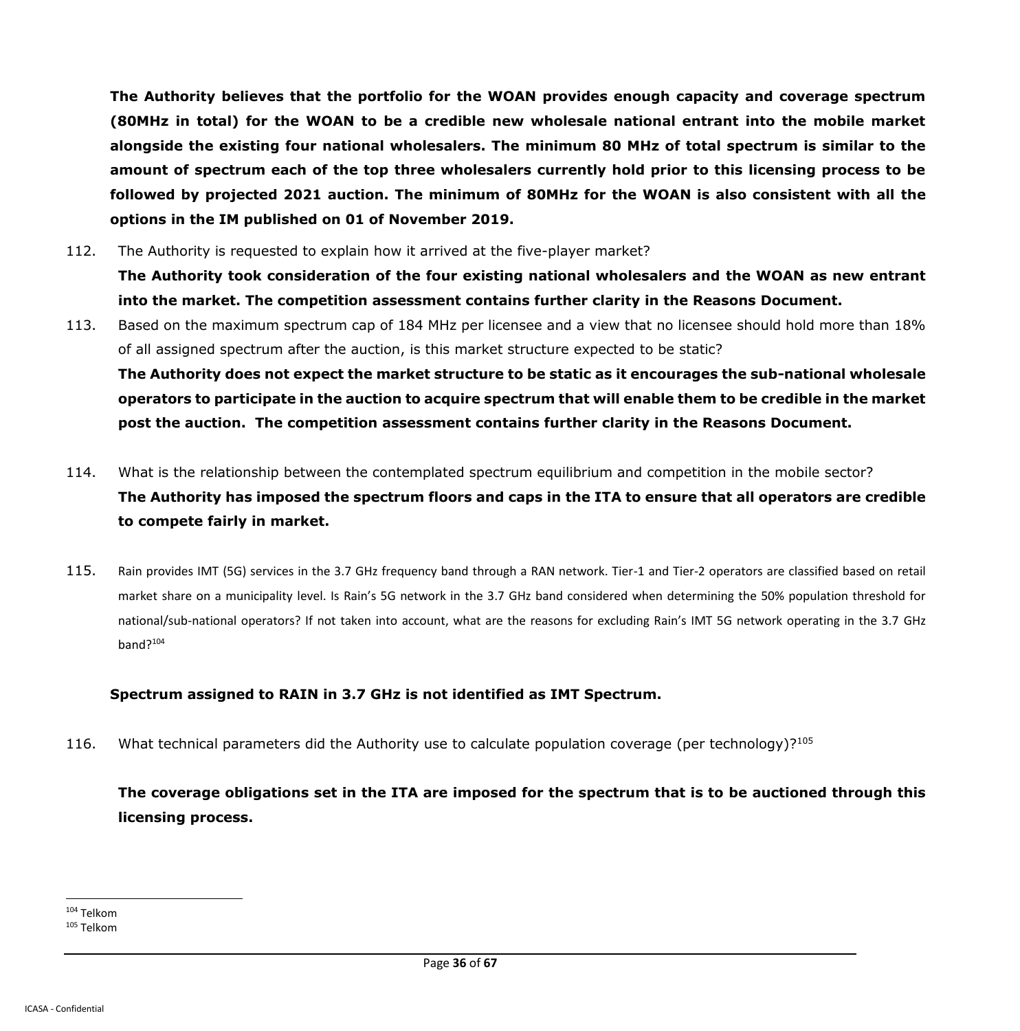**The Authority believes that the portfolio for the WOAN provides enough capacity and coverage spectrum (80MHz in total) for the WOAN to be a credible new wholesale national entrant into the mobile market alongside the existing four national wholesalers. The minimum 80 MHz of total spectrum is similar to the amount of spectrum each of the top three wholesalers currently hold prior to this licensing process to be followed by projected 2021 auction. The minimum of 80MHz for the WOAN is also consistent with all the options in the IM published on 01 of November 2019.**

112. The Authority is requested to explain how it arrived at the five-player market?

**The Authority took consideration of the four existing national wholesalers and the WOAN as new entrant into the market. The competition assessment contains further clarity in the Reasons Document.**

113. Based on the maximum spectrum cap of 184 MHz per licensee and a view that no licensee should hold more than 18% of all assigned spectrum after the auction, is this market structure expected to be static?

**The Authority does not expect the market structure to be static as it encourages the sub-national wholesale operators to participate in the auction to acquire spectrum that will enable them to be credible in the market post the auction. The competition assessment contains further clarity in the Reasons Document.**

114. What is the relationship between the contemplated spectrum equilibrium and competition in the mobile sector?

**The Authority has imposed the spectrum floors and caps in the ITA to ensure that all operators are credible to compete fairly in market.**

115. Rain provides IMT (5G) services in the 3.7 GHz frequency band through a RAN network. Tier-1 and Tier-2 operators are classified based on retail market share on a municipality level. Is Rain's 5G network in the 3.7 GHz band considered when determining the 50% population threshold for national/sub-national operators? If not taken into account, what are the reasons for excluding Rain's IMT 5G network operating in the 3.7 GHz band?[104]

**Spectrum assigned to RAIN in 3.7 GHz is not identified as IMT Spectrum.**

116. What technical parameters did the Authority use to calculate population coverage (per technology)?[105]

**The coverage obligations set in the ITA are imposed for the spectrum that is to be auctioned through this licensing process.**

---

[104] Telkom

[105] Telkom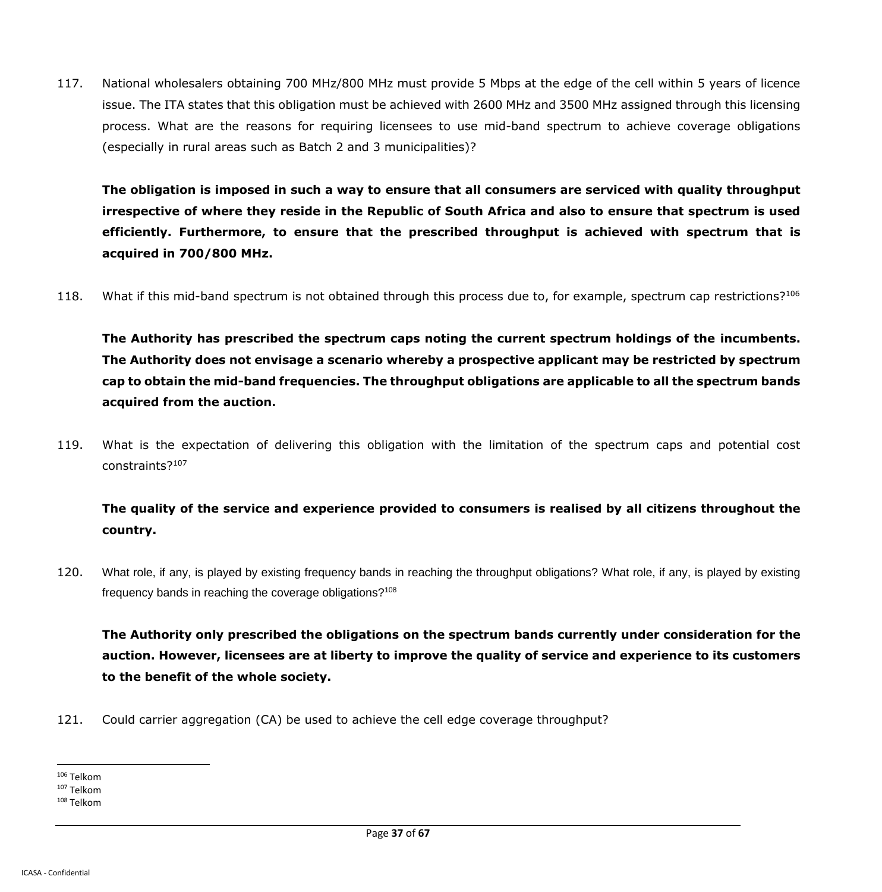117. National wholesalers obtaining 700 MHz/800 MHz must provide 5 Mbps at the edge of the cell within 5 years of licence issue. The ITA states that this obligation must be achieved with 2600 MHz and 3500 MHz assigned through this licensing process. What are the reasons for requiring licensees to use mid-band spectrum to achieve coverage obligations (especially in rural areas such as Batch 2 and 3 municipalities)?

**The obligation is imposed in such a way to ensure that all consumers are serviced with quality throughput irrespective of where they reside in the Republic of South Africa and also to ensure that spectrum is used efficiently. Furthermore, to ensure that the prescribed throughput is achieved with spectrum that is acquired in 700/800 MHz.**

118. What if this mid-band spectrum is not obtained through this process due to, for example, spectrum cap restrictions?[106]

**The Authority has prescribed the spectrum caps noting the current spectrum holdings of the incumbents. The Authority does not envisage a scenario whereby a prospective applicant may be restricted by spectrum cap to obtain the mid-band frequencies. The throughput obligations are applicable to all the spectrum bands acquired from the auction.**

119. What is the expectation of delivering this obligation with the limitation of the spectrum caps and potential cost constraints?[107]

**The quality of the service and experience provided to consumers is realised by all citizens throughout the country.**

120. What role, if any, is played by existing frequency bands in reaching the throughput obligations? What role, if any, is played by existing frequency bands in reaching the coverage obligations?[108]

**The Authority only prescribed the obligations on the spectrum bands currently under consideration for the auction. However, licensees are at liberty to improve the quality of service and experience to its customers to the benefit of the whole society.**

121. Could carrier aggregation (CA) be used to achieve the cell edge coverage throughput?

---

[106] Telkom
[107] Telkom
[108] Telkom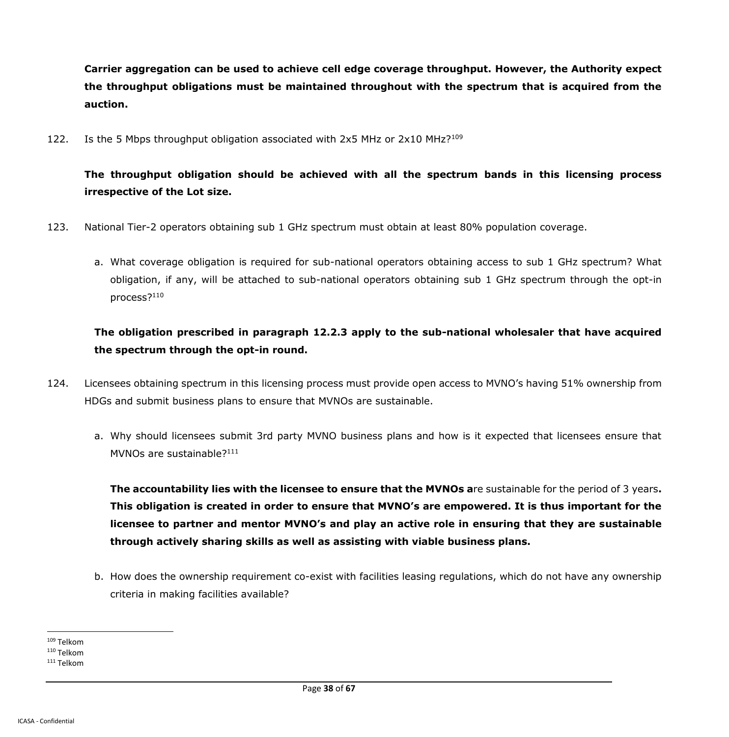**Carrier aggregation can be used to achieve cell edge coverage throughput. However, the Authority expect the throughput obligations must be maintained throughout with the spectrum that is acquired from the auction.**

122. Is the 5 Mbps throughput obligation associated with 2x5 MHz or 2x10 MHz?[109]

**The throughput obligation should be achieved with all the spectrum bands in this licensing process irrespective of the Lot size.**

123. National Tier-2 operators obtaining sub 1 GHz spectrum must obtain at least 80% population coverage.

a. What coverage obligation is required for sub-national operators obtaining access to sub 1 GHz spectrum? What obligation, if any, will be attached to sub-national operators obtaining sub 1 GHz spectrum through the opt-in process?[110]

**The obligation prescribed in paragraph 12.2.3 apply to the sub-national wholesaler that have acquired the spectrum through the opt-in round.**

124. Licensees obtaining spectrum in this licensing process must provide open access to MVNO's having 51% ownership from HDGs and submit business plans to ensure that MVNOs are sustainable.

a. Why should licensees submit 3rd party MVNO business plans and how is it expected that licensees ensure that MVNOs are sustainable?[111]

**The accountability lies with the licensee to ensure that the MVNOs a**re sustainable for the period of 3 years**. This obligation is created in order to ensure that MVNO's are empowered. It is thus important for the licensee to partner and mentor MVNO's and play an active role in ensuring that they are sustainable through actively sharing skills as well as assisting with viable business plans.**

b. How does the ownership requirement co-exist with facilities leasing regulations, which do not have any ownership criteria in making facilities available?

[109] Telkom
[110] Telkom
[111] Telkom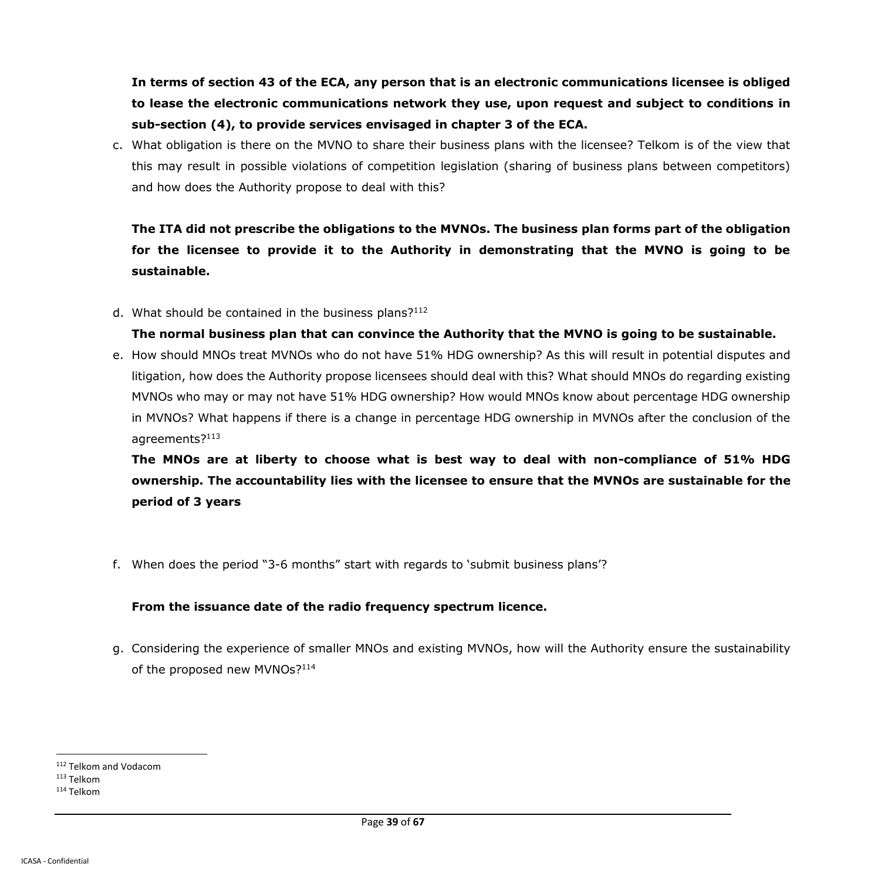**In terms of section 43 of the ECA, any person that is an electronic communications licensee is obliged to lease the electronic communications network they use, upon request and subject to conditions in sub-section (4), to provide services envisaged in chapter 3 of the ECA.**

c. What obligation is there on the MVNO to share their business plans with the licensee? Telkom is of the view that this may result in possible violations of competition legislation (sharing of business plans between competitors) and how does the Authority propose to deal with this?

**The ITA did not prescribe the obligations to the MVNOs. The business plan forms part of the obligation for the licensee to provide it to the Authority in demonstrating that the MVNO is going to be sustainable.**

d. What should be contained in the business plans?[112]

**The normal business plan that can convince the Authority that the MVNO is going to be sustainable.**

e. How should MNOs treat MVNOs who do not have 51% HDG ownership? As this will result in potential disputes and litigation, how does the Authority propose licensees should deal with this? What should MNOs do regarding existing MVNOs who may or may not have 51% HDG ownership? How would MNOs know about percentage HDG ownership in MVNOs? What happens if there is a change in percentage HDG ownership in MVNOs after the conclusion of the agreements?[113]

**The MNOs are at liberty to choose what is best way to deal with non-compliance of 51% HDG ownership. The accountability lies with the licensee to ensure that the MVNOs are sustainable for the period of 3 years**

f. When does the period "3-6 months" start with regards to 'submit business plans'?

**From the issuance date of the radio frequency spectrum licence.**

g. Considering the experience of smaller MNOs and existing MVNOs, how will the Authority ensure the sustainability of the proposed new MVNOs?[114]

---

[112] Telkom and Vodacom

[113] Telkom

[114] Telkom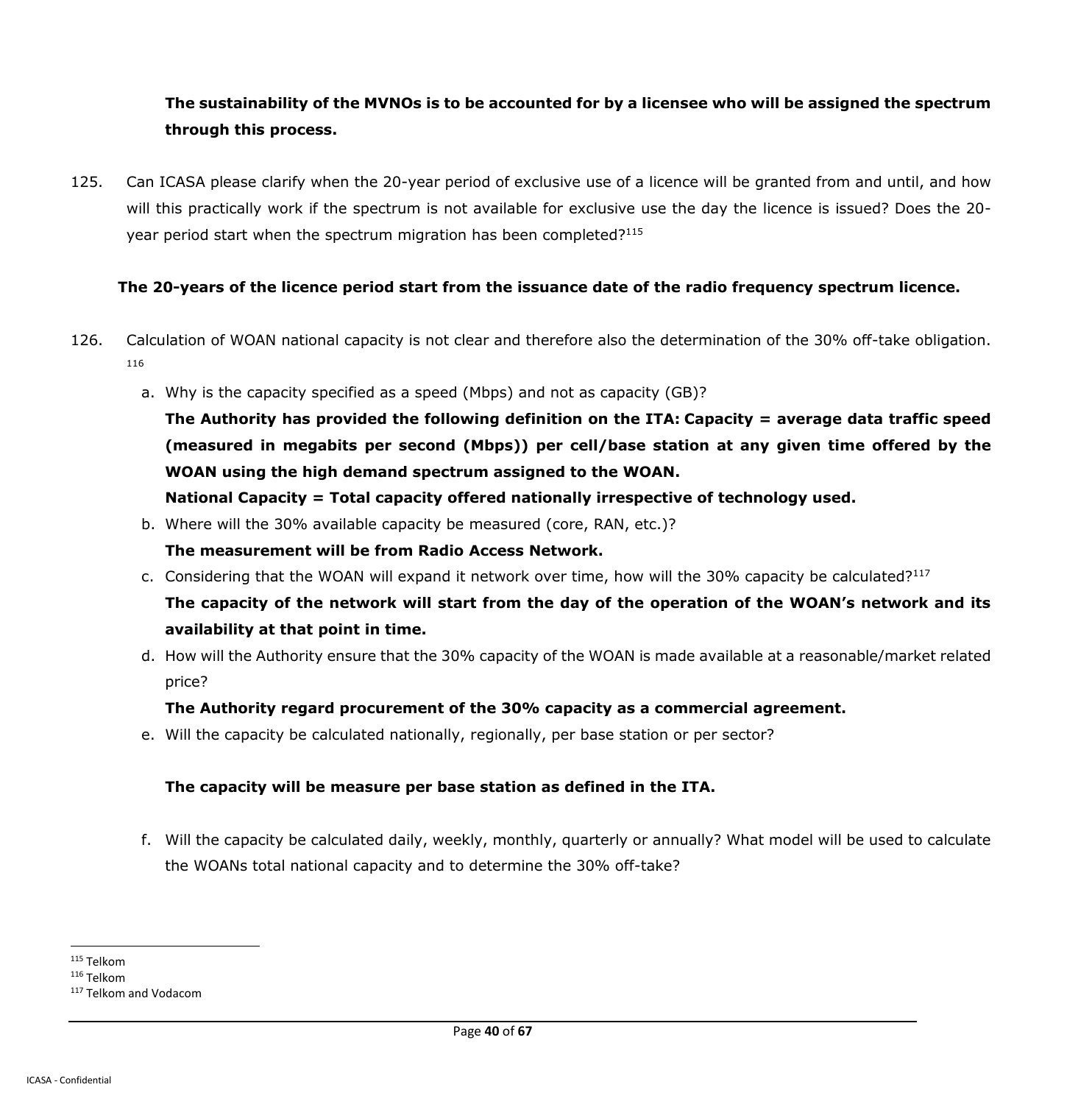**The sustainability of the MVNOs is to be accounted for by a licensee who will be assigned the spectrum through this process.**

125. Can ICASA please clarify when the 20-year period of exclusive use of a licence will be granted from and until, and how will this practically work if the spectrum is not available for exclusive use the day the licence is issued? Does the 20-year period start when the spectrum migration has been completed?[115]

**The 20-years of the licence period start from the issuance date of the radio frequency spectrum licence.**

126. Calculation of WOAN national capacity is not clear and therefore also the determination of the 30% off-take obligation.[116]

   a. Why is the capacity specified as a speed (Mbps) and not as capacity (GB)?

   **The Authority has provided the following definition on the ITA: Capacity = average data traffic speed (measured in megabits per second (Mbps)) per cell/base station at any given time offered by the WOAN using the high demand spectrum assigned to the WOAN.**

   **National Capacity = Total capacity offered nationally irrespective of technology used.**

   b. Where will the 30% available capacity be measured (core, RAN, etc.)?

   **The measurement will be from Radio Access Network.**

   c. Considering that the WOAN will expand it network over time, how will the 30% capacity be calculated?[117]

   **The capacity of the network will start from the day of the operation of the WOAN's network and its availability at that point in time.**

   d. How will the Authority ensure that the 30% capacity of the WOAN is made available at a reasonable/market related price?

   **The Authority regard procurement of the 30% capacity as a commercial agreement.**

   e. Will the capacity be calculated nationally, regionally, per base station or per sector?

   **The capacity will be measure per base station as defined in the ITA.**

   f. Will the capacity be calculated daily, weekly, monthly, quarterly or annually? What model will be used to calculate the WOANs total national capacity and to determine the 30% off-take?

---

[115] Telkom

[116] Telkom

[117] Telkom and Vodacom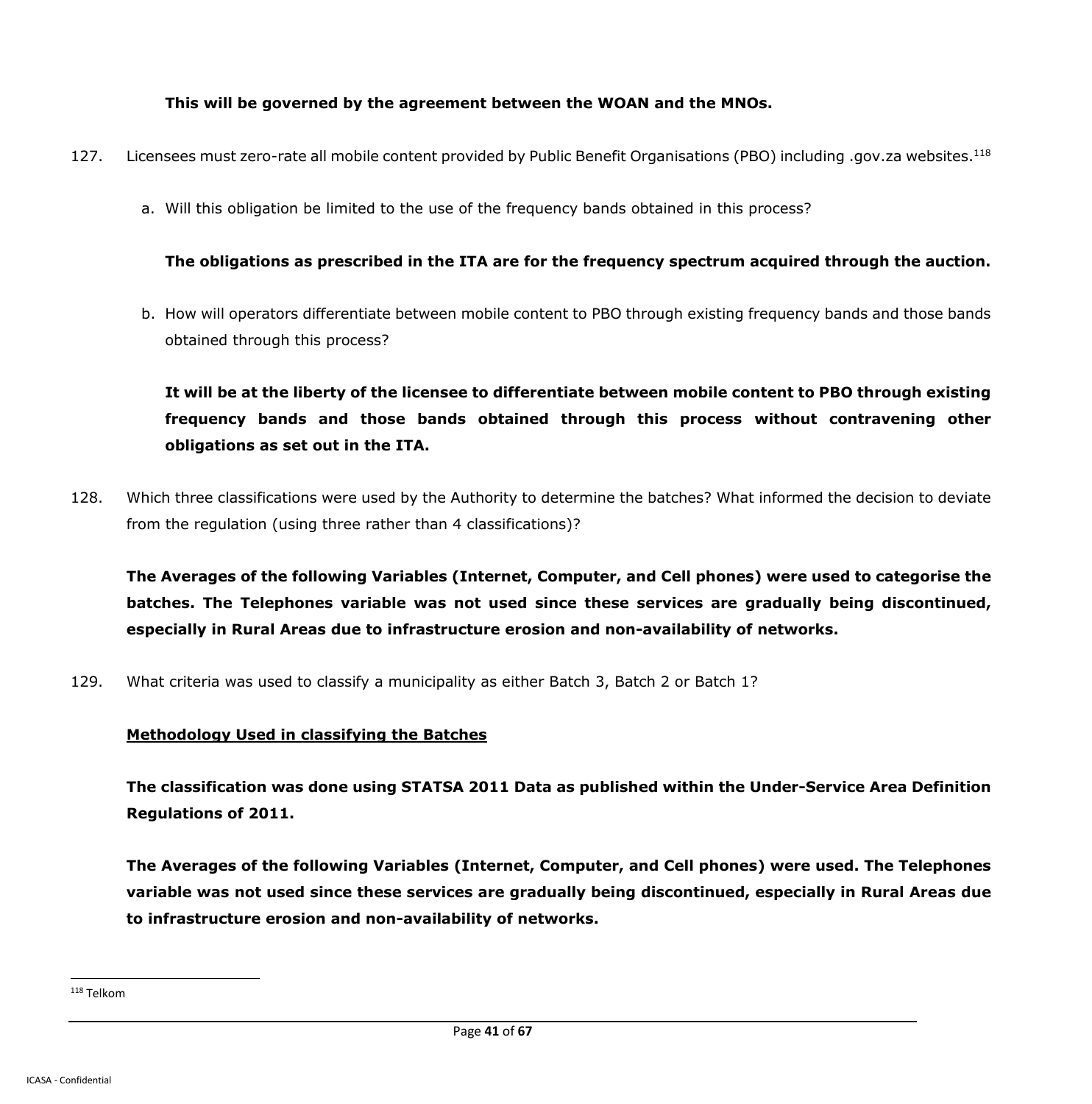**This will be governed by the agreement between the WOAN and the MNOs.**

127. Licensees must zero-rate all mobile content provided by Public Benefit Organisations (PBO) including .gov.za websites.[118]

   a. Will this obligation be limited to the use of the frequency bands obtained in this process?

   **The obligations as prescribed in the ITA are for the frequency spectrum acquired through the auction.**

   b. How will operators differentiate between mobile content to PBO through existing frequency bands and those bands obtained through this process?

   **It will be at the liberty of the licensee to differentiate between mobile content to PBO through existing frequency bands and those bands obtained through this process without contravening other obligations as set out in the ITA.**

128. Which three classifications were used by the Authority to determine the batches? What informed the decision to deviate from the regulation (using three rather than 4 classifications)?

**The Averages of the following Variables (Internet, Computer, and Cell phones) were used to categorise the batches. The Telephones variable was not used since these services are gradually being discontinued, especially in Rural Areas due to infrastructure erosion and non-availability of networks.**

129. What criteria was used to classify a municipality as either Batch 3, Batch 2 or Batch 1?

**<u>Methodology Used in classifying the Batches</u>**

**The classification was done using STATSA 2011 Data as published within the Under-Service Area Definition Regulations of 2011.**

**The Averages of the following Variables (Internet, Computer, and Cell phones) were used. The Telephones variable was not used since these services are gradually being discontinued, especially in Rural Areas due to infrastructure erosion and non-availability of networks.**

---

[118] Telkom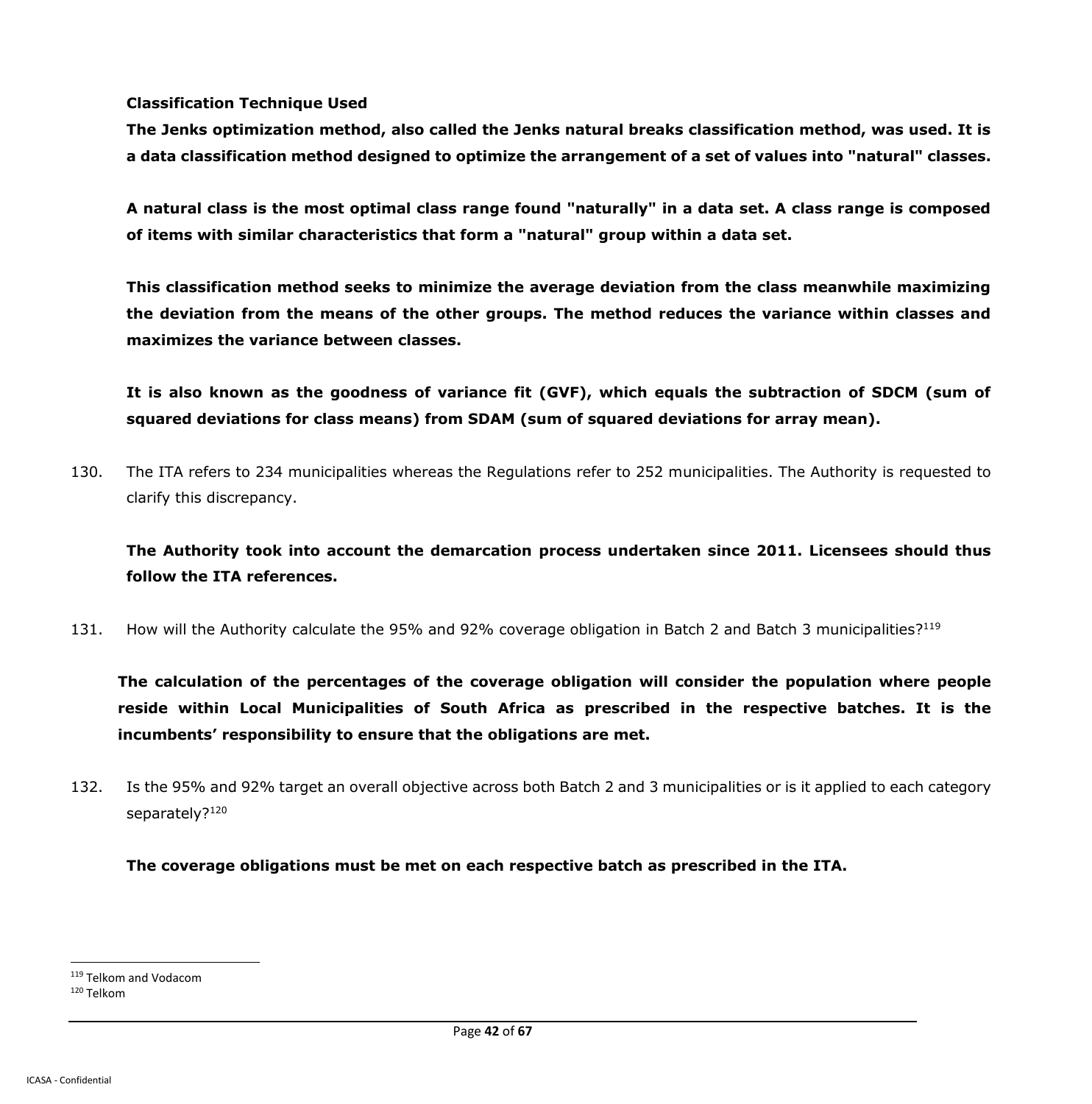**Classification Technique Used**

**The Jenks optimization method, also called the Jenks natural breaks classification method, was used. It is a data classification method designed to optimize the arrangement of a set of values into "natural" classes.**

**A natural class is the most optimal class range found "naturally" in a data set. A class range is composed of items with similar characteristics that form a "natural" group within a data set.**

**This classification method seeks to minimize the average deviation from the class meanwhile maximizing the deviation from the means of the other groups. The method reduces the variance within classes and maximizes the variance between classes.**

**It is also known as the goodness of variance fit (GVF), which equals the subtraction of SDCM (sum of squared deviations for class means) from SDAM (sum of squared deviations for array mean).**

130. The ITA refers to 234 municipalities whereas the Regulations refer to 252 municipalities. The Authority is requested to clarify this discrepancy.

**The Authority took into account the demarcation process undertaken since 2011. Licensees should thus follow the ITA references.**

131. How will the Authority calculate the 95% and 92% coverage obligation in Batch 2 and Batch 3 municipalities?[119]

**The calculation of the percentages of the coverage obligation will consider the population where people reside within Local Municipalities of South Africa as prescribed in the respective batches. It is the incumbents' responsibility to ensure that the obligations are met.**

132. Is the 95% and 92% target an overall objective across both Batch 2 and 3 municipalities or is it applied to each category separately?[120]

**The coverage obligations must be met on each respective batch as prescribed in the ITA.**

---

[119] Telkom and Vodacom

[120] Telkom

ICASA - Confidential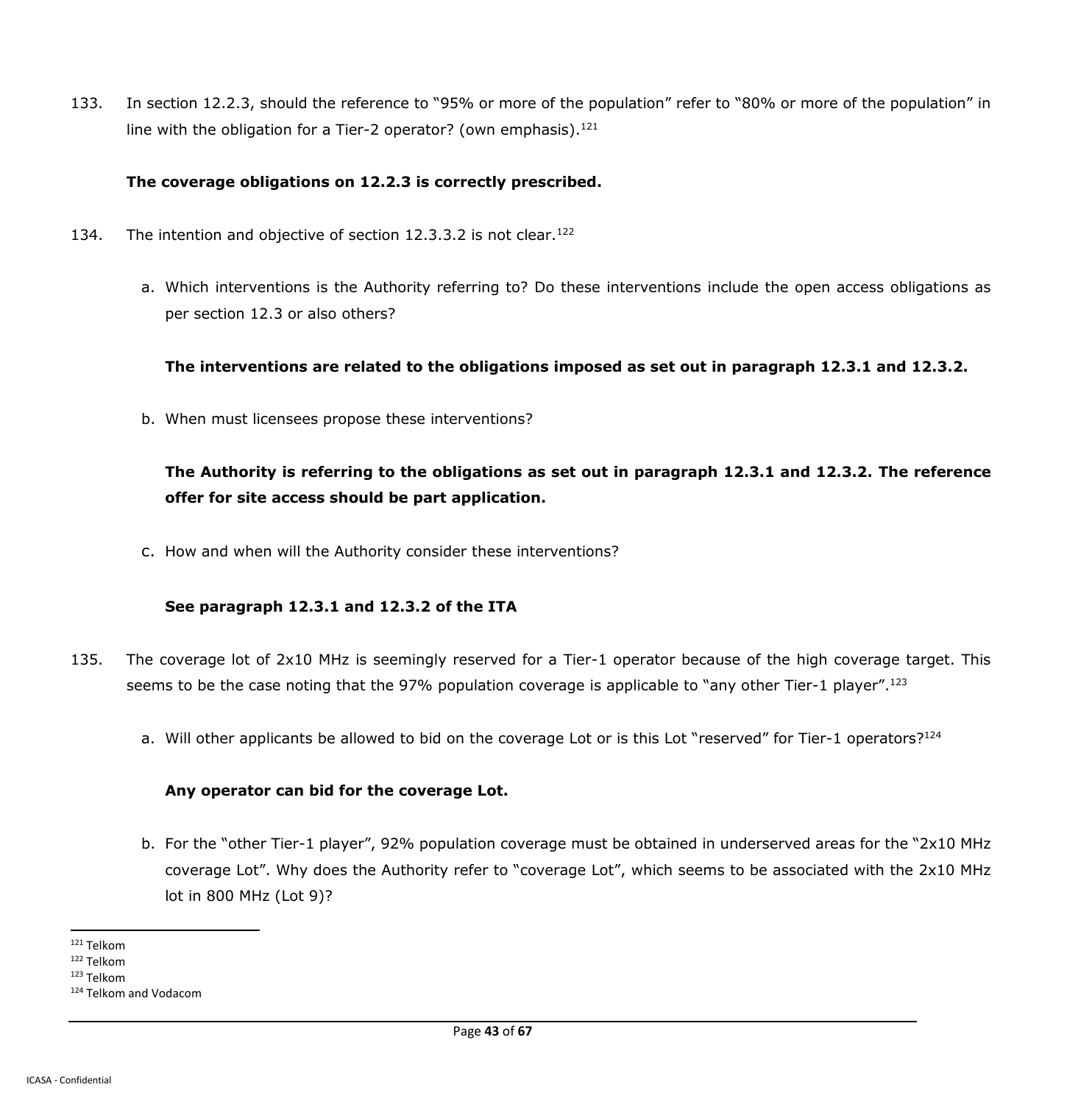133. In section 12.2.3, should the reference to "95% or more of the population" refer to "80% or more of the population" in line with the obligation for a Tier-2 operator? (own emphasis).[121]

**The coverage obligations on 12.2.3 is correctly prescribed.**

134. The intention and objective of section 12.3.3.2 is not clear.[122]

a. Which interventions is the Authority referring to? Do these interventions include the open access obligations as per section 12.3 or also others?

**The interventions are related to the obligations imposed as set out in paragraph 12.3.1 and 12.3.2.**

b. When must licensees propose these interventions?

**The Authority is referring to the obligations as set out in paragraph 12.3.1 and 12.3.2. The reference offer for site access should be part application.**

c. How and when will the Authority consider these interventions?

**See paragraph 12.3.1 and 12.3.2 of the ITA**

135. The coverage lot of 2x10 MHz is seemingly reserved for a Tier-1 operator because of the high coverage target. This seems to be the case noting that the 97% population coverage is applicable to "any other Tier-1 player".[123]

a. Will other applicants be allowed to bid on the coverage Lot or is this Lot "reserved" for Tier-1 operators?[124]

**Any operator can bid for the coverage Lot.**

b. For the "other Tier-1 player", 92% population coverage must be obtained in underserved areas for the "2x10 MHz coverage Lot". Why does the Authority refer to "coverage Lot", which seems to be associated with the 2x10 MHz lot in 800 MHz (Lot 9)?

---

[121] Telkom

[122] Telkom

[123] Telkom

[124] Telkom and Vodacom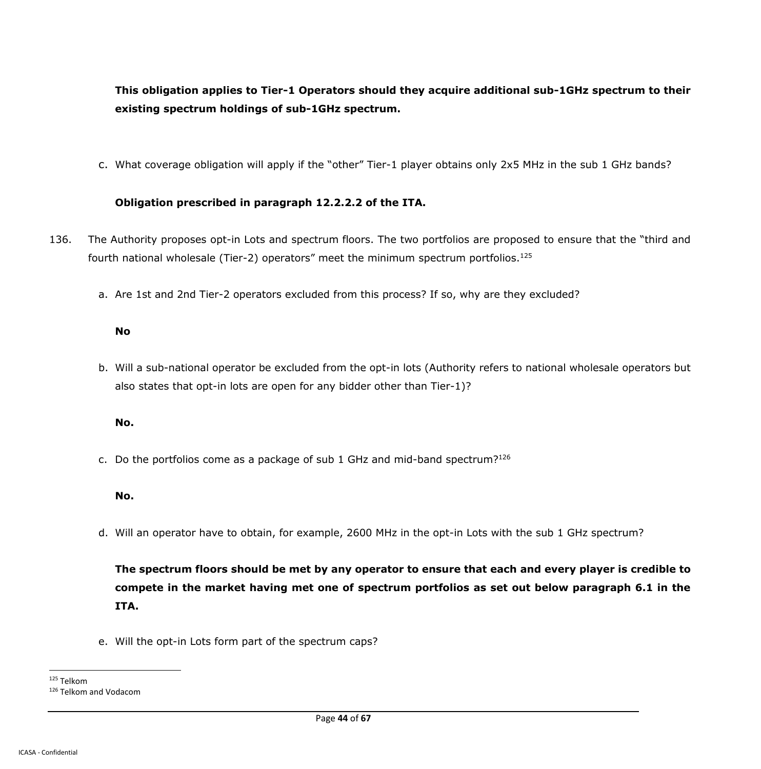**This obligation applies to Tier-1 Operators should they acquire additional sub-1GHz spectrum to their existing spectrum holdings of sub-1GHz spectrum.**

c. What coverage obligation will apply if the "other" Tier-1 player obtains only 2x5 MHz in the sub 1 GHz bands?

**Obligation prescribed in paragraph 12.2.2.2 of the ITA.**

136. The Authority proposes opt-in Lots and spectrum floors. The two portfolios are proposed to ensure that the "third and fourth national wholesale (Tier-2) operators" meet the minimum spectrum portfolios.[125]

a. Are 1st and 2nd Tier-2 operators excluded from this process? If so, why are they excluded?

**No**

b. Will a sub-national operator be excluded from the opt-in lots (Authority refers to national wholesale operators but also states that opt-in lots are open for any bidder other than Tier-1)?

**No.**

c. Do the portfolios come as a package of sub 1 GHz and mid-band spectrum?[126]

**No.**

d. Will an operator have to obtain, for example, 2600 MHz in the opt-in Lots with the sub 1 GHz spectrum?

**The spectrum floors should be met by any operator to ensure that each and every player is credible to compete in the market having met one of spectrum portfolios as set out below paragraph 6.1 in the ITA.**

e. Will the opt-in Lots form part of the spectrum caps?

---

[125] Telkom

[126] Telkom and Vodacom

ICASA - Confidential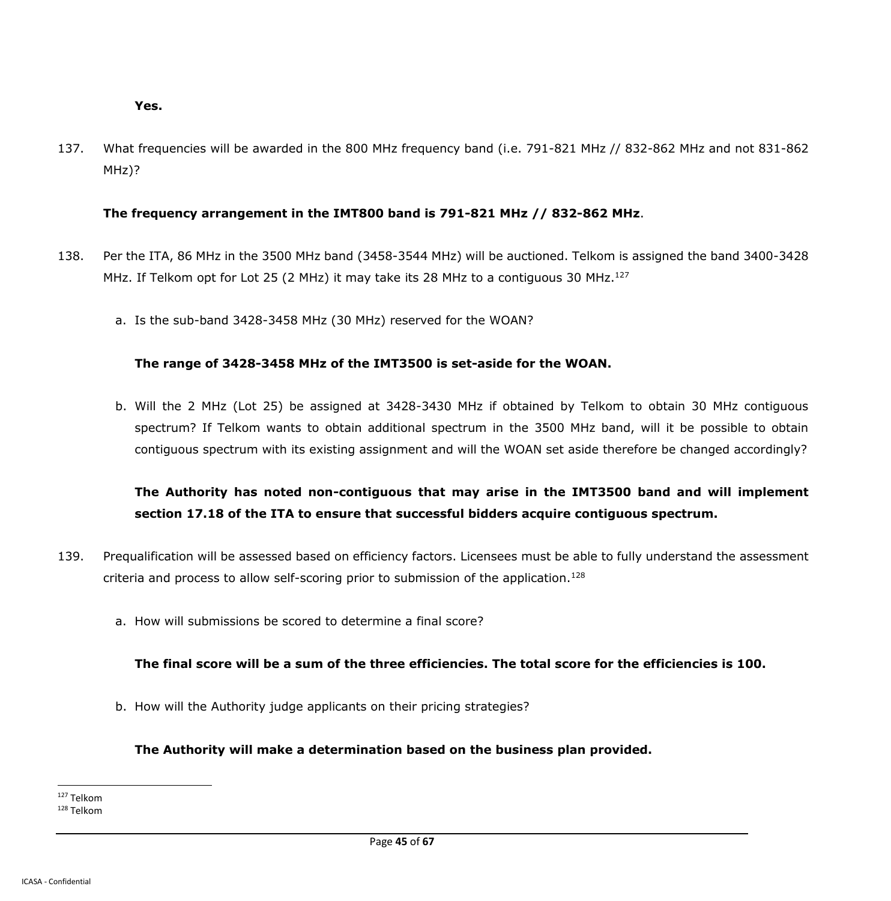**Yes.**

137. What frequencies will be awarded in the 800 MHz frequency band (i.e. 791-821 MHz // 832-862 MHz and not 831-862 MHz)?

    **The frequency arrangement in the IMT800 band is 791-821 MHz // 832-862 MHz**.

138. Per the ITA, 86 MHz in the 3500 MHz band (3458-3544 MHz) will be auctioned. Telkom is assigned the band 3400-3428 MHz. If Telkom opt for Lot 25 (2 MHz) it may take its 28 MHz to a contiguous 30 MHz.[127]

    a. Is the sub-band 3428-3458 MHz (30 MHz) reserved for the WOAN?

       **The range of 3428-3458 MHz of the IMT3500 is set-aside for the WOAN.**

    b. Will the 2 MHz (Lot 25) be assigned at 3428-3430 MHz if obtained by Telkom to obtain 30 MHz contiguous spectrum? If Telkom wants to obtain additional spectrum in the 3500 MHz band, will it be possible to obtain contiguous spectrum with its existing assignment and will the WOAN set aside therefore be changed accordingly?

       **The Authority has noted non-contiguous that may arise in the IMT3500 band and will implement section 17.18 of the ITA to ensure that successful bidders acquire contiguous spectrum.**

139. Prequalification will be assessed based on efficiency factors. Licensees must be able to fully understand the assessment criteria and process to allow self-scoring prior to submission of the application.[128]

    a. How will submissions be scored to determine a final score?

       **The final score will be a sum of the three efficiencies. The total score for the efficiencies is 100.**

    b. How will the Authority judge applicants on their pricing strategies?

       **The Authority will make a determination based on the business plan provided.**

---

[127] Telkom

[128] Telkom

ICASA - Confidential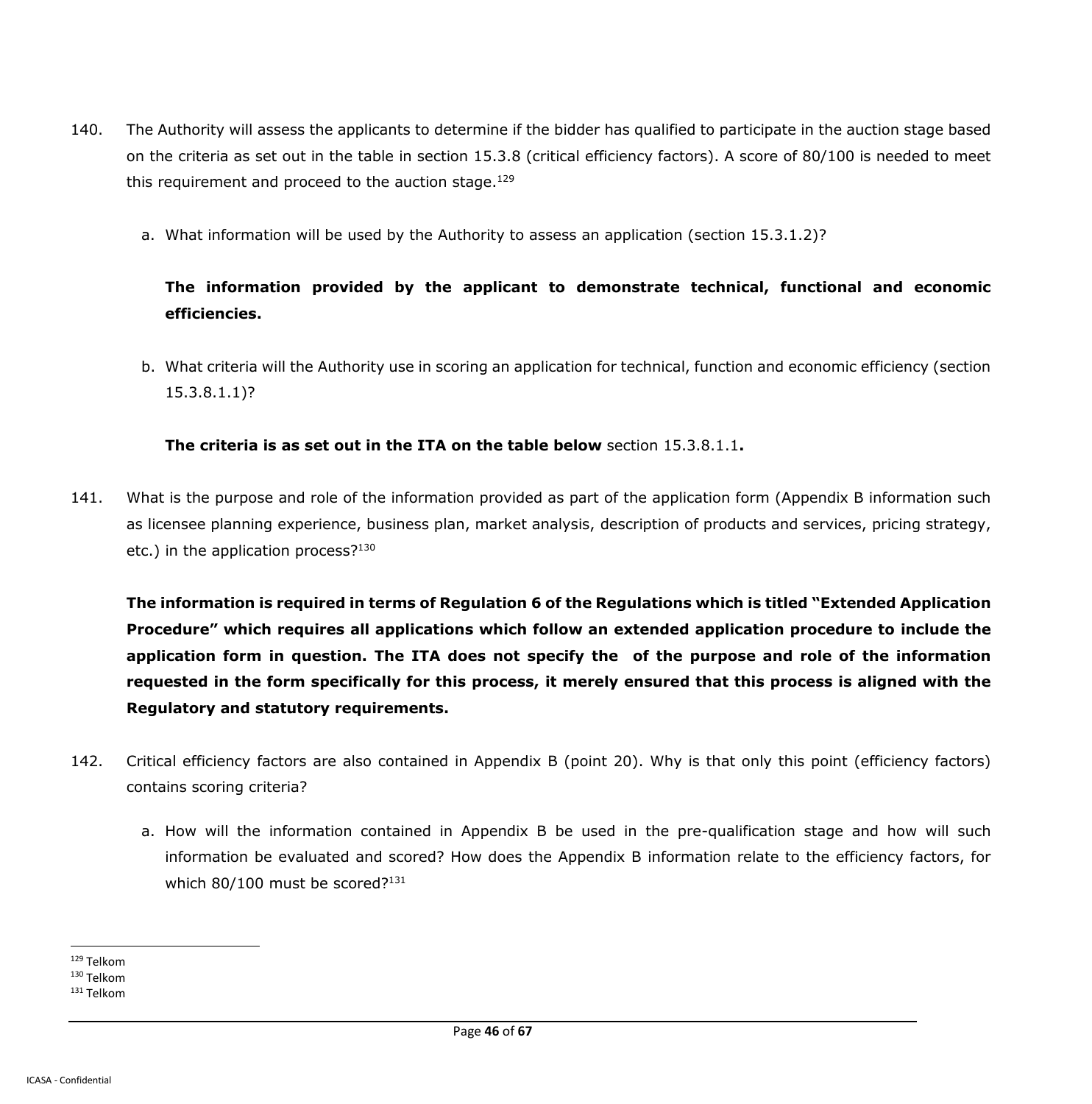140. The Authority will assess the applicants to determine if the bidder has qualified to participate in the auction stage based on the criteria as set out in the table in section 15.3.8 (critical efficiency factors). A score of 80/100 is needed to meet this requirement and proceed to the auction stage.[129]

   a. What information will be used by the Authority to assess an application (section 15.3.1.2)?

      **The information provided by the applicant to demonstrate technical, functional and economic efficiencies.**

   b. What criteria will the Authority use in scoring an application for technical, function and economic efficiency (section 15.3.8.1.1)?

      **The criteria is as set out in the ITA on the table below** section 15.3.8.1.1**.**

141. What is the purpose and role of the information provided as part of the application form (Appendix B information such as licensee planning experience, business plan, market analysis, description of products and services, pricing strategy, etc.) in the application process?[130]

   **The information is required in terms of Regulation 6 of the Regulations which is titled "Extended Application Procedure" which requires all applications which follow an extended application procedure to include the application form in question. The ITA does not specify the of the purpose and role of the information requested in the form specifically for this process, it merely ensured that this process is aligned with the Regulatory and statutory requirements.**

142. Critical efficiency factors are also contained in Appendix B (point 20). Why is that only this point (efficiency factors) contains scoring criteria?

   a. How will the information contained in Appendix B be used in the pre-qualification stage and how will such information be evaluated and scored? How does the Appendix B information relate to the efficiency factors, for which 80/100 must be scored?[131]

---

[129] Telkom

[130] Telkom

[131] Telkom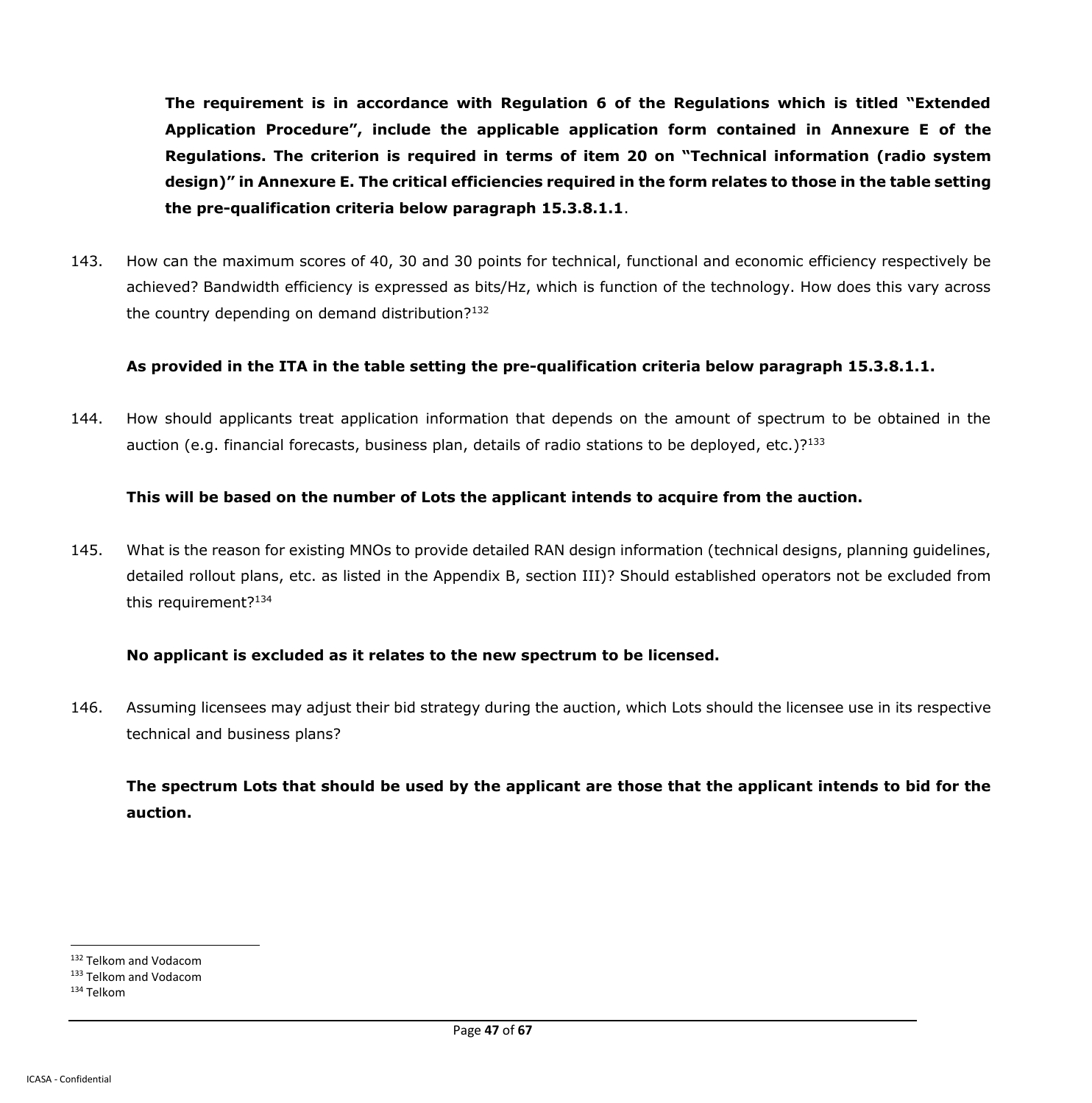**The requirement is in accordance with Regulation 6 of the Regulations which is titled "Extended Application Procedure", include the applicable application form contained in Annexure E of the Regulations. The criterion is required in terms of item 20 on "Technical information (radio system design)" in Annexure E. The critical efficiencies required in the form relates to those in the table setting the pre-qualification criteria below paragraph 15.3.8.1.1**.

143. How can the maximum scores of 40, 30 and 30 points for technical, functional and economic efficiency respectively be achieved? Bandwidth efficiency is expressed as bits/Hz, which is function of the technology. How does this vary across the country depending on demand distribution?[132]

**As provided in the ITA in the table setting the pre-qualification criteria below paragraph 15.3.8.1.1.**

144. How should applicants treat application information that depends on the amount of spectrum to be obtained in the auction (e.g. financial forecasts, business plan, details of radio stations to be deployed, etc.)?[133]

**This will be based on the number of Lots the applicant intends to acquire from the auction.**

145. What is the reason for existing MNOs to provide detailed RAN design information (technical designs, planning guidelines, detailed rollout plans, etc. as listed in the Appendix B, section III)? Should established operators not be excluded from this requirement?[134]

**No applicant is excluded as it relates to the new spectrum to be licensed.**

146. Assuming licensees may adjust their bid strategy during the auction, which Lots should the licensee use in its respective technical and business plans?

**The spectrum Lots that should be used by the applicant are those that the applicant intends to bid for the auction.**

[132] Telkom and Vodacom
[133] Telkom and Vodacom
[134] Telkom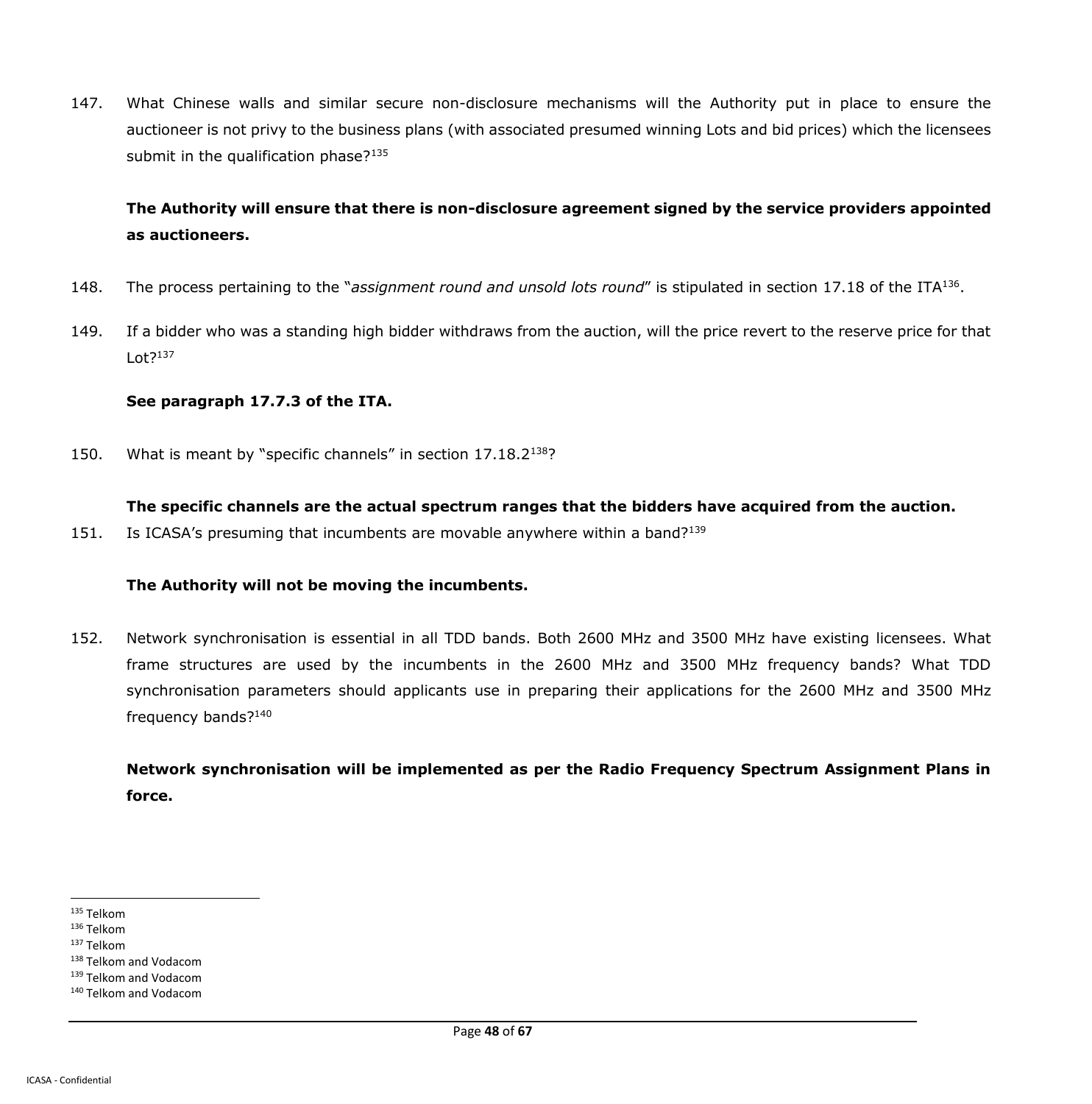147. What Chinese walls and similar secure non-disclosure mechanisms will the Authority put in place to ensure the auctioneer is not privy to the business plans (with associated presumed winning Lots and bid prices) which the licensees submit in the qualification phase?[135]

**The Authority will ensure that there is non-disclosure agreement signed by the service providers appointed as auctioneers.**

148. The process pertaining to the "*assignment round and unsold lots round*" is stipulated in section 17.18 of the ITA[136].

149. If a bidder who was a standing high bidder withdraws from the auction, will the price revert to the reserve price for that Lot?[137]

**See paragraph 17.7.3 of the ITA.**

150. What is meant by "specific channels" in section 17.18.2[138]?

**The specific channels are the actual spectrum ranges that the bidders have acquired from the auction.**

151. Is ICASA's presuming that incumbents are movable anywhere within a band?[139]

**The Authority will not be moving the incumbents.**

152. Network synchronisation is essential in all TDD bands. Both 2600 MHz and 3500 MHz have existing licensees. What frame structures are used by the incumbents in the 2600 MHz and 3500 MHz frequency bands? What TDD synchronisation parameters should applicants use in preparing their applications for the 2600 MHz and 3500 MHz frequency bands?[140]

**Network synchronisation will be implemented as per the Radio Frequency Spectrum Assignment Plans in force.**

---

[135] Telkom

[136] Telkom

[137] Telkom

[138] Telkom and Vodacom

[139] Telkom and Vodacom

[140] Telkom and Vodacom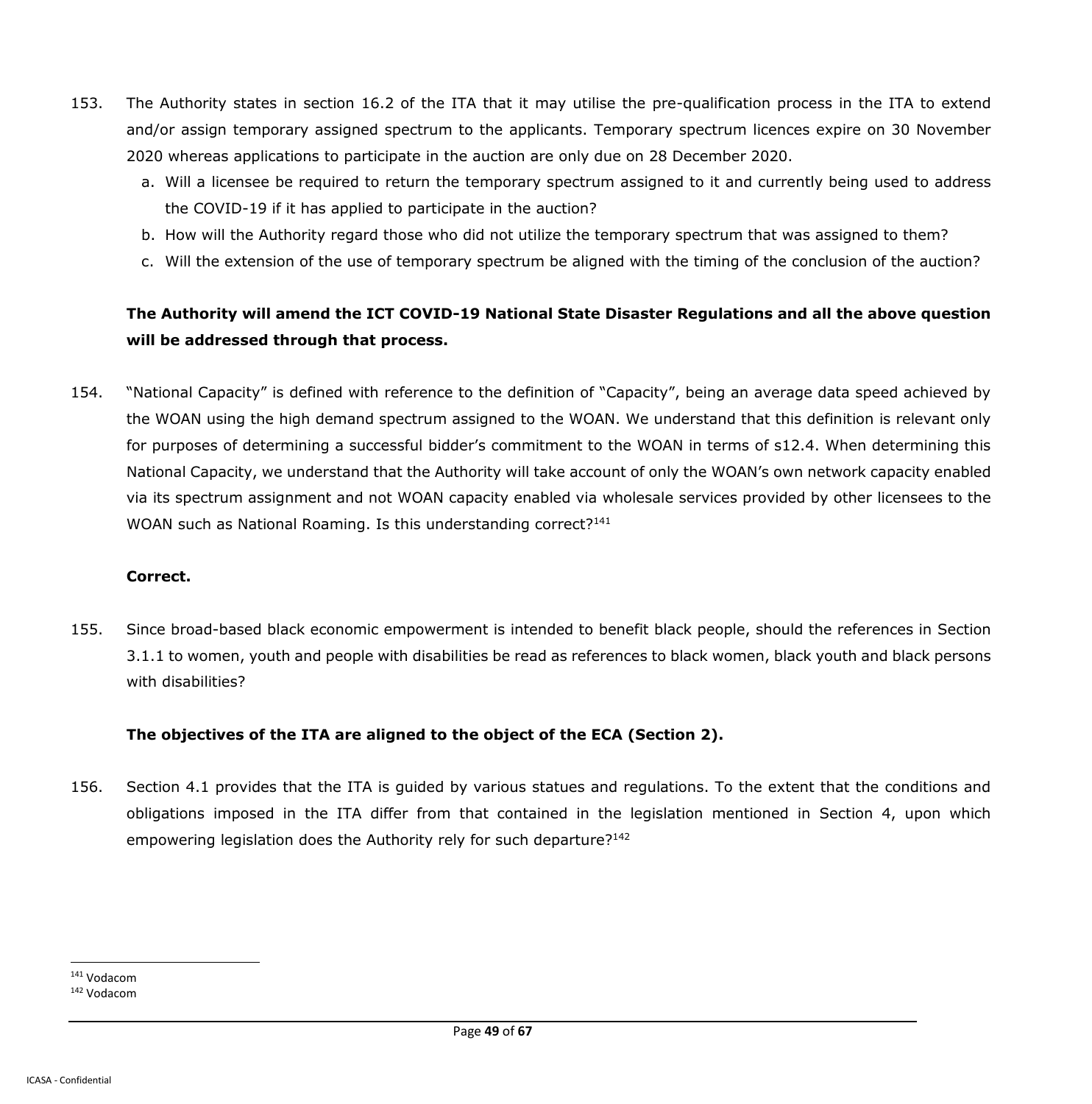153. The Authority states in section 16.2 of the ITA that it may utilise the pre-qualification process in the ITA to extend and/or assign temporary assigned spectrum to the applicants. Temporary spectrum licences expire on 30 November 2020 whereas applications to participate in the auction are only due on 28 December 2020.

    a. Will a licensee be required to return the temporary spectrum assigned to it and currently being used to address the COVID-19 if it has applied to participate in the auction?
    b. How will the Authority regard those who did not utilize the temporary spectrum that was assigned to them?
    c. Will the extension of the use of temporary spectrum be aligned with the timing of the conclusion of the auction?

**The Authority will amend the ICT COVID-19 National State Disaster Regulations and all the above question will be addressed through that process.**

154. "National Capacity" is defined with reference to the definition of "Capacity", being an average data speed achieved by the WOAN using the high demand spectrum assigned to the WOAN. We understand that this definition is relevant only for purposes of determining a successful bidder's commitment to the WOAN in terms of s12.4. When determining this National Capacity, we understand that the Authority will take account of only the WOAN's own network capacity enabled via its spectrum assignment and not WOAN capacity enabled via wholesale services provided by other licensees to the WOAN such as National Roaming. Is this understanding correct?[141]

**Correct.**

155. Since broad-based black economic empowerment is intended to benefit black people, should the references in Section 3.1.1 to women, youth and people with disabilities be read as references to black women, black youth and black persons with disabilities?

**The objectives of the ITA are aligned to the object of the ECA (Section 2).**

156. Section 4.1 provides that the ITA is guided by various statues and regulations. To the extent that the conditions and obligations imposed in the ITA differ from that contained in the legislation mentioned in Section 4, upon which empowering legislation does the Authority rely for such departure?[142]

---

[141] Vodacom

[142] Vodacom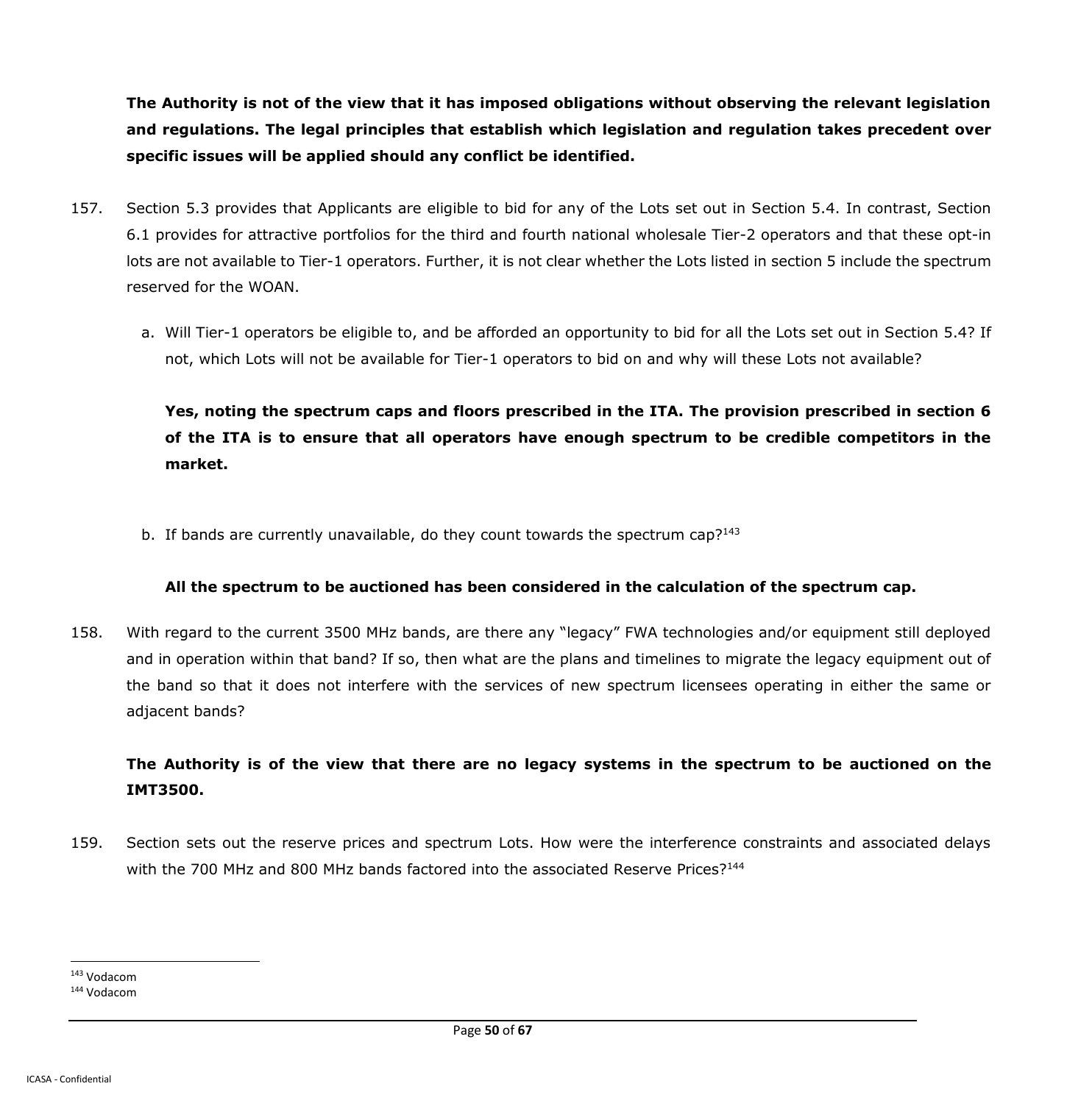**The Authority is not of the view that it has imposed obligations without observing the relevant legislation and regulations. The legal principles that establish which legislation and regulation takes precedent over specific issues will be applied should any conflict be identified.**

157. Section 5.3 provides that Applicants are eligible to bid for any of the Lots set out in Section 5.4. In contrast, Section 6.1 provides for attractive portfolios for the third and fourth national wholesale Tier-2 operators and that these opt-in lots are not available to Tier-1 operators. Further, it is not clear whether the Lots listed in section 5 include the spectrum reserved for the WOAN.

   a. Will Tier-1 operators be eligible to, and be afforded an opportunity to bid for all the Lots set out in Section 5.4? If not, which Lots will not be available for Tier-1 operators to bid on and why will these Lots not available?

   **Yes, noting the spectrum caps and floors prescribed in the ITA. The provision prescribed in section 6 of the ITA is to ensure that all operators have enough spectrum to be credible competitors in the market.**

   b. If bands are currently unavailable, do they count towards the spectrum cap?[143]

   **All the spectrum to be auctioned has been considered in the calculation of the spectrum cap.**

158. With regard to the current 3500 MHz bands, are there any "legacy" FWA technologies and/or equipment still deployed and in operation within that band? If so, then what are the plans and timelines to migrate the legacy equipment out of the band so that it does not interfere with the services of new spectrum licensees operating in either the same or adjacent bands?

**The Authority is of the view that there are no legacy systems in the spectrum to be auctioned on the IMT3500.**

159. Section sets out the reserve prices and spectrum Lots. How were the interference constraints and associated delays with the 700 MHz and 800 MHz bands factored into the associated Reserve Prices?[144]

[143] Vodacom

[144] Vodacom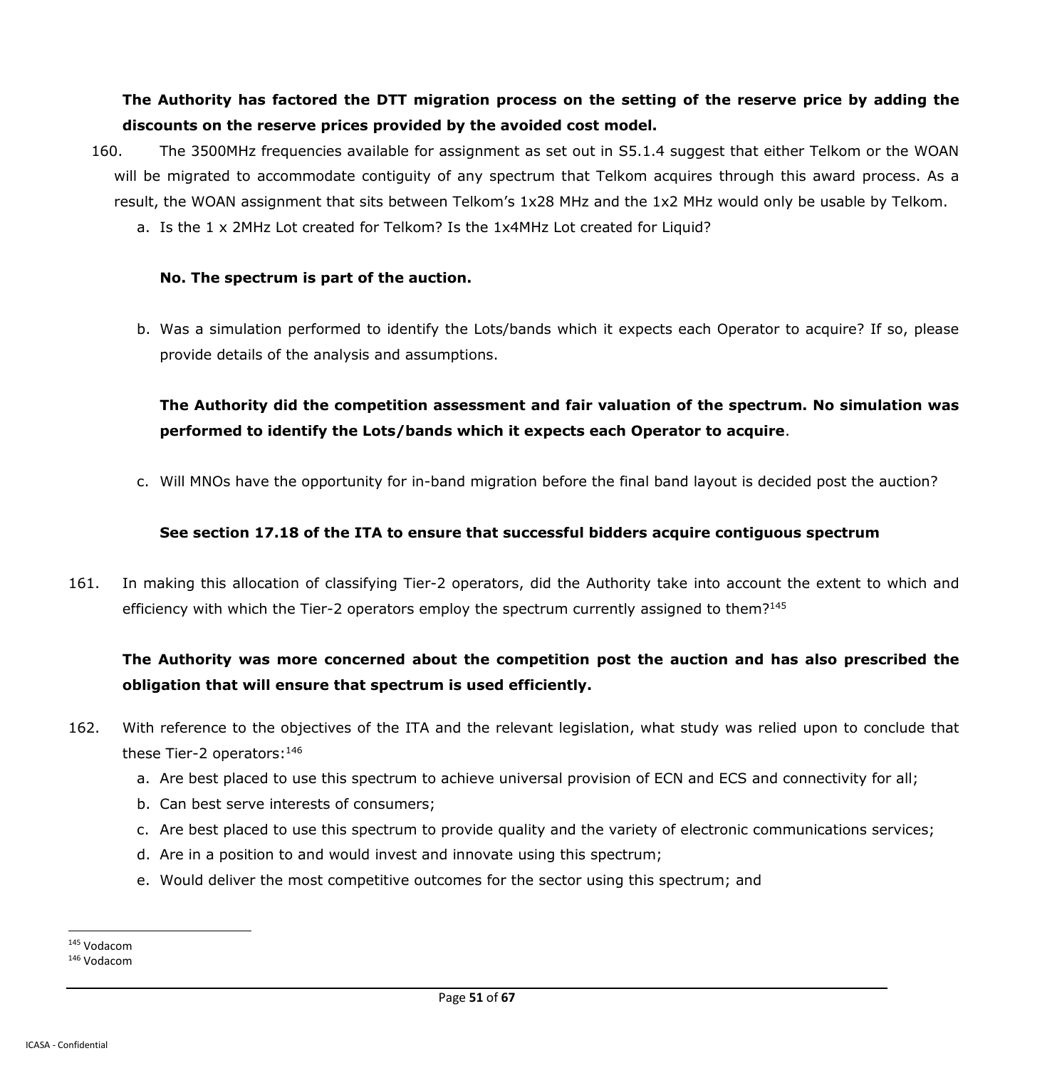**The Authority has factored the DTT migration process on the setting of the reserve price by adding the discounts on the reserve prices provided by the avoided cost model.**

160. The 3500MHz frequencies available for assignment as set out in S5.1.4 suggest that either Telkom or the WOAN will be migrated to accommodate contiguity of any spectrum that Telkom acquires through this award process. As a result, the WOAN assignment that sits between Telkom's 1x28 MHz and the 1x2 MHz would only be usable by Telkom.

   a. Is the 1 x 2MHz Lot created for Telkom? Is the 1x4MHz Lot created for Liquid?

   **No. The spectrum is part of the auction.**

   b. Was a simulation performed to identify the Lots/bands which it expects each Operator to acquire? If so, please provide details of the analysis and assumptions.

   **The Authority did the competition assessment and fair valuation of the spectrum. No simulation was performed to identify the Lots/bands which it expects each Operator to acquire**.

   c. Will MNOs have the opportunity for in-band migration before the final band layout is decided post the auction?

   **See section 17.18 of the ITA to ensure that successful bidders acquire contiguous spectrum**

161. In making this allocation of classifying Tier-2 operators, did the Authority take into account the extent to which and efficiency with which the Tier-2 operators employ the spectrum currently assigned to them?[145]

**The Authority was more concerned about the competition post the auction and has also prescribed the obligation that will ensure that spectrum is used efficiently.**

162. With reference to the objectives of the ITA and the relevant legislation, what study was relied upon to conclude that these Tier-2 operators:[146]

   a. Are best placed to use this spectrum to achieve universal provision of ECN and ECS and connectivity for all;
   b. Can best serve interests of consumers;
   c. Are best placed to use this spectrum to provide quality and the variety of electronic communications services;
   d. Are in a position to and would invest and innovate using this spectrum;
   e. Would deliver the most competitive outcomes for the sector using this spectrum; and

[145] Vodacom
[146] Vodacom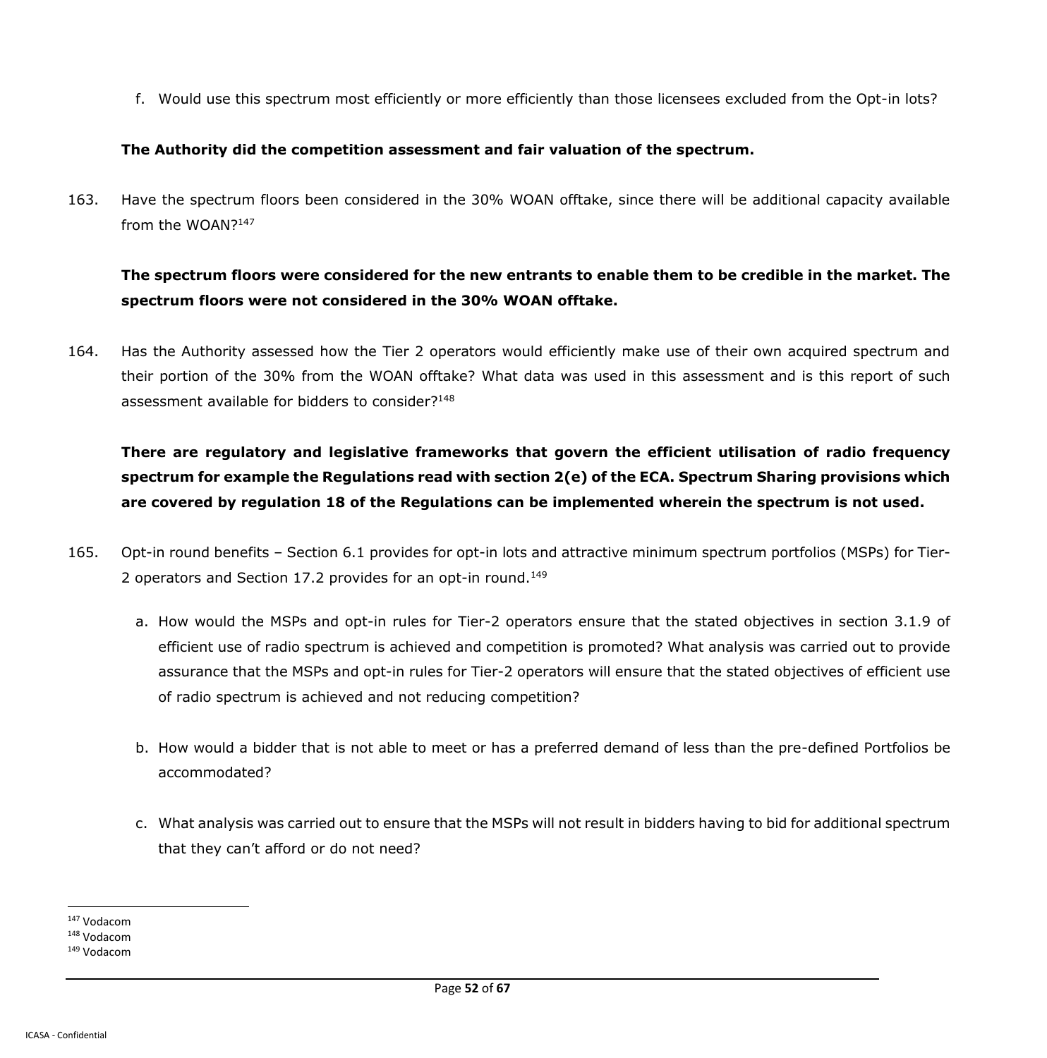f. Would use this spectrum most efficiently or more efficiently than those licensees excluded from the Opt-in lots?

**The Authority did the competition assessment and fair valuation of the spectrum.**

163. Have the spectrum floors been considered in the 30% WOAN offtake, since there will be additional capacity available from the WOAN?[147]

**The spectrum floors were considered for the new entrants to enable them to be credible in the market. The spectrum floors were not considered in the 30% WOAN offtake.**

164. Has the Authority assessed how the Tier 2 operators would efficiently make use of their own acquired spectrum and their portion of the 30% from the WOAN offtake? What data was used in this assessment and is this report of such assessment available for bidders to consider?[148]

**There are regulatory and legislative frameworks that govern the efficient utilisation of radio frequency spectrum for example the Regulations read with section 2(e) of the ECA. Spectrum Sharing provisions which are covered by regulation 18 of the Regulations can be implemented wherein the spectrum is not used.**

165. Opt-in round benefits – Section 6.1 provides for opt-in lots and attractive minimum spectrum portfolios (MSPs) for Tier-2 operators and Section 17.2 provides for an opt-in round.[149]

a. How would the MSPs and opt-in rules for Tier-2 operators ensure that the stated objectives in section 3.1.9 of efficient use of radio spectrum is achieved and competition is promoted? What analysis was carried out to provide assurance that the MSPs and opt-in rules for Tier-2 operators will ensure that the stated objectives of efficient use of radio spectrum is achieved and not reducing competition?

b. How would a bidder that is not able to meet or has a preferred demand of less than the pre-defined Portfolios be accommodated?

c. What analysis was carried out to ensure that the MSPs will not result in bidders having to bid for additional spectrum that they can't afford or do not need?

[147] Vodacom
[148] Vodacom
[149] Vodacom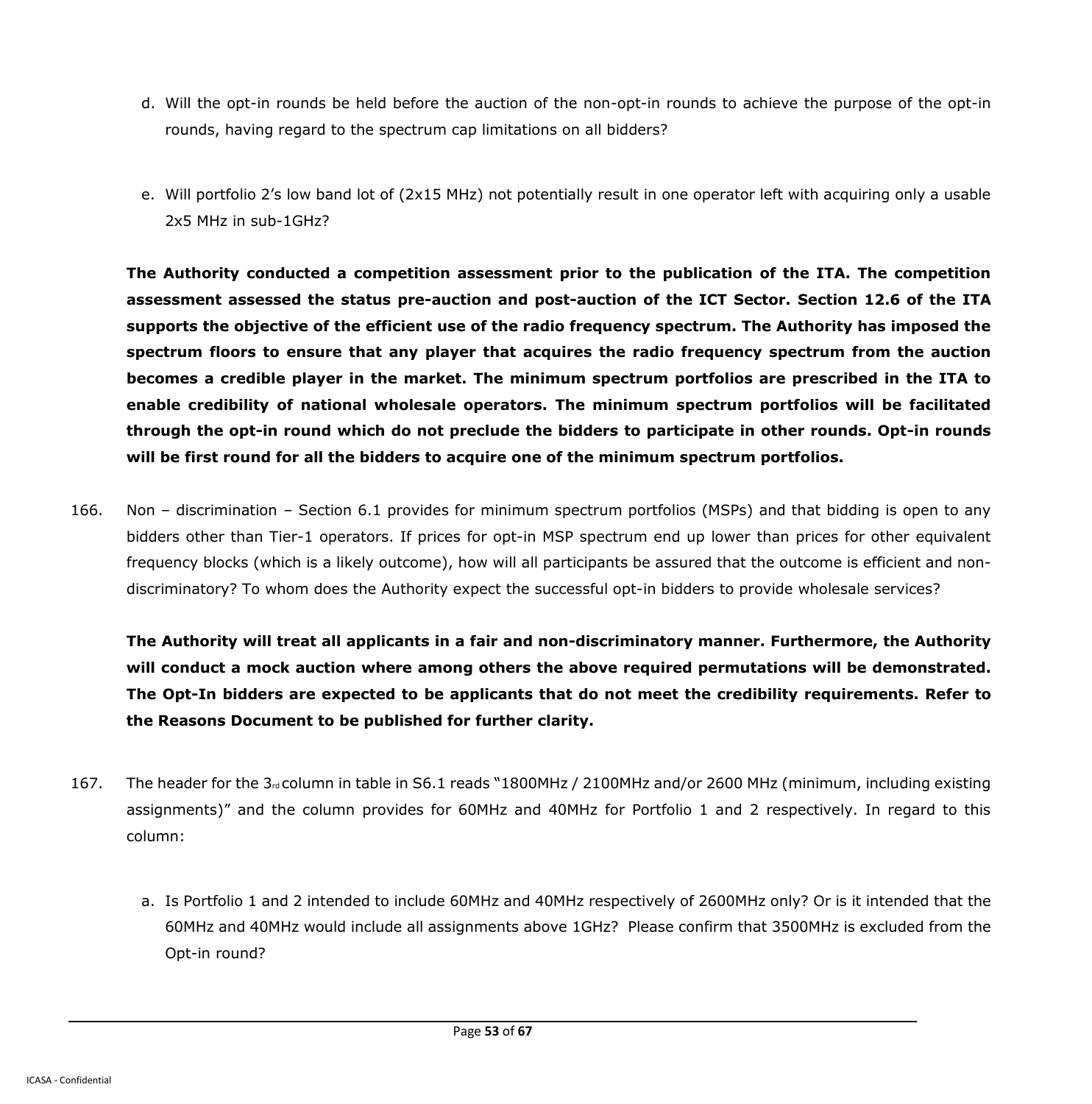d. Will the opt-in rounds be held before the auction of the non-opt-in rounds to achieve the purpose of the opt-in rounds, having regard to the spectrum cap limitations on all bidders?

e. Will portfolio 2's low band lot of (2x15 MHz) not potentially result in one operator left with acquiring only a usable 2x5 MHz in sub-1GHz?

**The Authority conducted a competition assessment prior to the publication of the ITA. The competition assessment assessed the status pre-auction and post-auction of the ICT Sector. Section 12.6 of the ITA supports the objective of the efficient use of the radio frequency spectrum. The Authority has imposed the spectrum floors to ensure that any player that acquires the radio frequency spectrum from the auction becomes a credible player in the market. The minimum spectrum portfolios are prescribed in the ITA to enable credibility of national wholesale operators. The minimum spectrum portfolios will be facilitated through the opt-in round which do not preclude the bidders to participate in other rounds. Opt-in rounds will be first round for all the bidders to acquire one of the minimum spectrum portfolios.**

166. Non – discrimination – Section 6.1 provides for minimum spectrum portfolios (MSPs) and that bidding is open to any bidders other than Tier-1 operators. If prices for opt-in MSP spectrum end up lower than prices for other equivalent frequency blocks (which is a likely outcome), how will all participants be assured that the outcome is efficient and non-discriminatory? To whom does the Authority expect the successful opt-in bidders to provide wholesale services?

**The Authority will treat all applicants in a fair and non-discriminatory manner. Furthermore, the Authority will conduct a mock auction where among others the above required permutations will be demonstrated. The Opt-In bidders are expected to be applicants that do not meet the credibility requirements. Refer to the Reasons Document to be published for further clarity.**

167. The header for the 3rd column in table in S6.1 reads "1800MHz / 2100MHz and/or 2600 MHz (minimum, including existing assignments)" and the column provides for 60MHz and 40MHz for Portfolio 1 and 2 respectively. In regard to this column:

a. Is Portfolio 1 and 2 intended to include 60MHz and 40MHz respectively of 2600MHz only? Or is it intended that the 60MHz and 40MHz would include all assignments above 1GHz? Please confirm that 3500MHz is excluded from the Opt-in round?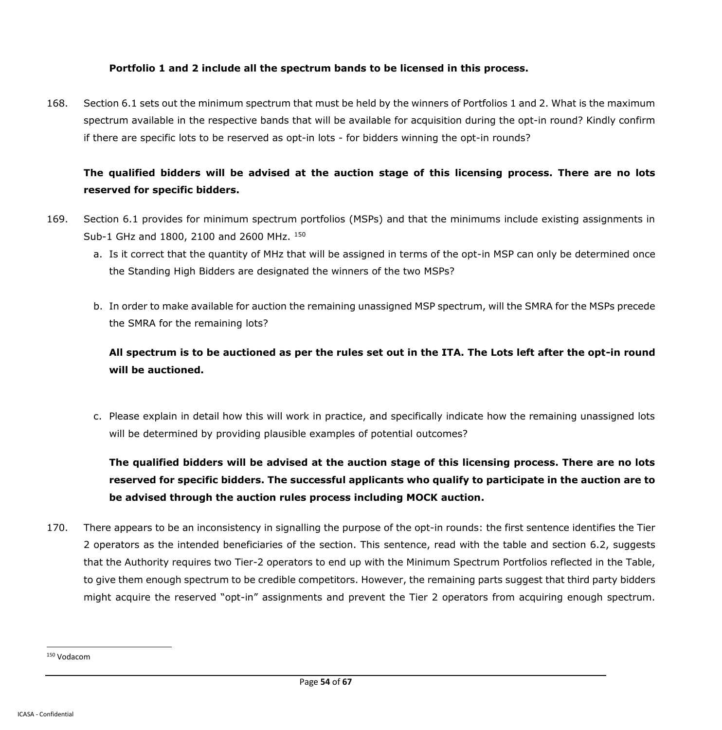**Portfolio 1 and 2 include all the spectrum bands to be licensed in this process.**

168. Section 6.1 sets out the minimum spectrum that must be held by the winners of Portfolios 1 and 2. What is the maximum spectrum available in the respective bands that will be available for acquisition during the opt-in round? Kindly confirm if there are specific lots to be reserved as opt-in lots - for bidders winning the opt-in rounds?

**The qualified bidders will be advised at the auction stage of this licensing process. There are no lots reserved for specific bidders.**

169. Section 6.1 provides for minimum spectrum portfolios (MSPs) and that the minimums include existing assignments in Sub-1 GHz and 1800, 2100 and 2600 MHz. [150]

   a. Is it correct that the quantity of MHz that will be assigned in terms of the opt-in MSP can only be determined once the Standing High Bidders are designated the winners of the two MSPs?

   b. In order to make available for auction the remaining unassigned MSP spectrum, will the SMRA for the MSPs precede the SMRA for the remaining lots?

   **All spectrum is to be auctioned as per the rules set out in the ITA. The Lots left after the opt-in round will be auctioned.**

   c. Please explain in detail how this will work in practice, and specifically indicate how the remaining unassigned lots will be determined by providing plausible examples of potential outcomes?

   **The qualified bidders will be advised at the auction stage of this licensing process. There are no lots reserved for specific bidders. The successful applicants who qualify to participate in the auction are to be advised through the auction rules process including MOCK auction.**

170. There appears to be an inconsistency in signalling the purpose of the opt-in rounds: the first sentence identifies the Tier 2 operators as the intended beneficiaries of the section. This sentence, read with the table and section 6.2, suggests that the Authority requires two Tier-2 operators to end up with the Minimum Spectrum Portfolios reflected in the Table, to give them enough spectrum to be credible competitors. However, the remaining parts suggest that third party bidders might acquire the reserved "opt-in" assignments and prevent the Tier 2 operators from acquiring enough spectrum.

[150] Vodacom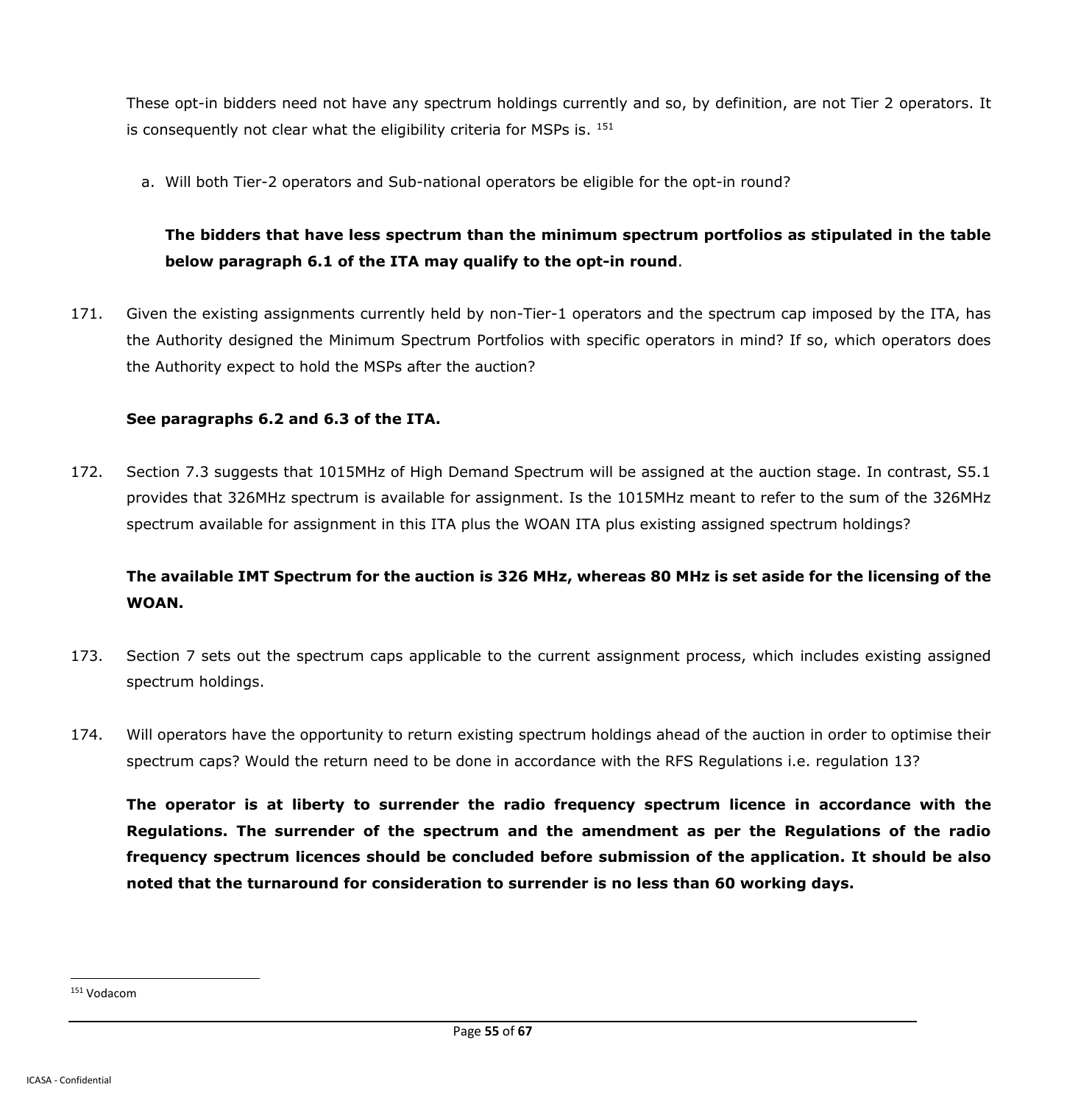These opt-in bidders need not have any spectrum holdings currently and so, by definition, are not Tier 2 operators. It is consequently not clear what the eligibility criteria for MSPs is. [151]

a. Will both Tier-2 operators and Sub-national operators be eligible for the opt-in round?

   **The bidders that have less spectrum than the minimum spectrum portfolios as stipulated in the table below paragraph 6.1 of the ITA may qualify to the opt-in round**.

171. Given the existing assignments currently held by non-Tier-1 operators and the spectrum cap imposed by the ITA, has the Authority designed the Minimum Spectrum Portfolios with specific operators in mind? If so, which operators does the Authority expect to hold the MSPs after the auction?

     **See paragraphs 6.2 and 6.3 of the ITA.**

172. Section 7.3 suggests that 1015MHz of High Demand Spectrum will be assigned at the auction stage. In contrast, S5.1 provides that 326MHz spectrum is available for assignment. Is the 1015MHz meant to refer to the sum of the 326MHz spectrum available for assignment in this ITA plus the WOAN ITA plus existing assigned spectrum holdings?

     **The available IMT Spectrum for the auction is 326 MHz, whereas 80 MHz is set aside for the licensing of the WOAN.**

173. Section 7 sets out the spectrum caps applicable to the current assignment process, which includes existing assigned spectrum holdings.

174. Will operators have the opportunity to return existing spectrum holdings ahead of the auction in order to optimise their spectrum caps? Would the return need to be done in accordance with the RFS Regulations i.e. regulation 13?

     **The operator is at liberty to surrender the radio frequency spectrum licence in accordance with the Regulations. The surrender of the spectrum and the amendment as per the Regulations of the radio frequency spectrum licences should be concluded before submission of the application. It should be also noted that the turnaround for consideration to surrender is no less than 60 working days.**

---

[151] Vodacom

ICASA - Confidential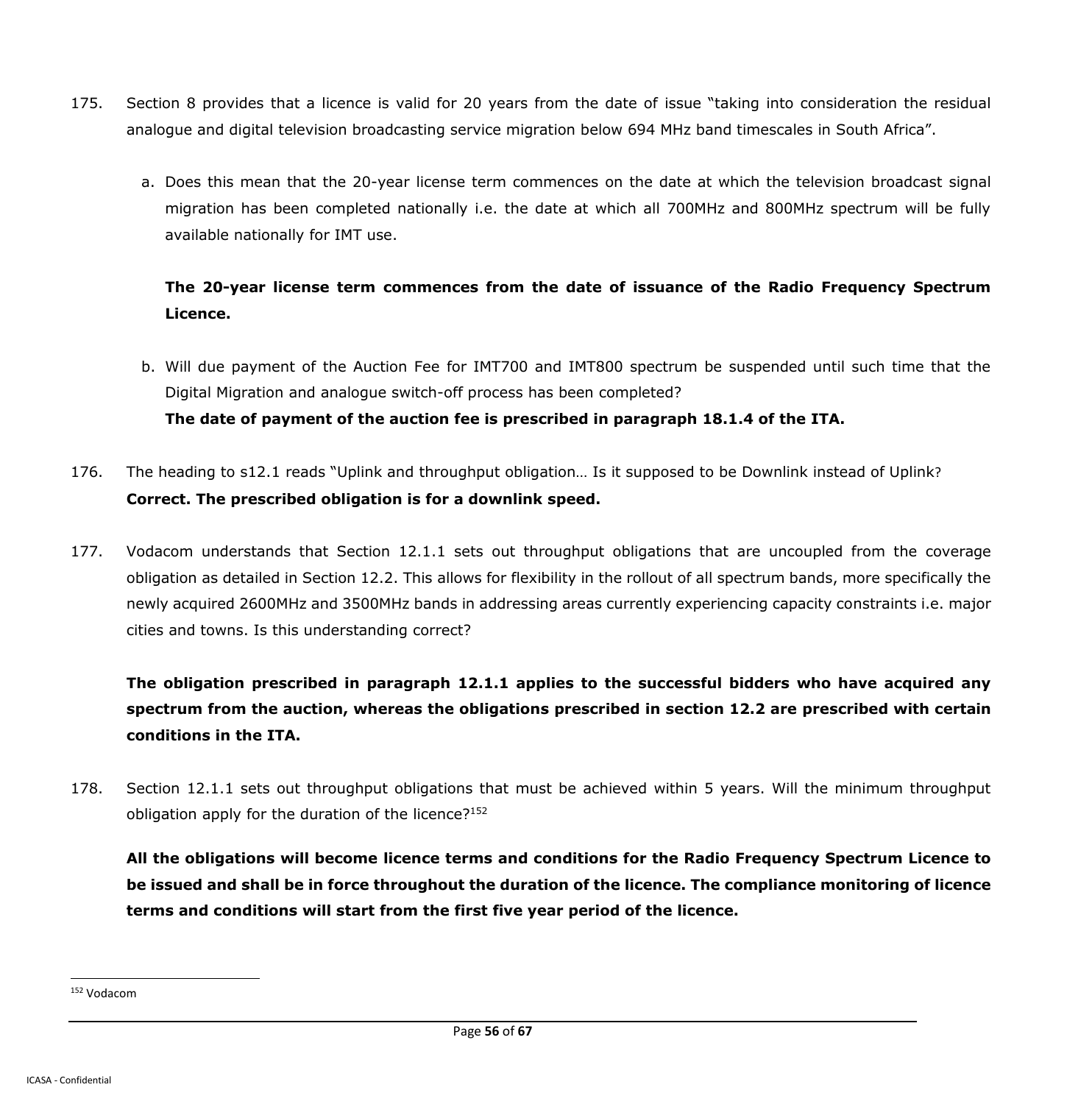175. Section 8 provides that a licence is valid for 20 years from the date of issue "taking into consideration the residual analogue and digital television broadcasting service migration below 694 MHz band timescales in South Africa".

   a. Does this mean that the 20-year license term commences on the date at which the television broadcast signal migration has been completed nationally i.e. the date at which all 700MHz and 800MHz spectrum will be fully available nationally for IMT use.

   **The 20-year license term commences from the date of issuance of the Radio Frequency Spectrum Licence.**

   b. Will due payment of the Auction Fee for IMT700 and IMT800 spectrum be suspended until such time that the Digital Migration and analogue switch-off process has been completed?
   **The date of payment of the auction fee is prescribed in paragraph 18.1.4 of the ITA.**

176. The heading to s12.1 reads "Uplink and throughput obligation… Is it supposed to be Downlink instead of Uplink?
**Correct. The prescribed obligation is for a downlink speed.**

177. Vodacom understands that Section 12.1.1 sets out throughput obligations that are uncoupled from the coverage obligation as detailed in Section 12.2. This allows for flexibility in the rollout of all spectrum bands, more specifically the newly acquired 2600MHz and 3500MHz bands in addressing areas currently experiencing capacity constraints i.e. major cities and towns. Is this understanding correct?

**The obligation prescribed in paragraph 12.1.1 applies to the successful bidders who have acquired any spectrum from the auction, whereas the obligations prescribed in section 12.2 are prescribed with certain conditions in the ITA.**

178. Section 12.1.1 sets out throughput obligations that must be achieved within 5 years. Will the minimum throughput obligation apply for the duration of the licence?[152]

**All the obligations will become licence terms and conditions for the Radio Frequency Spectrum Licence to be issued and shall be in force throughout the duration of the licence. The compliance monitoring of licence terms and conditions will start from the first five year period of the licence.**

[152] Vodacom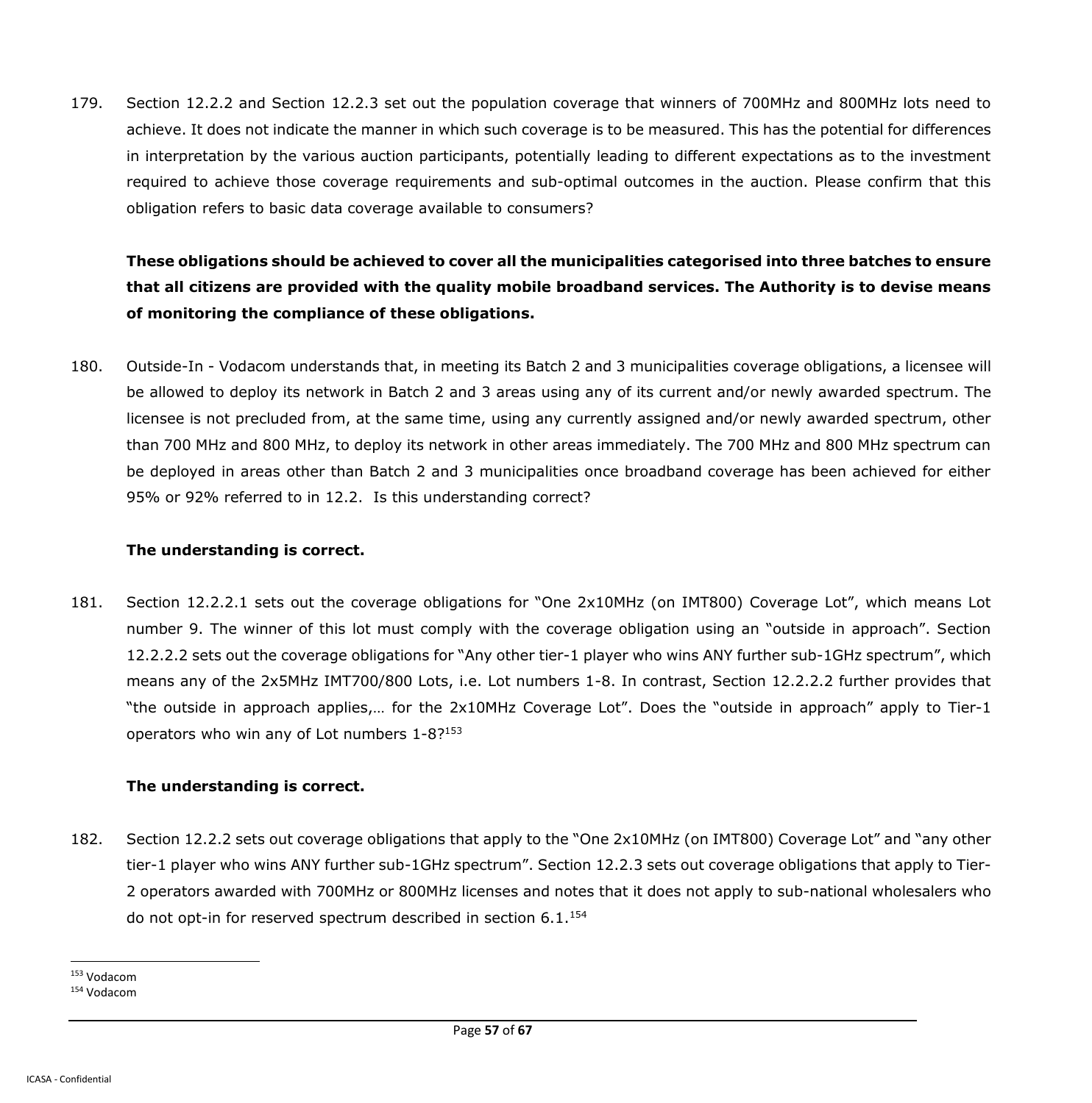179. Section 12.2.2 and Section 12.2.3 set out the population coverage that winners of 700MHz and 800MHz lots need to achieve. It does not indicate the manner in which such coverage is to be measured. This has the potential for differences in interpretation by the various auction participants, potentially leading to different expectations as to the investment required to achieve those coverage requirements and sub-optimal outcomes in the auction. Please confirm that this obligation refers to basic data coverage available to consumers?

**These obligations should be achieved to cover all the municipalities categorised into three batches to ensure that all citizens are provided with the quality mobile broadband services. The Authority is to devise means of monitoring the compliance of these obligations.**

180. Outside-In - Vodacom understands that, in meeting its Batch 2 and 3 municipalities coverage obligations, a licensee will be allowed to deploy its network in Batch 2 and 3 areas using any of its current and/or newly awarded spectrum. The licensee is not precluded from, at the same time, using any currently assigned and/or newly awarded spectrum, other than 700 MHz and 800 MHz, to deploy its network in other areas immediately. The 700 MHz and 800 MHz spectrum can be deployed in areas other than Batch 2 and 3 municipalities once broadband coverage has been achieved for either 95% or 92% referred to in 12.2. Is this understanding correct?

**The understanding is correct.**

181. Section 12.2.2.1 sets out the coverage obligations for "One 2x10MHz (on IMT800) Coverage Lot", which means Lot number 9. The winner of this lot must comply with the coverage obligation using an "outside in approach". Section 12.2.2.2 sets out the coverage obligations for "Any other tier-1 player who wins ANY further sub-1GHz spectrum", which means any of the 2x5MHz IMT700/800 Lots, i.e. Lot numbers 1-8. In contrast, Section 12.2.2.2 further provides that "the outside in approach applies,… for the 2x10MHz Coverage Lot". Does the "outside in approach" apply to Tier-1 operators who win any of Lot numbers 1-8?[153]

**The understanding is correct.**

182. Section 12.2.2 sets out coverage obligations that apply to the "One 2x10MHz (on IMT800) Coverage Lot" and "any other tier-1 player who wins ANY further sub-1GHz spectrum". Section 12.2.3 sets out coverage obligations that apply to Tier-2 operators awarded with 700MHz or 800MHz licenses and notes that it does not apply to sub-national wholesalers who do not opt-in for reserved spectrum described in section 6.1.[154]

[153] Vodacom

[154] Vodacom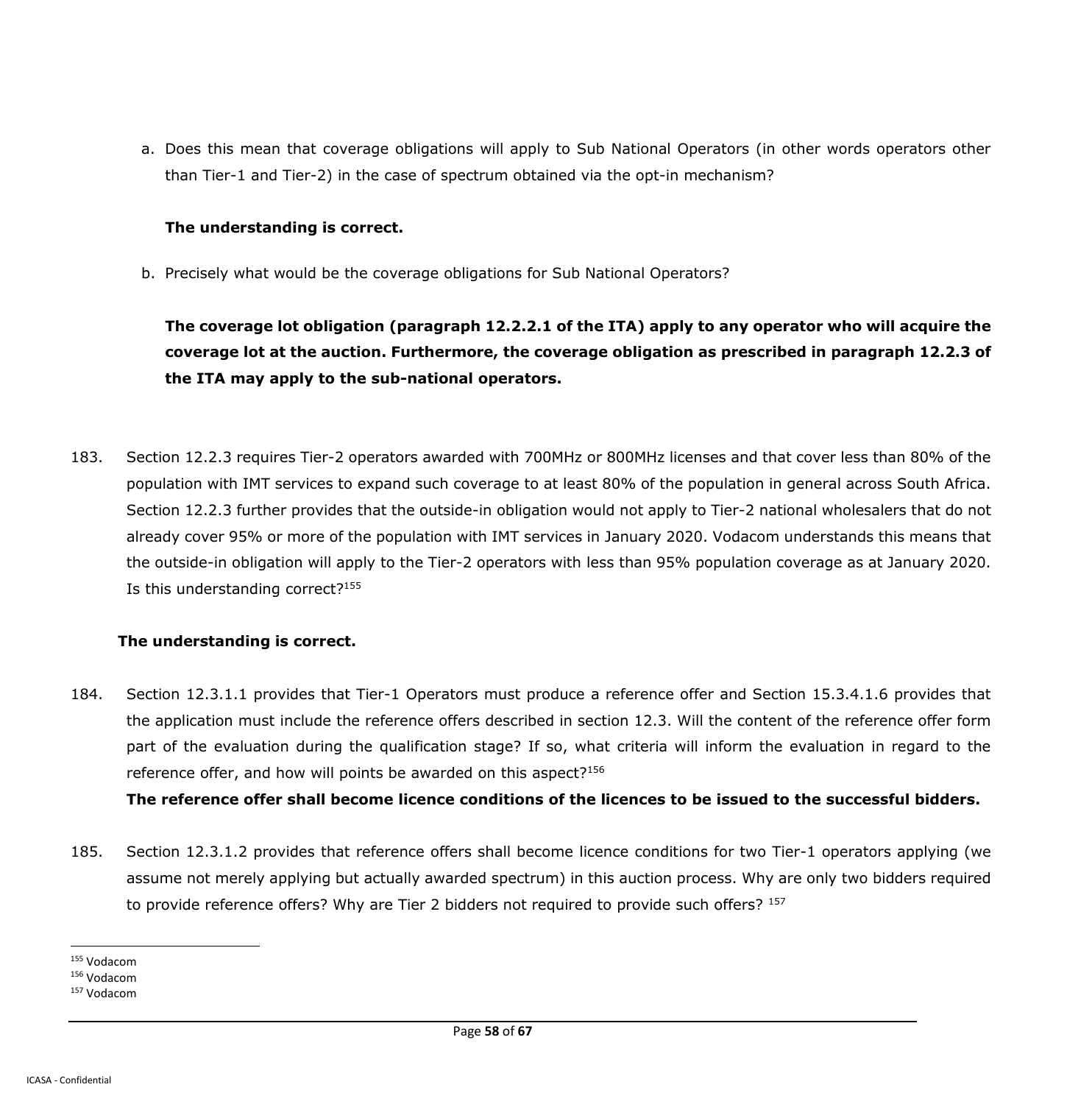a. Does this mean that coverage obligations will apply to Sub National Operators (in other words operators other than Tier-1 and Tier-2) in the case of spectrum obtained via the opt-in mechanism?

   **The understanding is correct.**

b. Precisely what would be the coverage obligations for Sub National Operators?

   **The coverage lot obligation (paragraph 12.2.2.1 of the ITA) apply to any operator who will acquire the coverage lot at the auction. Furthermore, the coverage obligation as prescribed in paragraph 12.2.3 of the ITA may apply to the sub-national operators.**

183. Section 12.2.3 requires Tier-2 operators awarded with 700MHz or 800MHz licenses and that cover less than 80% of the population with IMT services to expand such coverage to at least 80% of the population in general across South Africa. Section 12.2.3 further provides that the outside-in obligation would not apply to Tier-2 national wholesalers that do not already cover 95% or more of the population with IMT services in January 2020. Vodacom understands this means that the outside-in obligation will apply to the Tier-2 operators with less than 95% population coverage as at January 2020. Is this understanding correct?[155]

**The understanding is correct.**

184. Section 12.3.1.1 provides that Tier-1 Operators must produce a reference offer and Section 15.3.4.1.6 provides that the application must include the reference offers described in section 12.3. Will the content of the reference offer form part of the evaluation during the qualification stage? If so, what criteria will inform the evaluation in regard to the reference offer, and how will points be awarded on this aspect?[156]

**The reference offer shall become licence conditions of the licences to be issued to the successful bidders.**

185. Section 12.3.1.2 provides that reference offers shall become licence conditions for two Tier-1 operators applying (we assume not merely applying but actually awarded spectrum) in this auction process. Why are only two bidders required to provide reference offers? Why are Tier 2 bidders not required to provide such offers? [157]

---

[155] Vodacom

[156] Vodacom

[157] Vodacom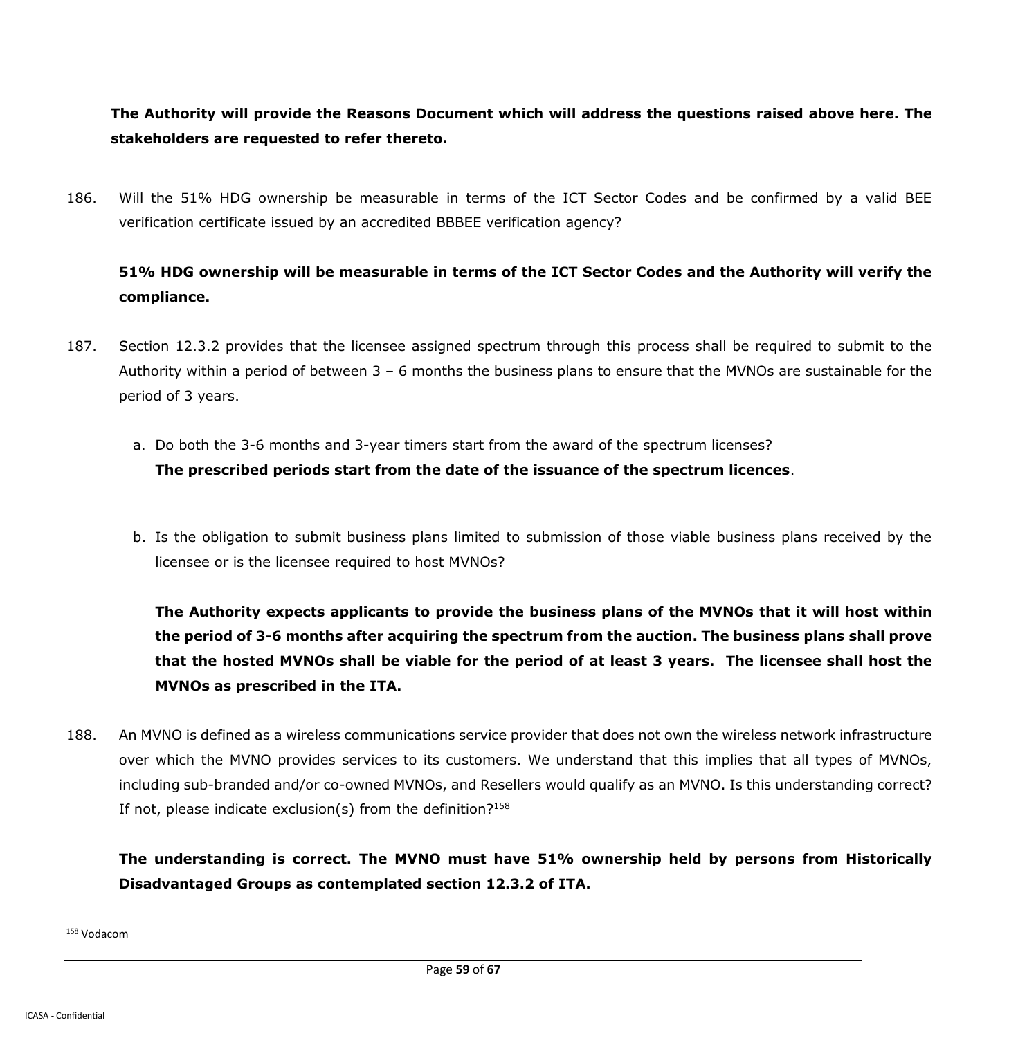**The Authority will provide the Reasons Document which will address the questions raised above here. The stakeholders are requested to refer thereto.**

186. Will the 51% HDG ownership be measurable in terms of the ICT Sector Codes and be confirmed by a valid BEE verification certificate issued by an accredited BBBEE verification agency?

**51% HDG ownership will be measurable in terms of the ICT Sector Codes and the Authority will verify the compliance.**

187. Section 12.3.2 provides that the licensee assigned spectrum through this process shall be required to submit to the Authority within a period of between 3 – 6 months the business plans to ensure that the MVNOs are sustainable for the period of 3 years.

   a. Do both the 3-6 months and 3-year timers start from the award of the spectrum licenses?
   **The prescribed periods start from the date of the issuance of the spectrum licences**.

   b. Is the obligation to submit business plans limited to submission of those viable business plans received by the licensee or is the licensee required to host MVNOs?

   **The Authority expects applicants to provide the business plans of the MVNOs that it will host within the period of 3-6 months after acquiring the spectrum from the auction. The business plans shall prove that the hosted MVNOs shall be viable for the period of at least 3 years. The licensee shall host the MVNOs as prescribed in the ITA.**

188. An MVNO is defined as a wireless communications service provider that does not own the wireless network infrastructure over which the MVNO provides services to its customers. We understand that this implies that all types of MVNOs, including sub-branded and/or co-owned MVNOs, and Resellers would qualify as an MVNO. Is this understanding correct? If not, please indicate exclusion(s) from the definition?[158]

**The understanding is correct. The MVNO must have 51% ownership held by persons from Historically Disadvantaged Groups as contemplated section 12.3.2 of ITA.**

[158] Vodacom

ICASA - Confidential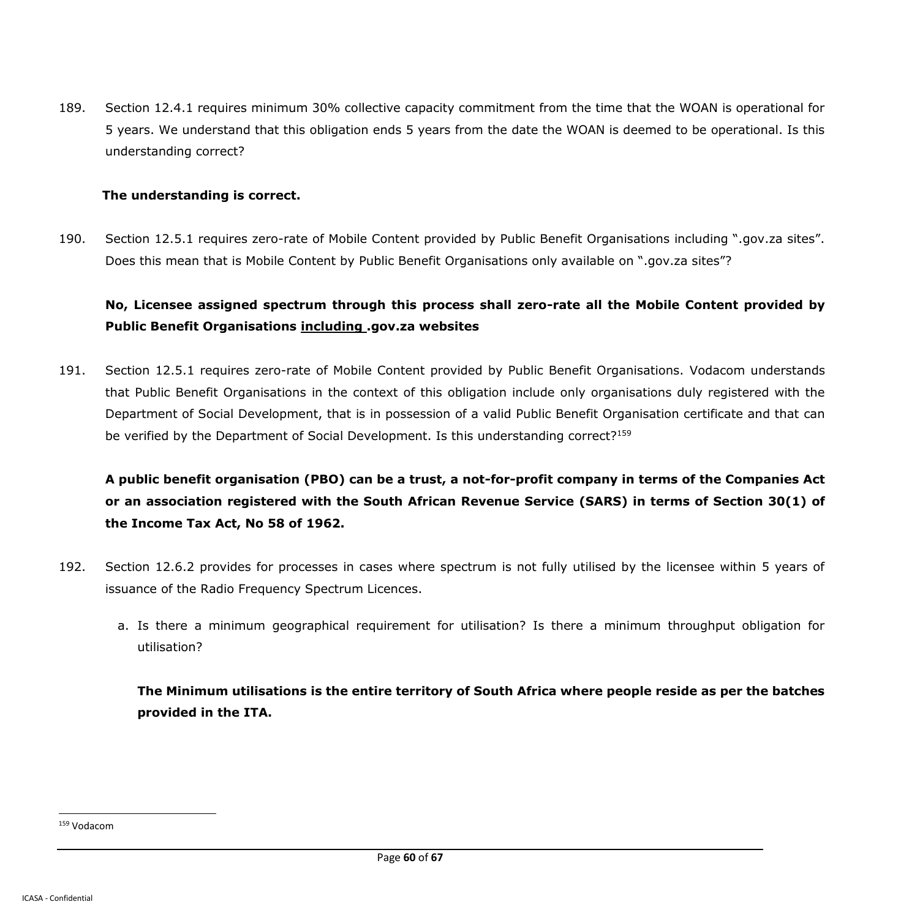189. Section 12.4.1 requires minimum 30% collective capacity commitment from the time that the WOAN is operational for 5 years. We understand that this obligation ends 5 years from the date the WOAN is deemed to be operational. Is this understanding correct?

**The understanding is correct.**

190. Section 12.5.1 requires zero-rate of Mobile Content provided by Public Benefit Organisations including ".gov.za sites". Does this mean that is Mobile Content by Public Benefit Organisations only available on ".gov.za sites"?

**No, Licensee assigned spectrum through this process shall zero-rate all the Mobile Content provided by Public Benefit Organisations <u>including</u> .gov.za websites**

191. Section 12.5.1 requires zero-rate of Mobile Content provided by Public Benefit Organisations. Vodacom understands that Public Benefit Organisations in the context of this obligation include only organisations duly registered with the Department of Social Development, that is in possession of a valid Public Benefit Organisation certificate and that can be verified by the Department of Social Development. Is this understanding correct?[159]

**A public benefit organisation (PBO) can be a trust, a not-for-profit company in terms of the Companies Act or an association registered with the South African Revenue Service (SARS) in terms of Section 30(1) of the Income Tax Act, No 58 of 1962.**

192. Section 12.6.2 provides for processes in cases where spectrum is not fully utilised by the licensee within 5 years of issuance of the Radio Frequency Spectrum Licences.

   a. Is there a minimum geographical requirement for utilisation? Is there a minimum throughput obligation for utilisation?

   **The Minimum utilisations is the entire territory of South Africa where people reside as per the batches provided in the ITA.**

[159] Vodacom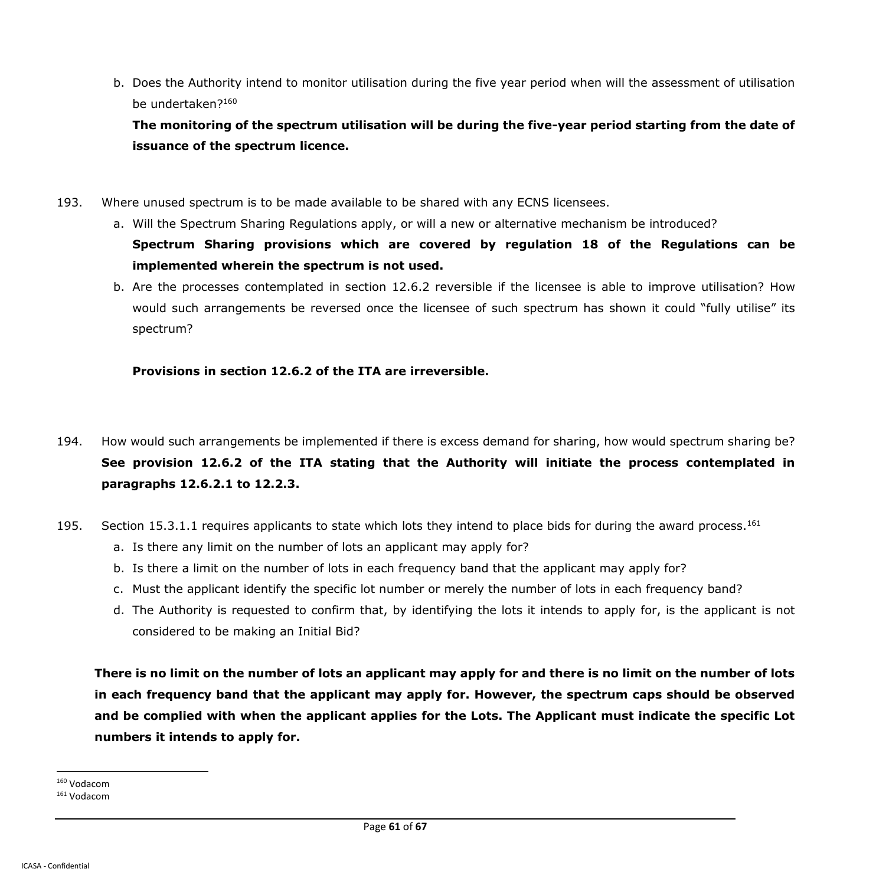b. Does the Authority intend to monitor utilisation during the five year period when will the assessment of utilisation be undertaken?[160]

**The monitoring of the spectrum utilisation will be during the five-year period starting from the date of issuance of the spectrum licence.**

193. Where unused spectrum is to be made available to be shared with any ECNS licensees.

a. Will the Spectrum Sharing Regulations apply, or will a new or alternative mechanism be introduced?

**Spectrum Sharing provisions which are covered by regulation 18 of the Regulations can be implemented wherein the spectrum is not used.**

b. Are the processes contemplated in section 12.6.2 reversible if the licensee is able to improve utilisation? How would such arrangements be reversed once the licensee of such spectrum has shown it could "fully utilise" its spectrum?

**Provisions in section 12.6.2 of the ITA are irreversible.**

194. How would such arrangements be implemented if there is excess demand for sharing, how would spectrum sharing be?

**See provision 12.6.2 of the ITA stating that the Authority will initiate the process contemplated in paragraphs 12.6.2.1 to 12.2.3.**

195. Section 15.3.1.1 requires applicants to state which lots they intend to place bids for during the award process.[161]

a. Is there any limit on the number of lots an applicant may apply for?
b. Is there a limit on the number of lots in each frequency band that the applicant may apply for?
c. Must the applicant identify the specific lot number or merely the number of lots in each frequency band?
d. The Authority is requested to confirm that, by identifying the lots it intends to apply for, is the applicant is not considered to be making an Initial Bid?

**There is no limit on the number of lots an applicant may apply for and there is no limit on the number of lots in each frequency band that the applicant may apply for. However, the spectrum caps should be observed and be complied with when the applicant applies for the Lots. The Applicant must indicate the specific Lot numbers it intends to apply for.**

---

[160] Vodacom

[161] Vodacom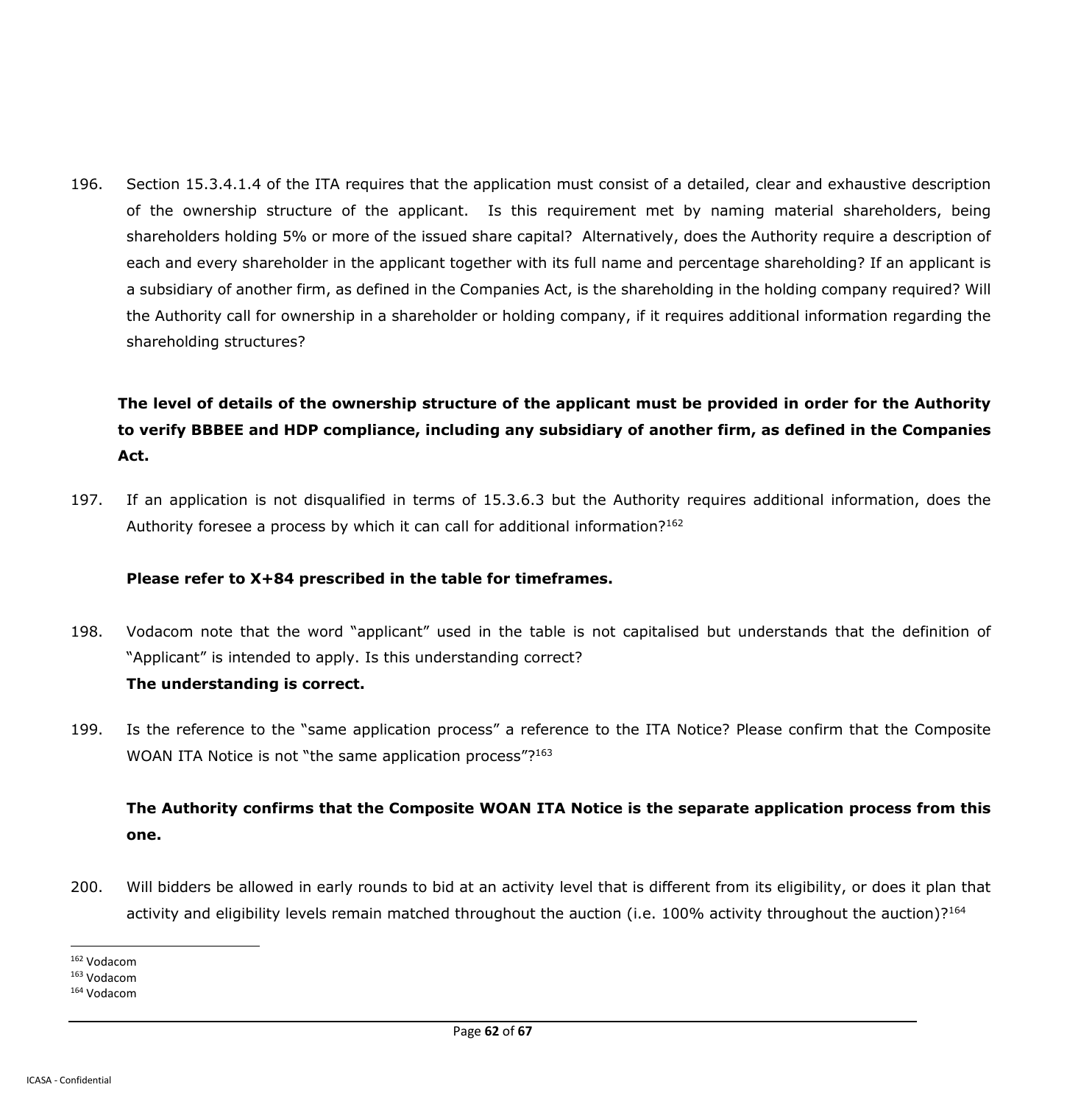196. Section 15.3.4.1.4 of the ITA requires that the application must consist of a detailed, clear and exhaustive description of the ownership structure of the applicant. Is this requirement met by naming material shareholders, being shareholders holding 5% or more of the issued share capital? Alternatively, does the Authority require a description of each and every shareholder in the applicant together with its full name and percentage shareholding? If an applicant is a subsidiary of another firm, as defined in the Companies Act, is the shareholding in the holding company required? Will the Authority call for ownership in a shareholder or holding company, if it requires additional information regarding the shareholding structures?

**The level of details of the ownership structure of the applicant must be provided in order for the Authority to verify BBBEE and HDP compliance, including any subsidiary of another firm, as defined in the Companies Act.**

197. If an application is not disqualified in terms of 15.3.6.3 but the Authority requires additional information, does the Authority foresee a process by which it can call for additional information?[162]

**Please refer to X+84 prescribed in the table for timeframes.**

198. Vodacom note that the word "applicant" used in the table is not capitalised but understands that the definition of "Applicant" is intended to apply. Is this understanding correct?
**The understanding is correct.**

199. Is the reference to the "same application process" a reference to the ITA Notice? Please confirm that the Composite WOAN ITA Notice is not "the same application process"?[163]

**The Authority confirms that the Composite WOAN ITA Notice is the separate application process from this one.**

200. Will bidders be allowed in early rounds to bid at an activity level that is different from its eligibility, or does it plan that activity and eligibility levels remain matched throughout the auction (i.e. 100% activity throughout the auction)?[164]

---

[162] Vodacom
[163] Vodacom
[164] Vodacom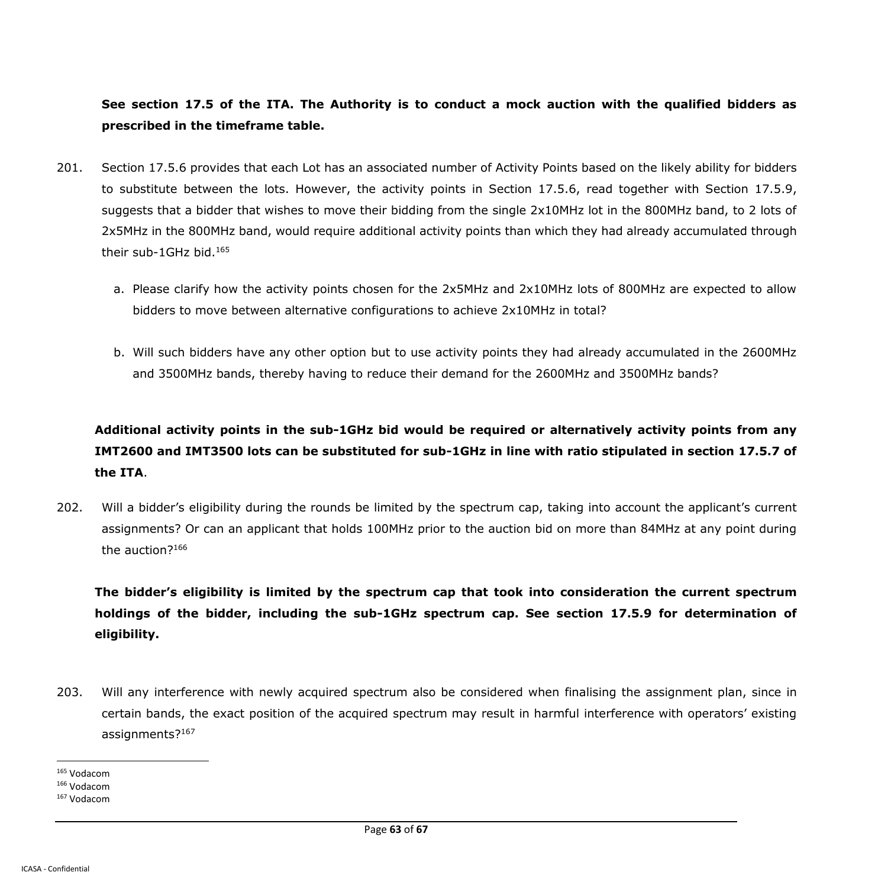**See section 17.5 of the ITA. The Authority is to conduct a mock auction with the qualified bidders as prescribed in the timeframe table.**

201. Section 17.5.6 provides that each Lot has an associated number of Activity Points based on the likely ability for bidders to substitute between the lots. However, the activity points in Section 17.5.6, read together with Section 17.5.9, suggests that a bidder that wishes to move their bidding from the single 2x10MHz lot in the 800MHz band, to 2 lots of 2x5MHz in the 800MHz band, would require additional activity points than which they had already accumulated through their sub-1GHz bid.[165]

   a. Please clarify how the activity points chosen for the 2x5MHz and 2x10MHz lots of 800MHz are expected to allow bidders to move between alternative configurations to achieve 2x10MHz in total?

   b. Will such bidders have any other option but to use activity points they had already accumulated in the 2600MHz and 3500MHz bands, thereby having to reduce their demand for the 2600MHz and 3500MHz bands?

**Additional activity points in the sub-1GHz bid would be required or alternatively activity points from any IMT2600 and IMT3500 lots can be substituted for sub-1GHz in line with ratio stipulated in section 17.5.7 of the ITA**.

202. Will a bidder's eligibility during the rounds be limited by the spectrum cap, taking into account the applicant's current assignments? Or can an applicant that holds 100MHz prior to the auction bid on more than 84MHz at any point during the auction?[166]

**The bidder's eligibility is limited by the spectrum cap that took into consideration the current spectrum holdings of the bidder, including the sub-1GHz spectrum cap. See section 17.5.9 for determination of eligibility.**

203. Will any interference with newly acquired spectrum also be considered when finalising the assignment plan, since in certain bands, the exact position of the acquired spectrum may result in harmful interference with operators' existing assignments?[167]

---

[165] Vodacom
[166] Vodacom
[167] Vodacom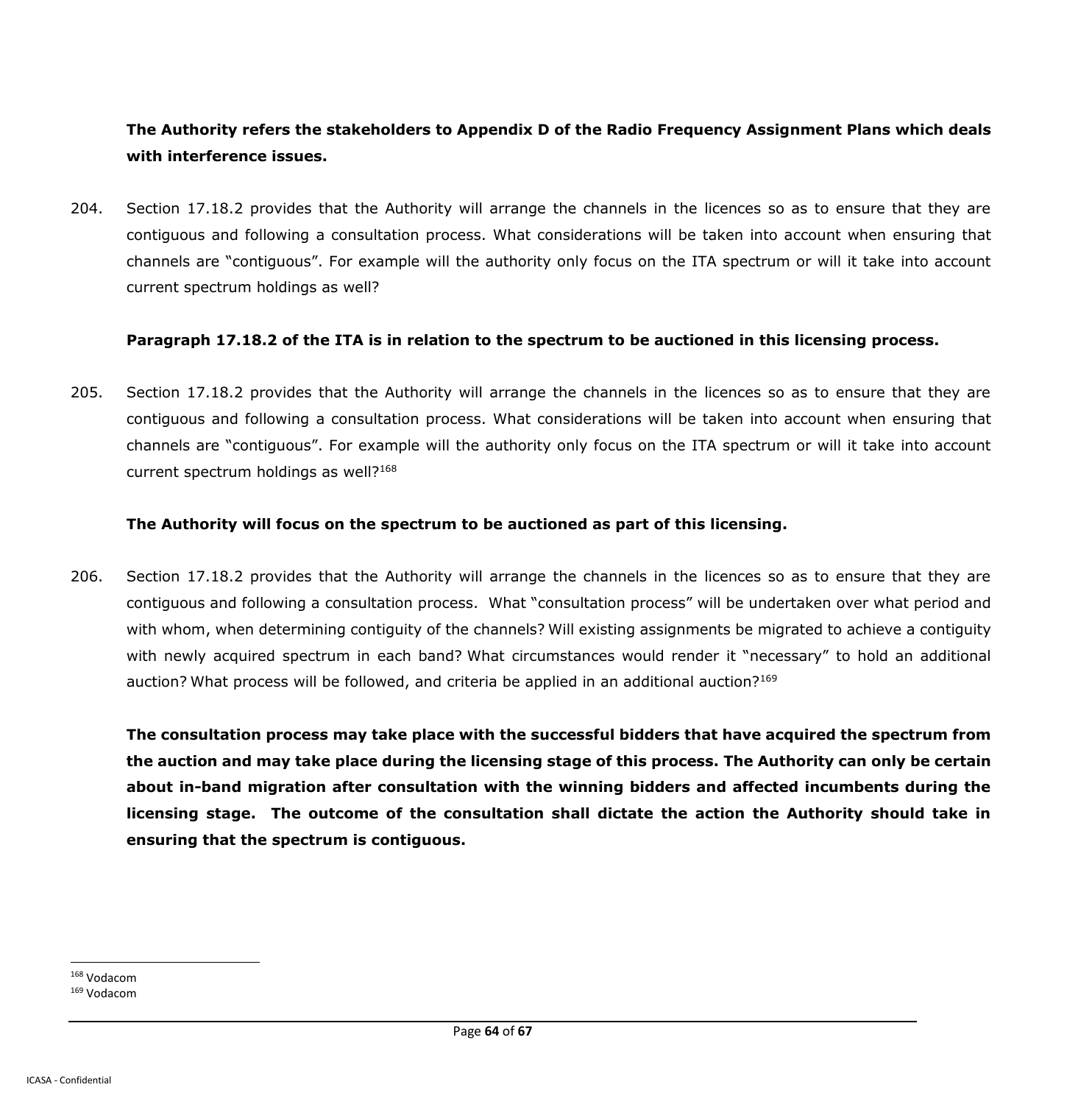**The Authority refers the stakeholders to Appendix D of the Radio Frequency Assignment Plans which deals with interference issues.**

204. Section 17.18.2 provides that the Authority will arrange the channels in the licences so as to ensure that they are contiguous and following a consultation process. What considerations will be taken into account when ensuring that channels are "contiguous". For example will the authority only focus on the ITA spectrum or will it take into account current spectrum holdings as well?

**Paragraph 17.18.2 of the ITA is in relation to the spectrum to be auctioned in this licensing process.**

205. Section 17.18.2 provides that the Authority will arrange the channels in the licences so as to ensure that they are contiguous and following a consultation process. What considerations will be taken into account when ensuring that channels are "contiguous". For example will the authority only focus on the ITA spectrum or will it take into account current spectrum holdings as well?[168]

**The Authority will focus on the spectrum to be auctioned as part of this licensing.**

206. Section 17.18.2 provides that the Authority will arrange the channels in the licences so as to ensure that they are contiguous and following a consultation process. What "consultation process" will be undertaken over what period and with whom, when determining contiguity of the channels? Will existing assignments be migrated to achieve a contiguity with newly acquired spectrum in each band? What circumstances would render it "necessary" to hold an additional auction? What process will be followed, and criteria be applied in an additional auction?[169]

**The consultation process may take place with the successful bidders that have acquired the spectrum from the auction and may take place during the licensing stage of this process. The Authority can only be certain about in-band migration after consultation with the winning bidders and affected incumbents during the licensing stage. The outcome of the consultation shall dictate the action the Authority should take in ensuring that the spectrum is contiguous.**

[168] Vodacom

[169] Vodacom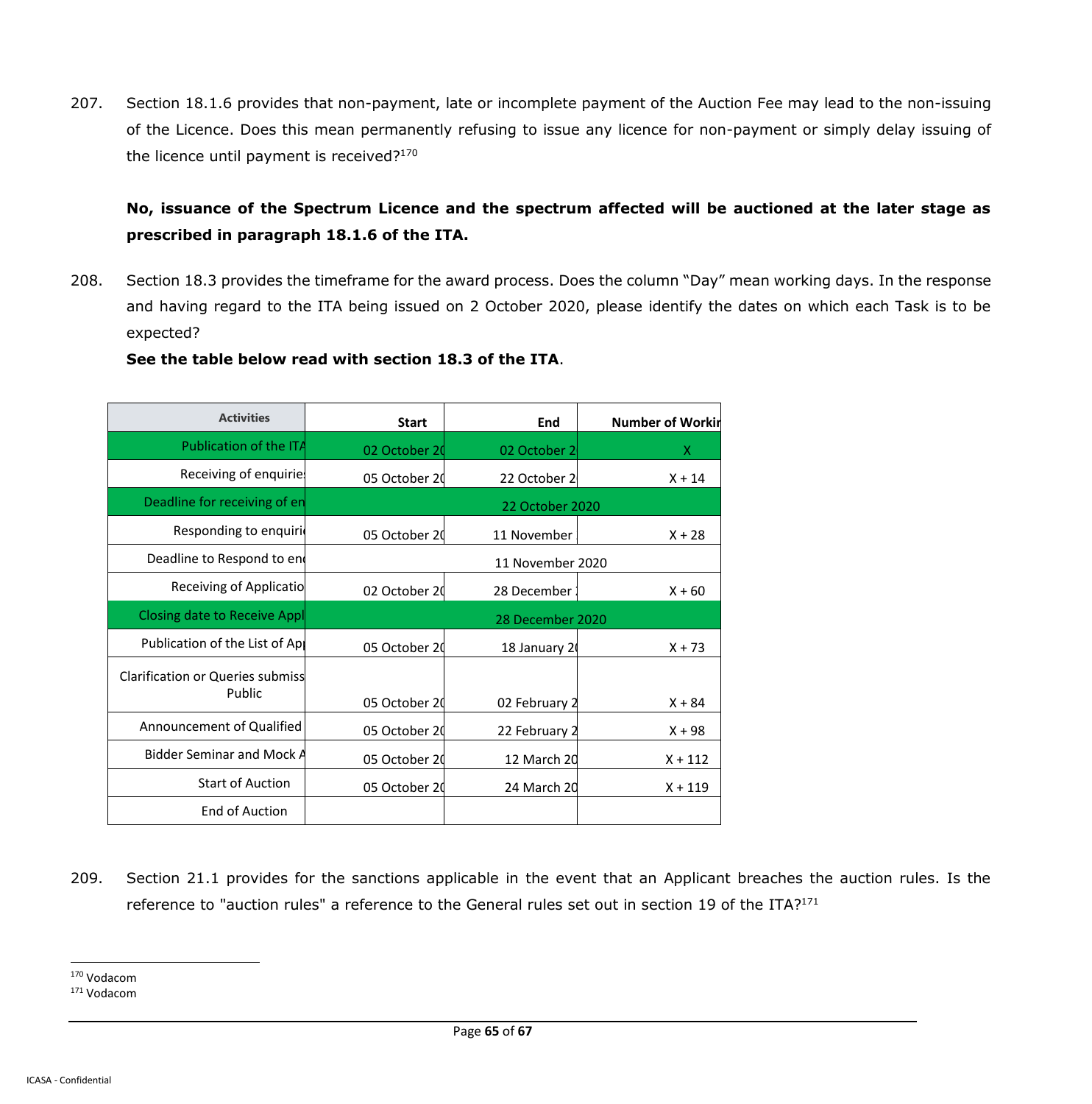207. Section 18.1.6 provides that non-payment, late or incomplete payment of the Auction Fee may lead to the non-issuing of the Licence. Does this mean permanently refusing to issue any licence for non-payment or simply delay issuing of the licence until payment is received?[170]

**No, issuance of the Spectrum Licence and the spectrum affected will be auctioned at the later stage as prescribed in paragraph 18.1.6 of the ITA.**

208. Section 18.3 provides the timeframe for the award process. Does the column "Day" mean working days. In the response and having regard to the ITA being issued on 2 October 2020, please identify the dates on which each Task is to be expected?

**See the table below read with section 18.3 of the ITA**.

| Activities | Start | End | Number of Workir |
|---|---|---|---|
| Publication of the ITA | 02 October 20 | 02 October 2 | X |
| Receiving of enquiries | 05 October 20 | 22 October 2 | X + 14 |
| Deadline for receiving of en | 22 October 2020 | | |
| Responding to enquiri | 05 October 20 | 11 November | X + 28 |
| Deadline to Respond to en | 11 November 2020 | | |
| Receiving of Applicatio | 02 October 20 | 28 December | X + 60 |
| Closing date to Receive Appl | 28 December 2020 | | |
| Publication of the List of Ap | 05 October 20 | 18 January 20 | X + 73 |
| Clarification or Queries submiss Public | 05 October 20 | 02 February 2 | X + 84 |
| Announcement of Qualified | 05 October 20 | 22 February 2 | X + 98 |
| Bidder Seminar and Mock A | 05 October 20 | 12 March 20 | X + 112 |
| Start of Auction | 05 October 20 | 24 March 20 | X + 119 |
| End of Auction | | | |

209. Section 21.1 provides for the sanctions applicable in the event that an Applicant breaches the auction rules. Is the reference to "auction rules" a reference to the General rules set out in section 19 of the ITA?[171]

---

[170] Vodacom

[171] Vodacom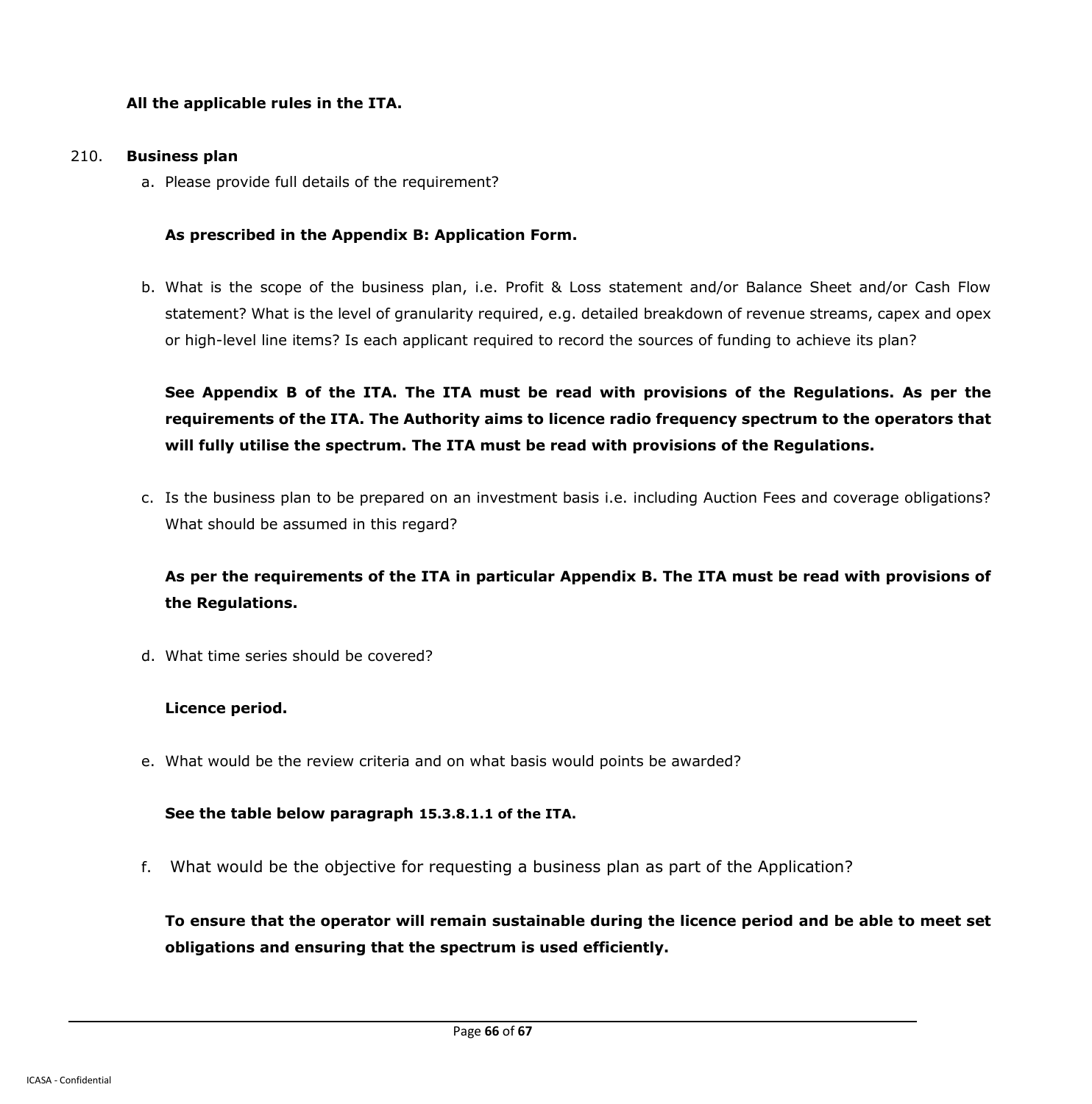**All the applicable rules in the ITA.**

210. **Business plan**

a. Please provide full details of the requirement?

**As prescribed in the Appendix B: Application Form.**

b. What is the scope of the business plan, i.e. Profit & Loss statement and/or Balance Sheet and/or Cash Flow statement? What is the level of granularity required, e.g. detailed breakdown of revenue streams, capex and opex or high-level line items? Is each applicant required to record the sources of funding to achieve its plan?

**See Appendix B of the ITA. The ITA must be read with provisions of the Regulations. As per the requirements of the ITA. The Authority aims to licence radio frequency spectrum to the operators that will fully utilise the spectrum. The ITA must be read with provisions of the Regulations.**

c. Is the business plan to be prepared on an investment basis i.e. including Auction Fees and coverage obligations? What should be assumed in this regard?

**As per the requirements of the ITA in particular Appendix B. The ITA must be read with provisions of the Regulations.**

d. What time series should be covered?

**Licence period.**

e. What would be the review criteria and on what basis would points be awarded?

**See the table below paragraph 15.3.8.1.1 of the ITA.**

f. What would be the objective for requesting a business plan as part of the Application?

**To ensure that the operator will remain sustainable during the licence period and be able to meet set obligations and ensuring that the spectrum is used efficiently.**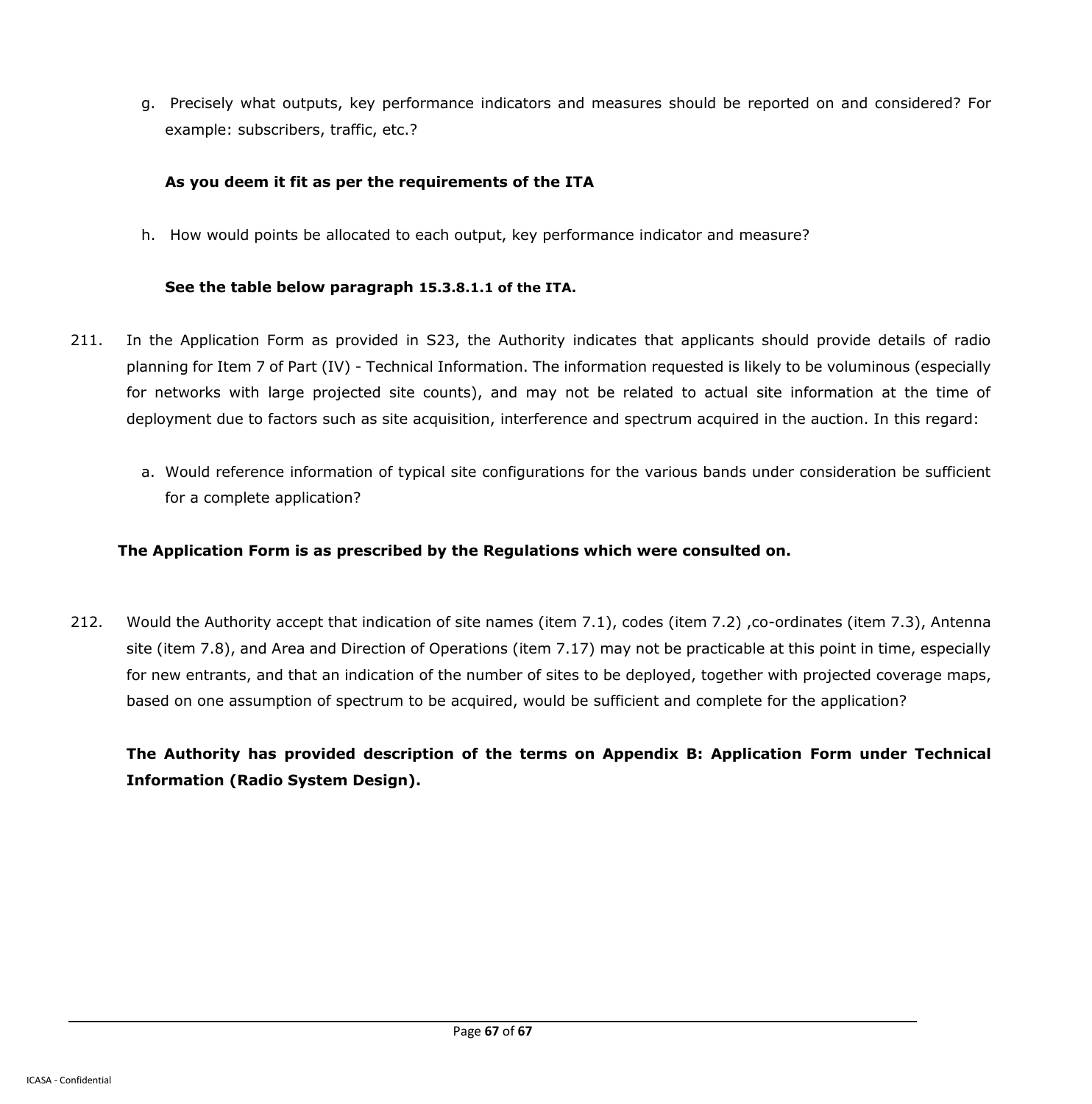g. Precisely what outputs, key performance indicators and measures should be reported on and considered? For example: subscribers, traffic, etc.?

**As you deem it fit as per the requirements of the ITA**

h. How would points be allocated to each output, key performance indicator and measure?

**See the table below paragraph 15.3.8.1.1 of the ITA.**

211. In the Application Form as provided in S23, the Authority indicates that applicants should provide details of radio planning for Item 7 of Part (IV) - Technical Information. The information requested is likely to be voluminous (especially for networks with large projected site counts), and may not be related to actual site information at the time of deployment due to factors such as site acquisition, interference and spectrum acquired in the auction. In this regard:

   a. Would reference information of typical site configurations for the various bands under consideration be sufficient for a complete application?

**The Application Form is as prescribed by the Regulations which were consulted on.**

212. Would the Authority accept that indication of site names (item 7.1), codes (item 7.2) ,co-ordinates (item 7.3), Antenna site (item 7.8), and Area and Direction of Operations (item 7.17) may not be practicable at this point in time, especially for new entrants, and that an indication of the number of sites to be deployed, together with projected coverage maps, based on one assumption of spectrum to be acquired, would be sufficient and complete for the application?

**The Authority has provided description of the terms on Appendix B: Application Form under Technical Information (Radio System Design).**